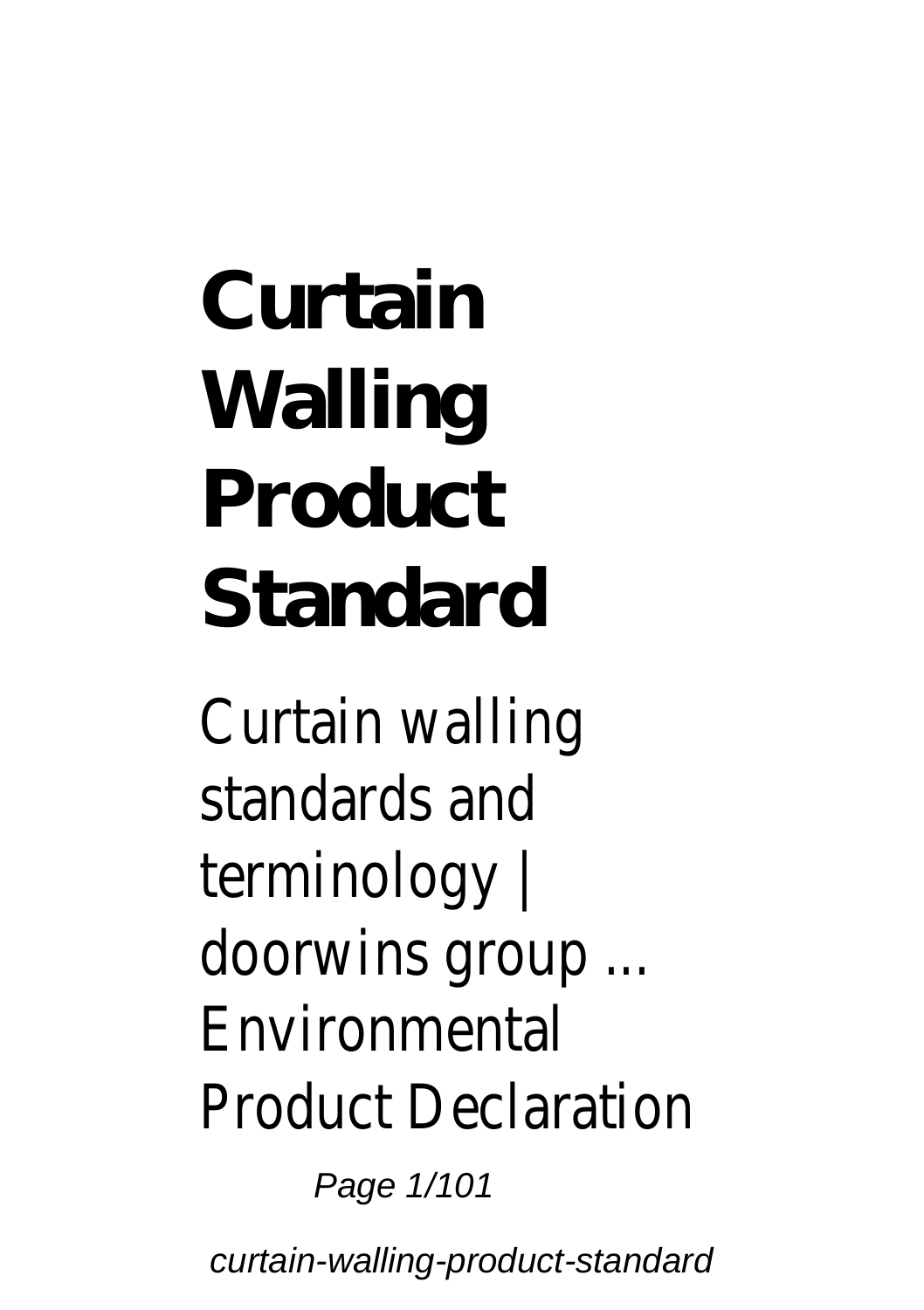# Curtain Walling Product Standard

Curtain walling standards and terminology | doorwins group ... Environmental Product Declaration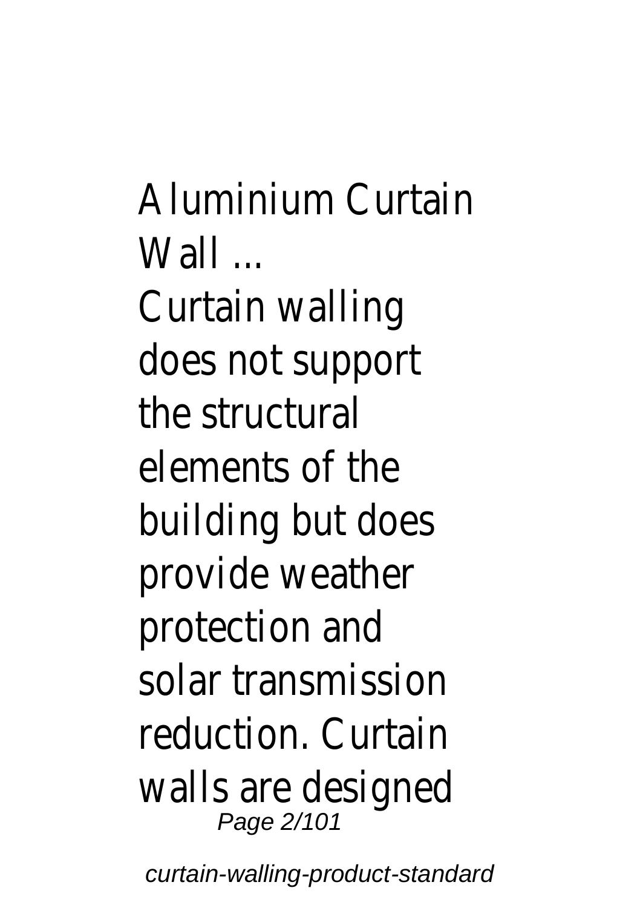Aluminium Curtain Wall ...

Curtain walling does not support the structural elements of the building but does provide weather protection and solar transmission reduction. Curtain walls are designed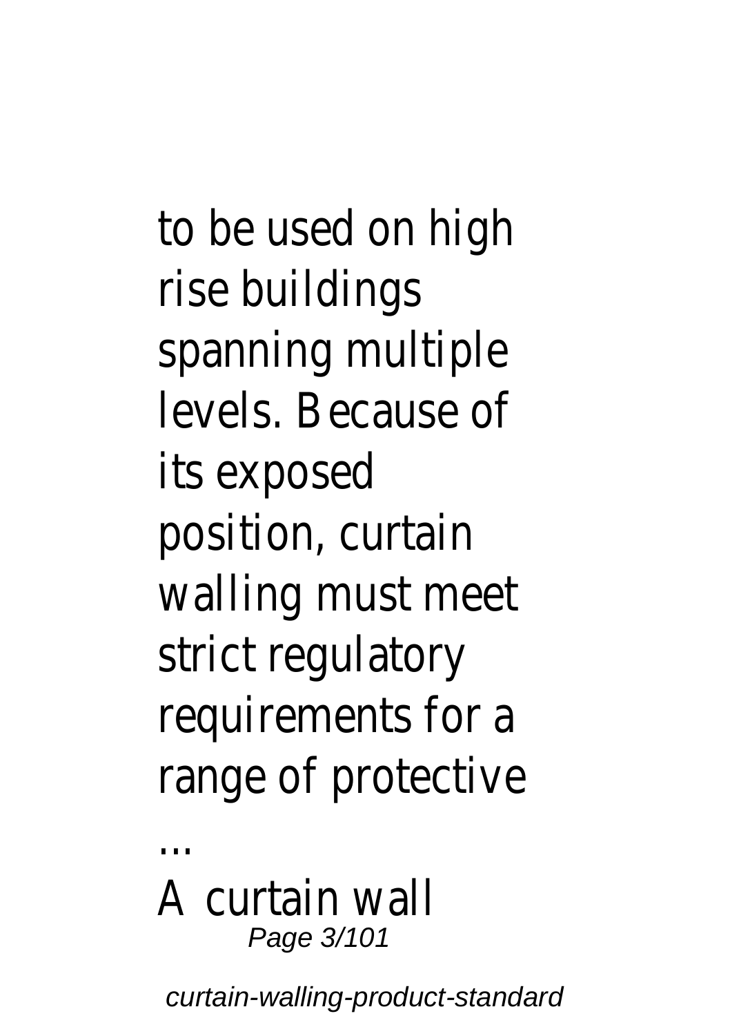to be used on high rise buildings spanning multiple levels. Because of its exposed position, curtain walling must meet strict regulatory requirements for a range of protective ...

A curtain wall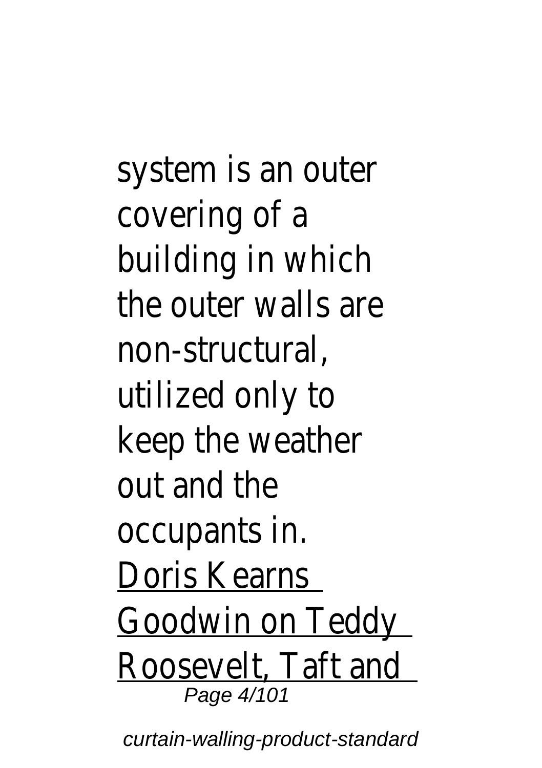system is an outer covering of a building in which the outer walls are non-structural, utilized only to keep the weather out and the occupants in.

Doris Kearns Goodwin on Teddy Roosevelt, Taft and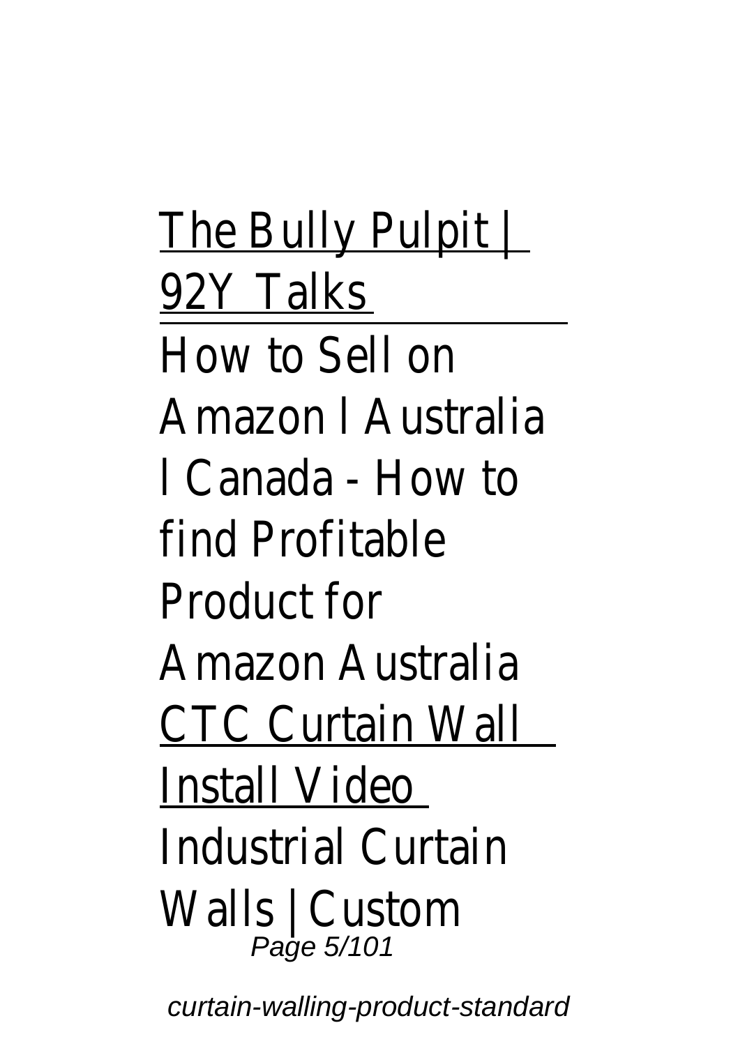The Bully Pulpit | 92Y Talks

How to Sell on Amazon l Australia l Canada - How to find Profitable Product for Amazon Australia

CTC Curtain Wall Install Video

Industrial Curtain Walls | Custom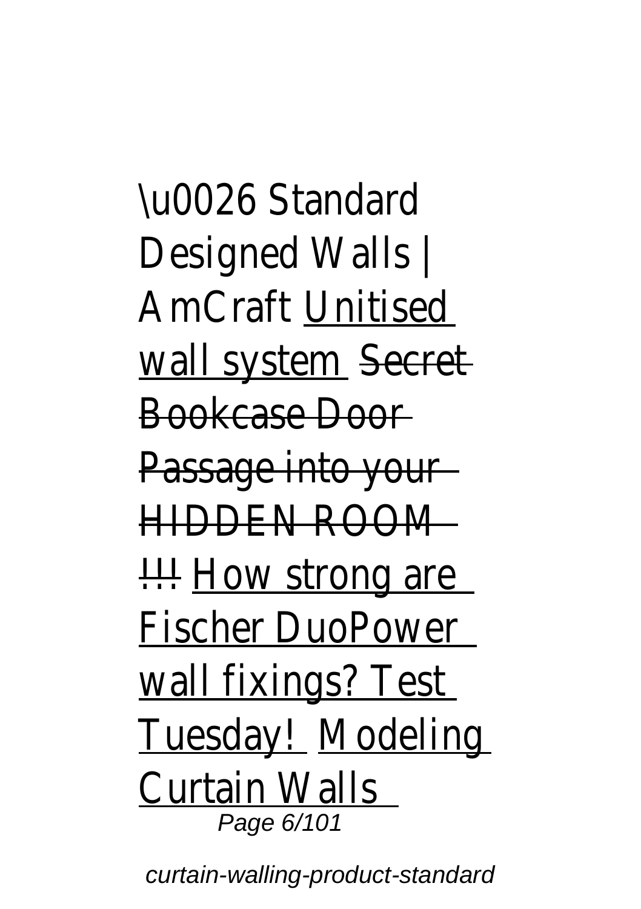\u0026 Standard Designed Walls | AmCraft Unitised wall system Secret Bookcase Door Passage into your HIDDEN ROOM !!! How strong are Fischer DuoPower wall fixings? Test Tuesday! Modeling Curtain Walls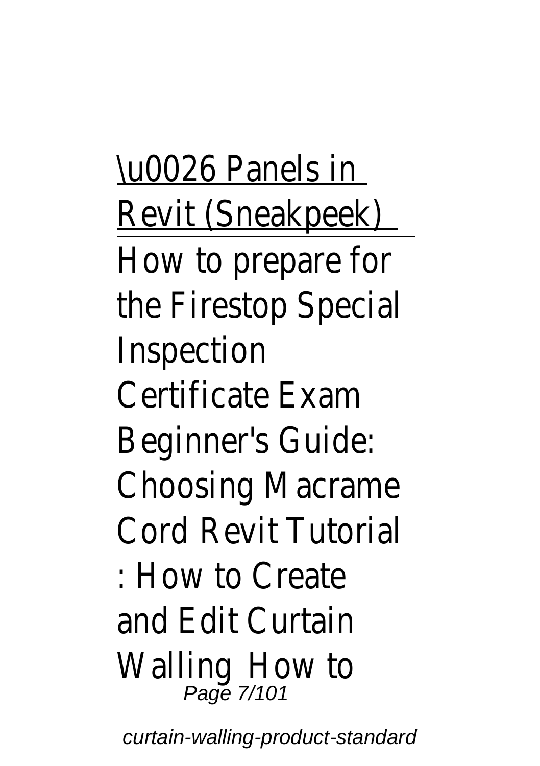\u0026 Panels in Revit (Sneakpeek) How to prepare for the Firestop Special Inspection Certificate Exam Beginner's Guide: Choosing Macrame Cord Revit Tutorial : How to Create and Edit Curtain Walling How to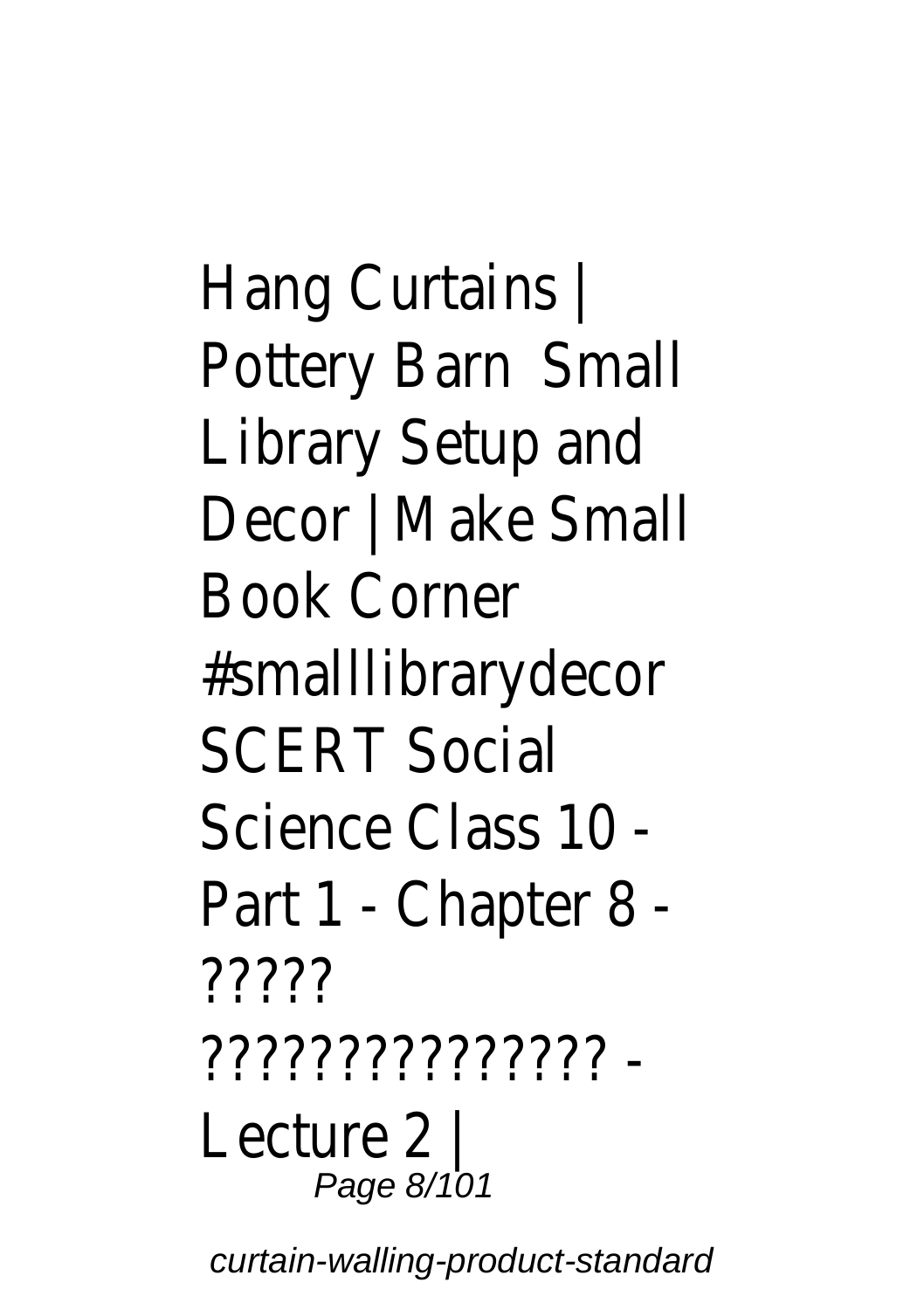Hang Curtains | Pottery Barn Small Library Setup and Decor | Make Small Book Corner #smalllibrarydecor SCERT Social Science Class 10 - Part 1 - Chapter 8 - ????? ?????????????? - Lecture 2 |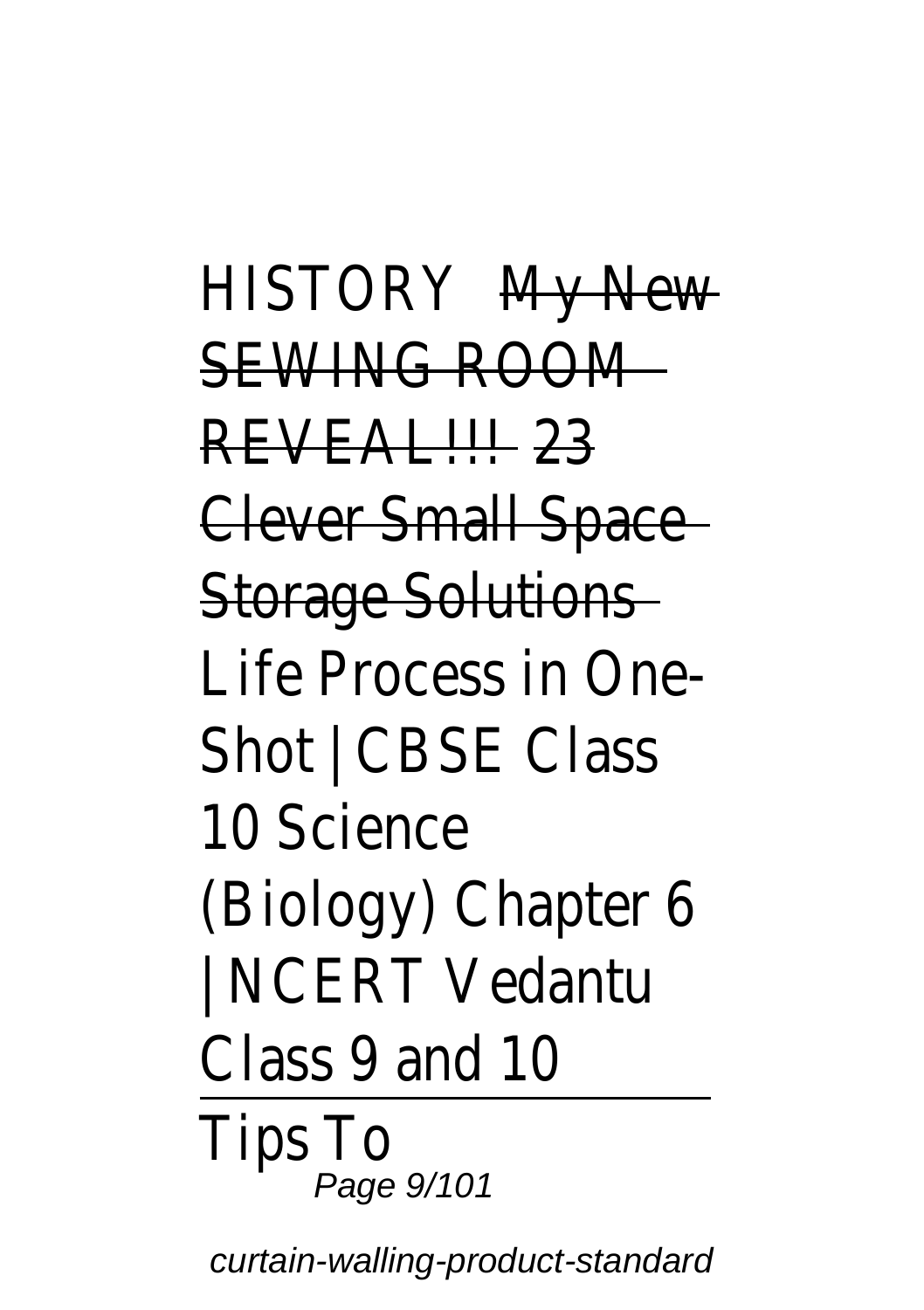HISTORY ~~My New SEWING ROOM REVEAL!!!~~ ~~23 Clever Small Space Storage Solutions~~ Life Process in One-Shot | CBSE Class 10 Science (Biology) Chapter 6 | NCERT Vedantu Class 9 and 10

---

Tips To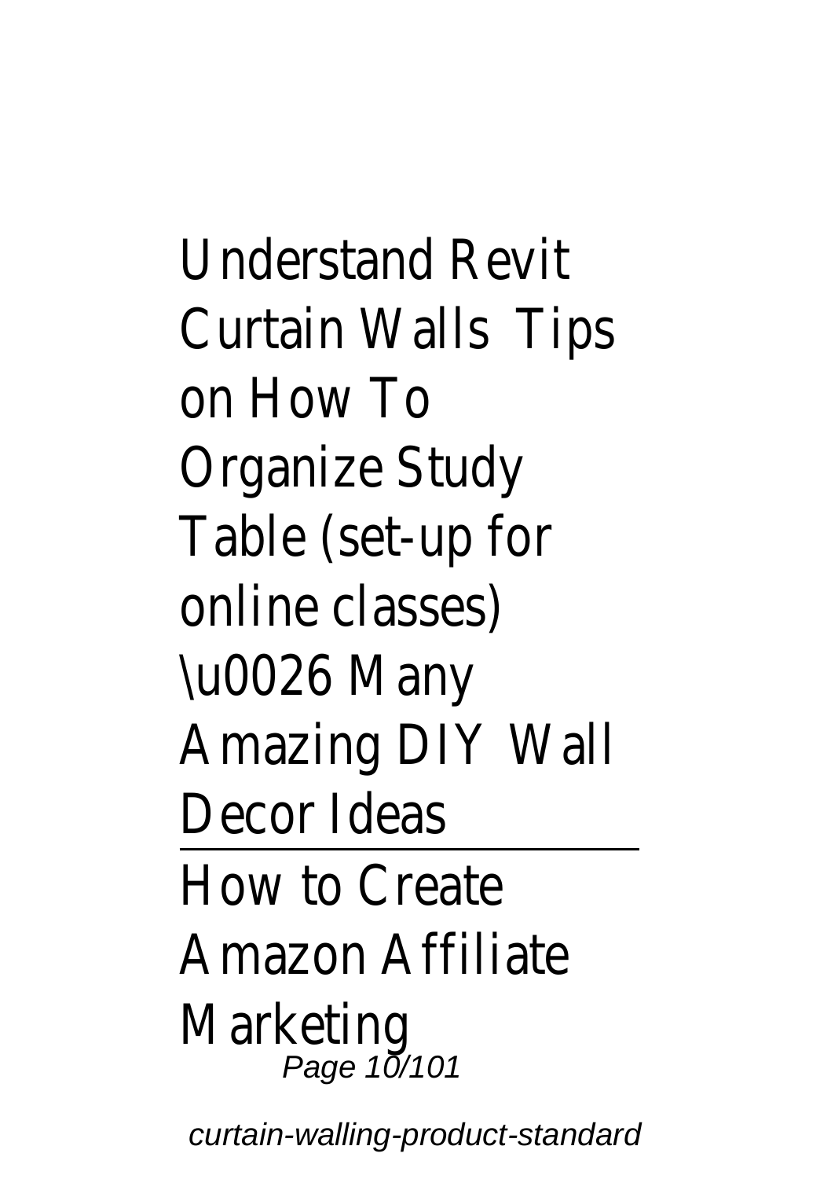Understand Revit Curtain Walls Tips on How To Organize Study Table (set-up for online classes) \u0026 Many Amazing DIY Wall Decor Ideas

How to Create Amazon Affiliate Marketing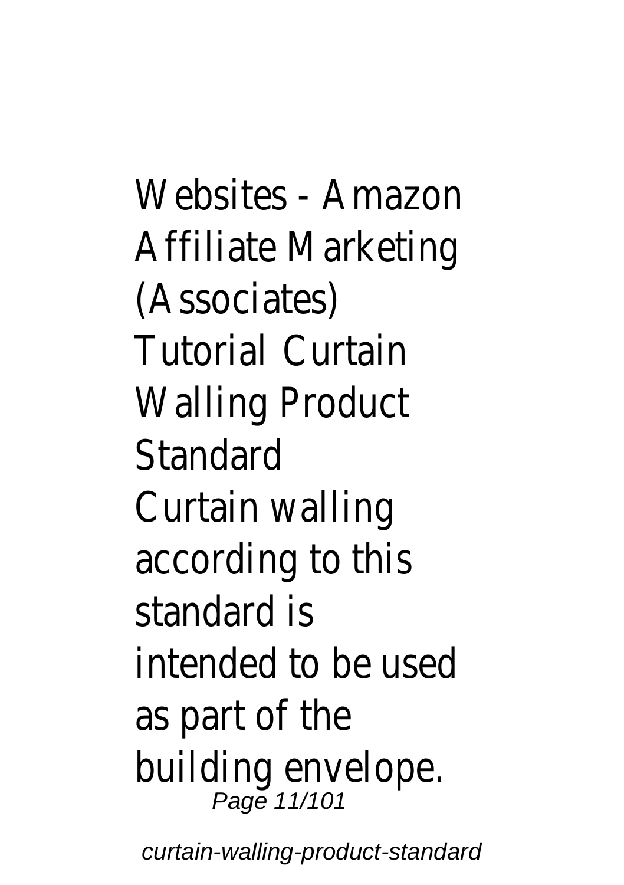Websites - Amazon Affiliate Marketing (Associates) Tutorial Curtain Walling Product Standard

Curtain walling according to this standard is intended to be used as part of the building envelope.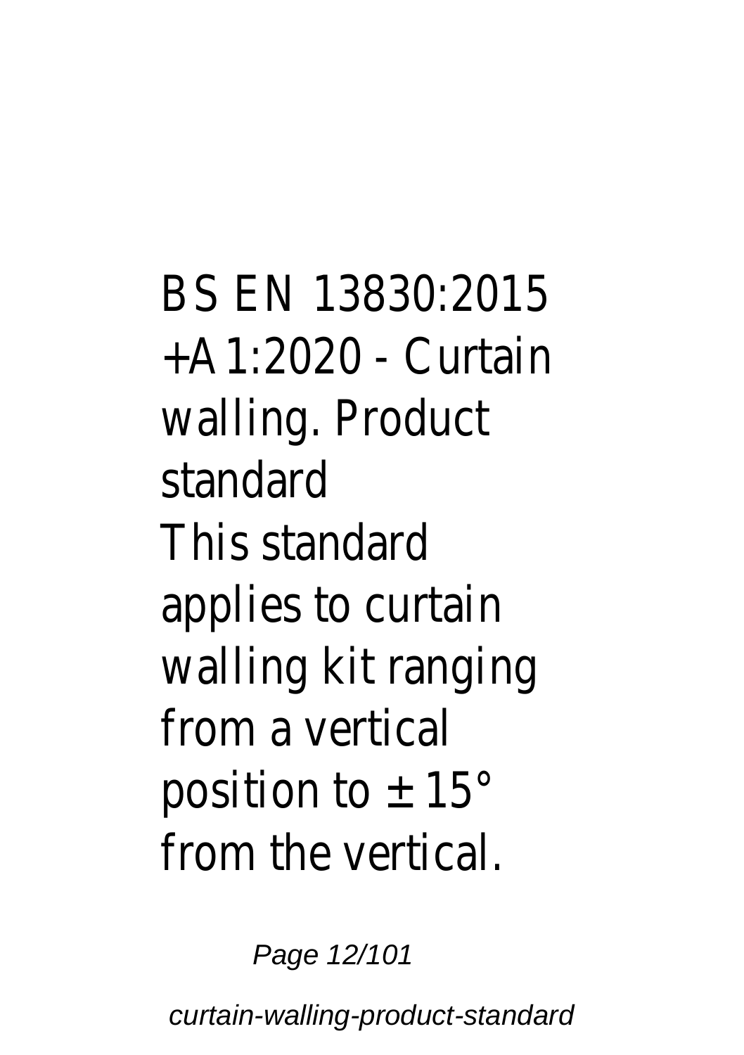BS EN 13830:2015 +A1:2020 - Curtain walling. Product standard

This standard applies to curtain walling kit ranging from a vertical position to ± 15° from the vertical.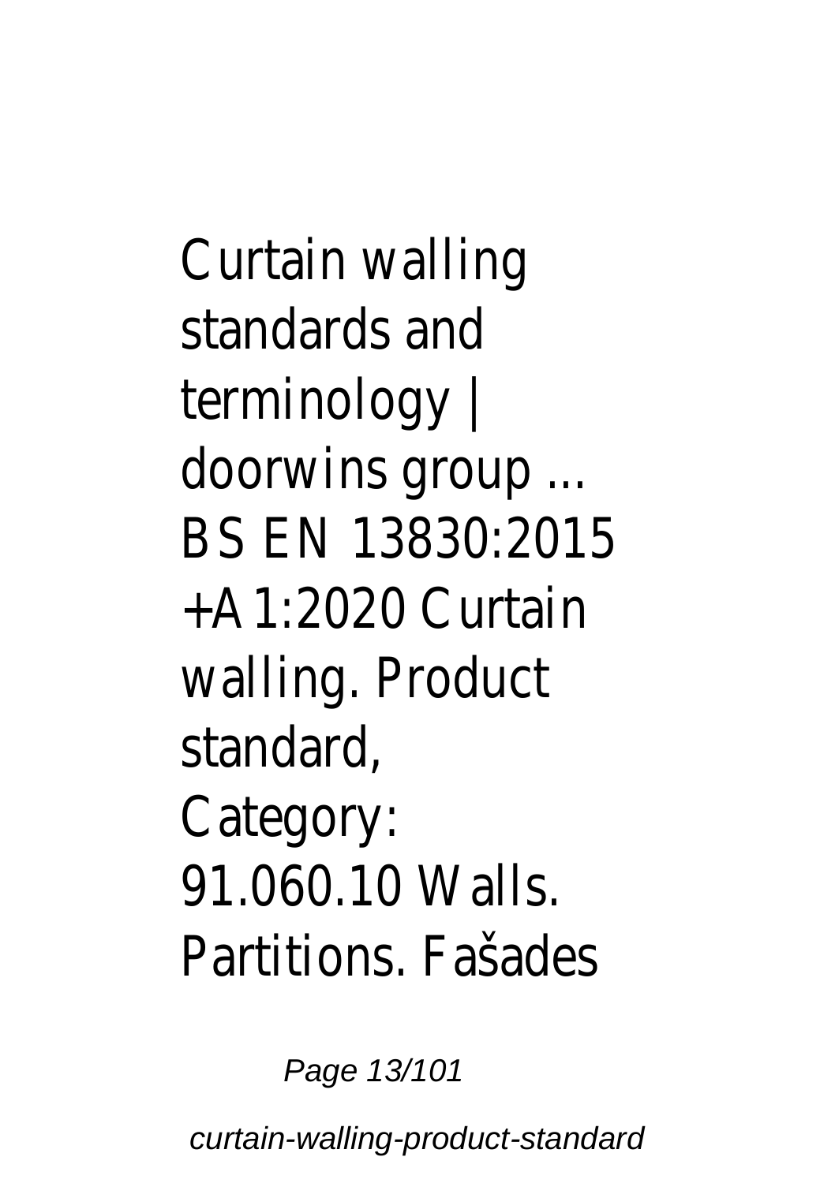Curtain walling standards and terminology | doorwins group ... BS EN 13830:2015 +A1:2020 Curtain walling. Product standard, Category: 91.060.10 Walls. Partitions. Fašades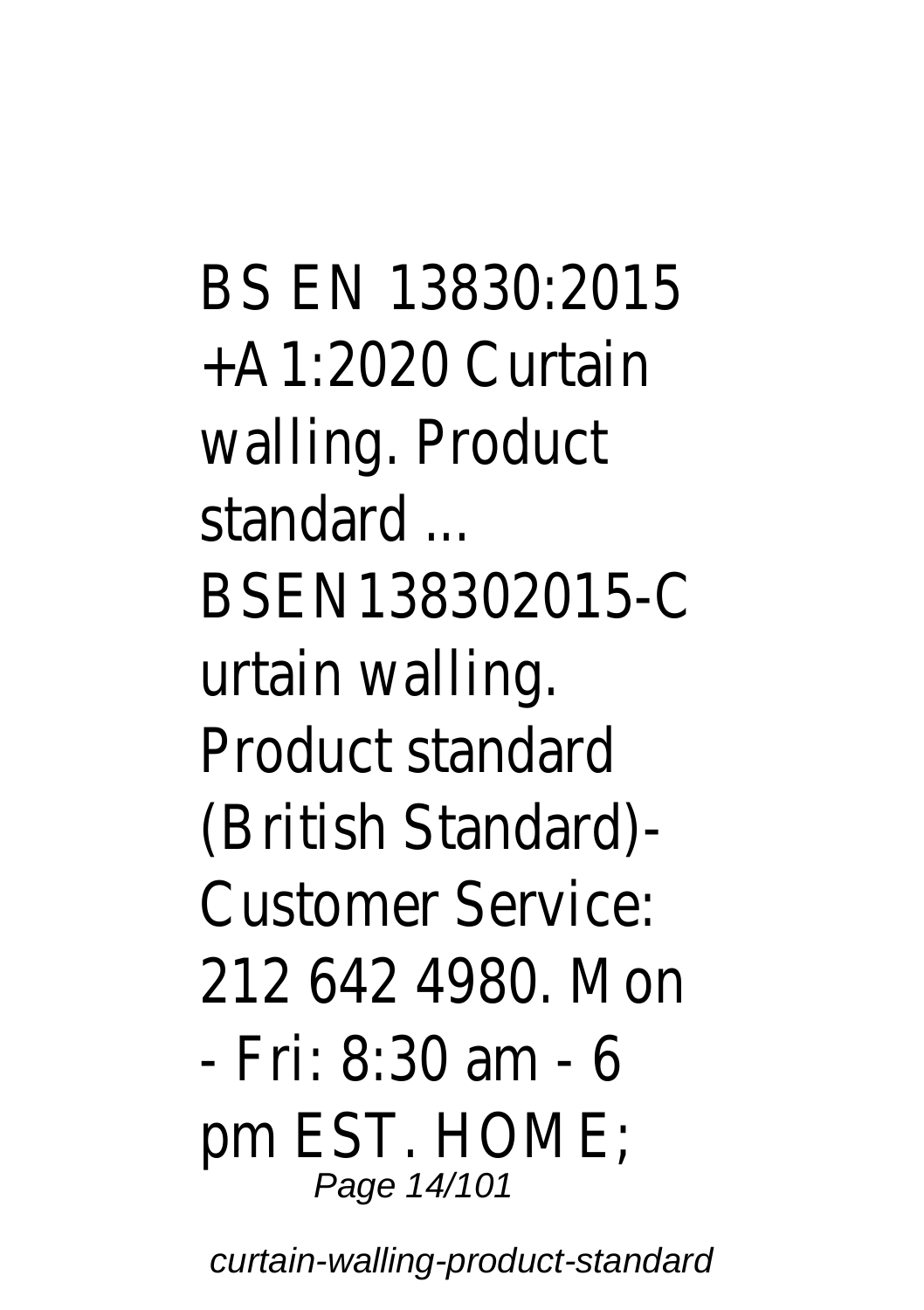BS EN 13830:2015 +A1:2020 Curtain walling. Product standard ...

BSEN138302015-Curtain walling. Product standard (British Standard)- Customer Service: 212 642 4980. Mon - Fri: 8:30 am - 6 pm EST. HOME;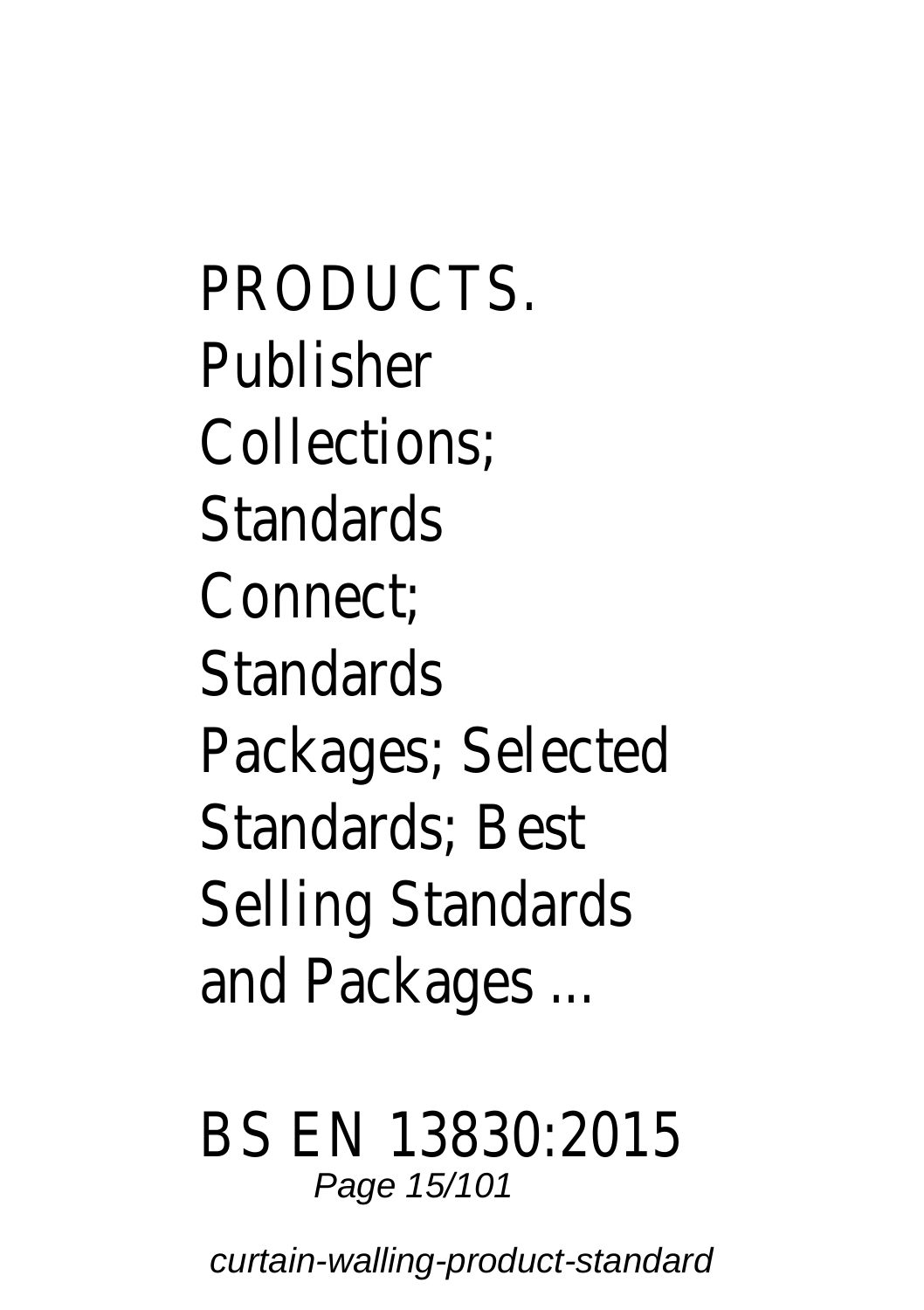PRODUCTS. Publisher Collections; Standards Connect; Standards Packages; Selected Standards; Best Selling Standards and Packages ...

BS EN 13830:2015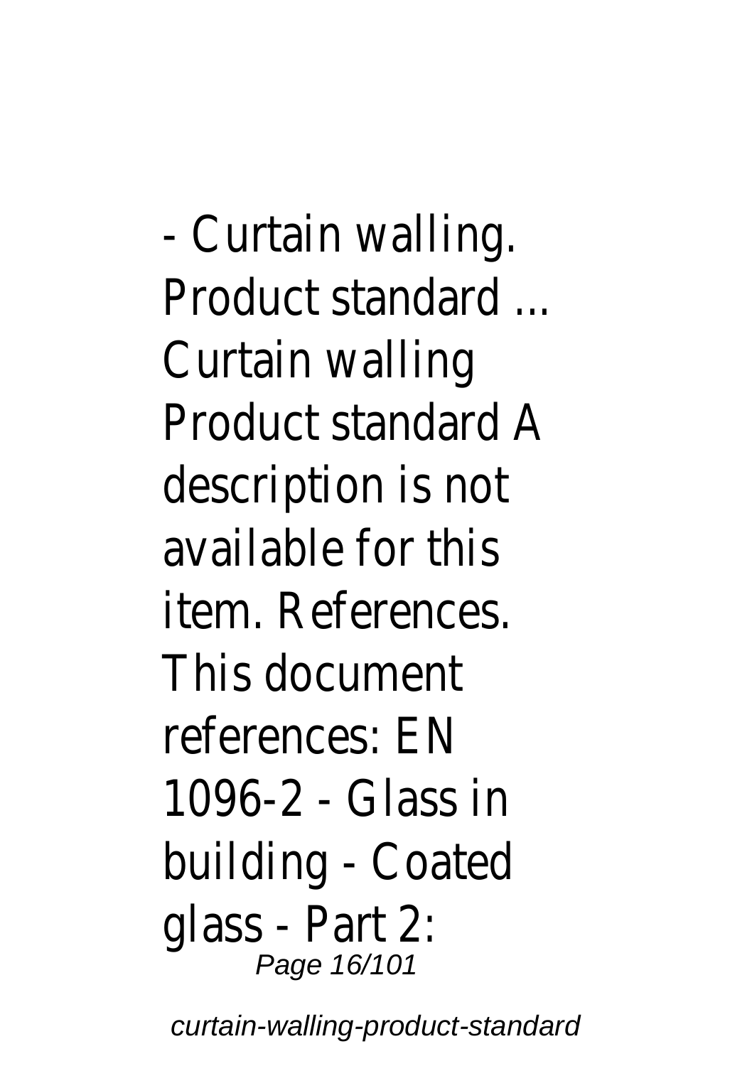- Curtain walling. Product standard ... Curtain walling Product standard A description is not available for this item. References. This document references: EN 1096-2 - Glass in building - Coated glass - Part 2: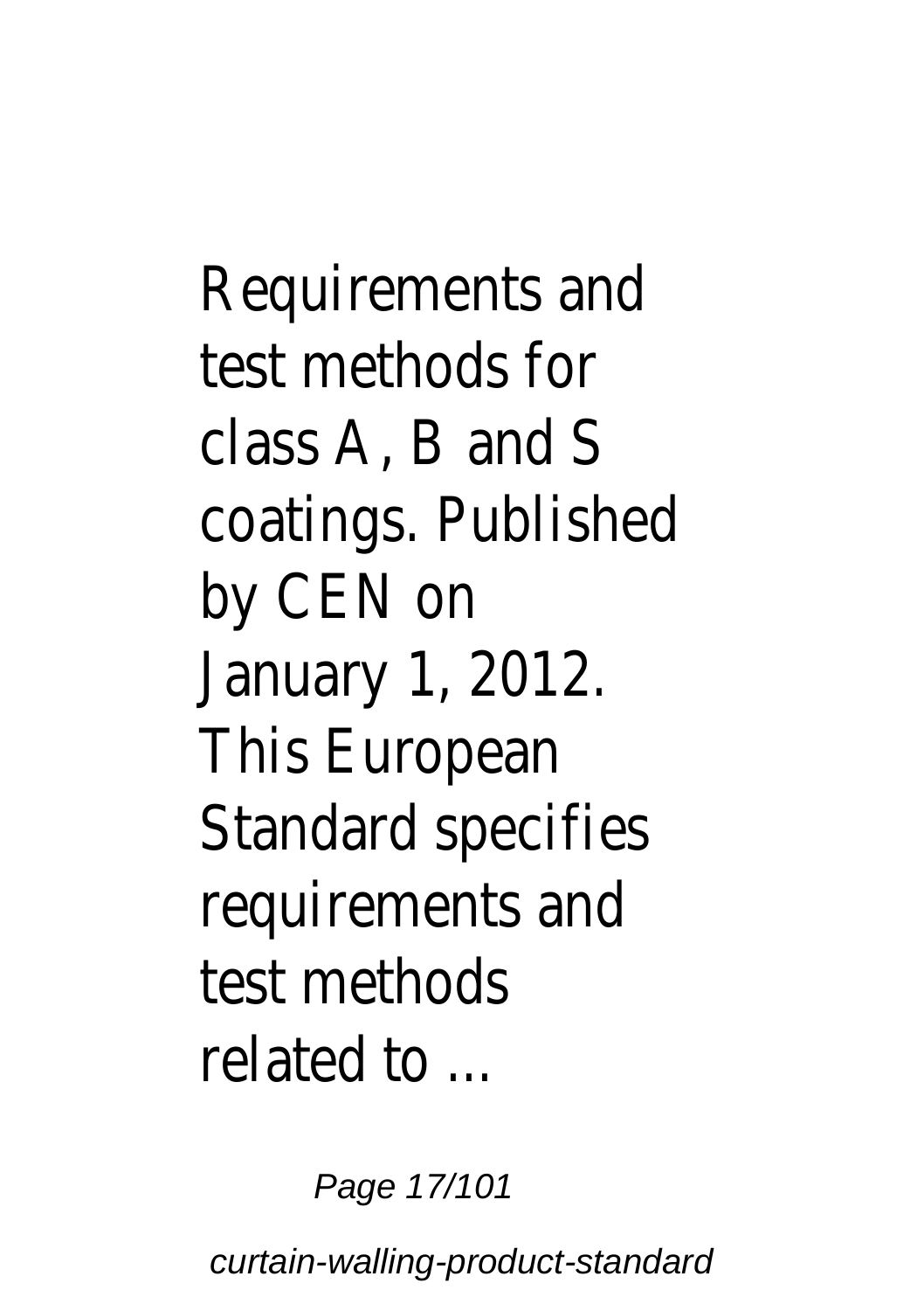Requirements and test methods for class A, B and S coatings. Published by CEN on January 1, 2012. This European Standard specifies requirements and test methods related to ...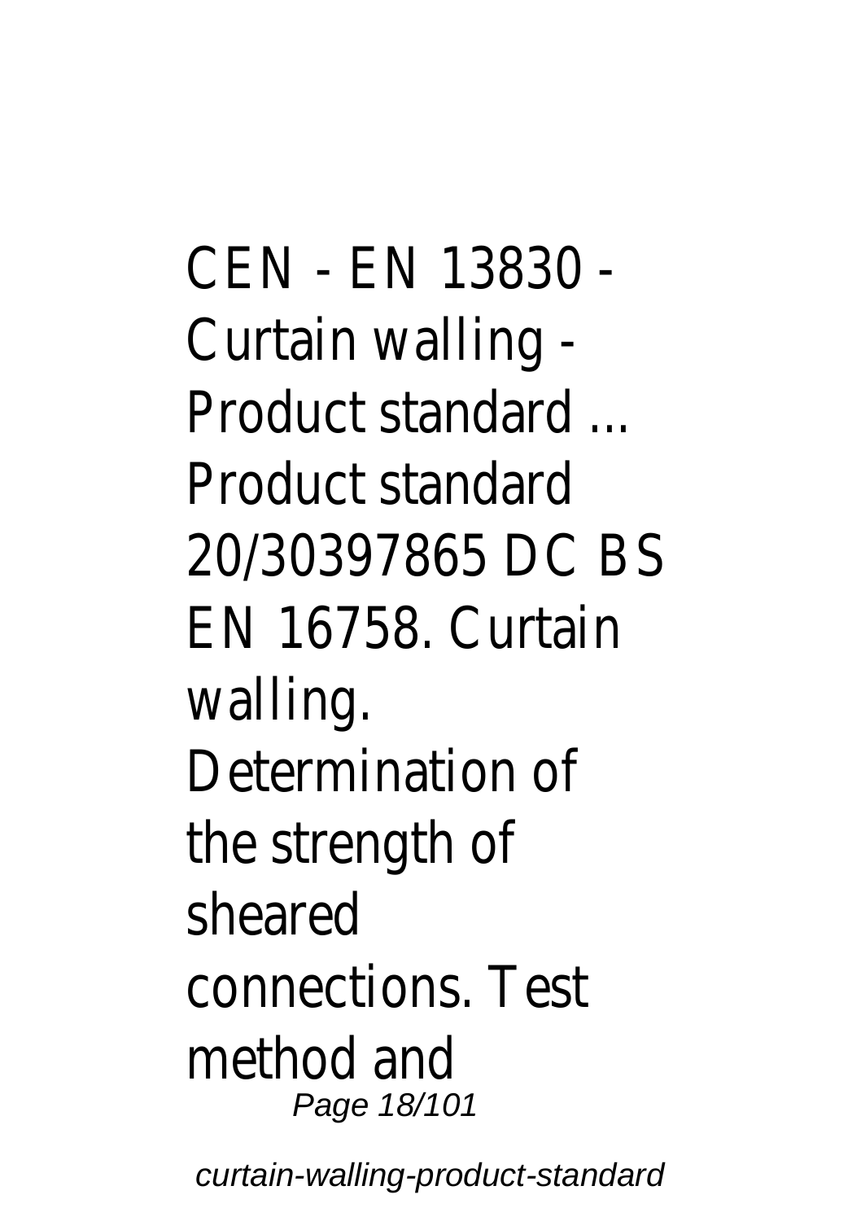CEN - EN 13830 - Curtain walling - Product standard ... Product standard 20/30397865 DC BS EN 16758. Curtain walling. Determination of the strength of sheared connections. Test method and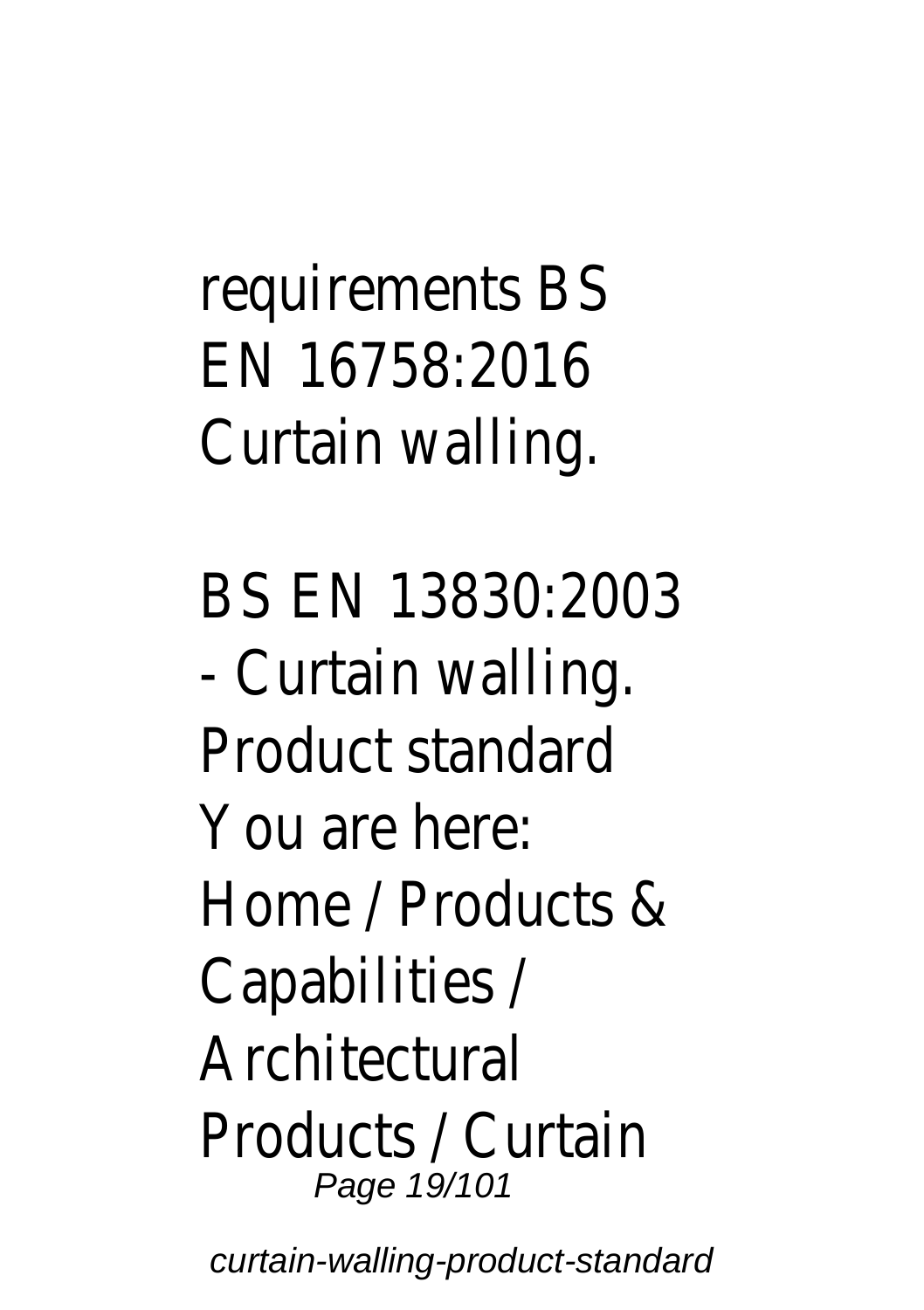requirements BS EN 16758:2016 Curtain walling.

BS EN 13830:2003 - Curtain walling. Product standard You are here: Home / Products & Capabilities / Architectural Products / Curtain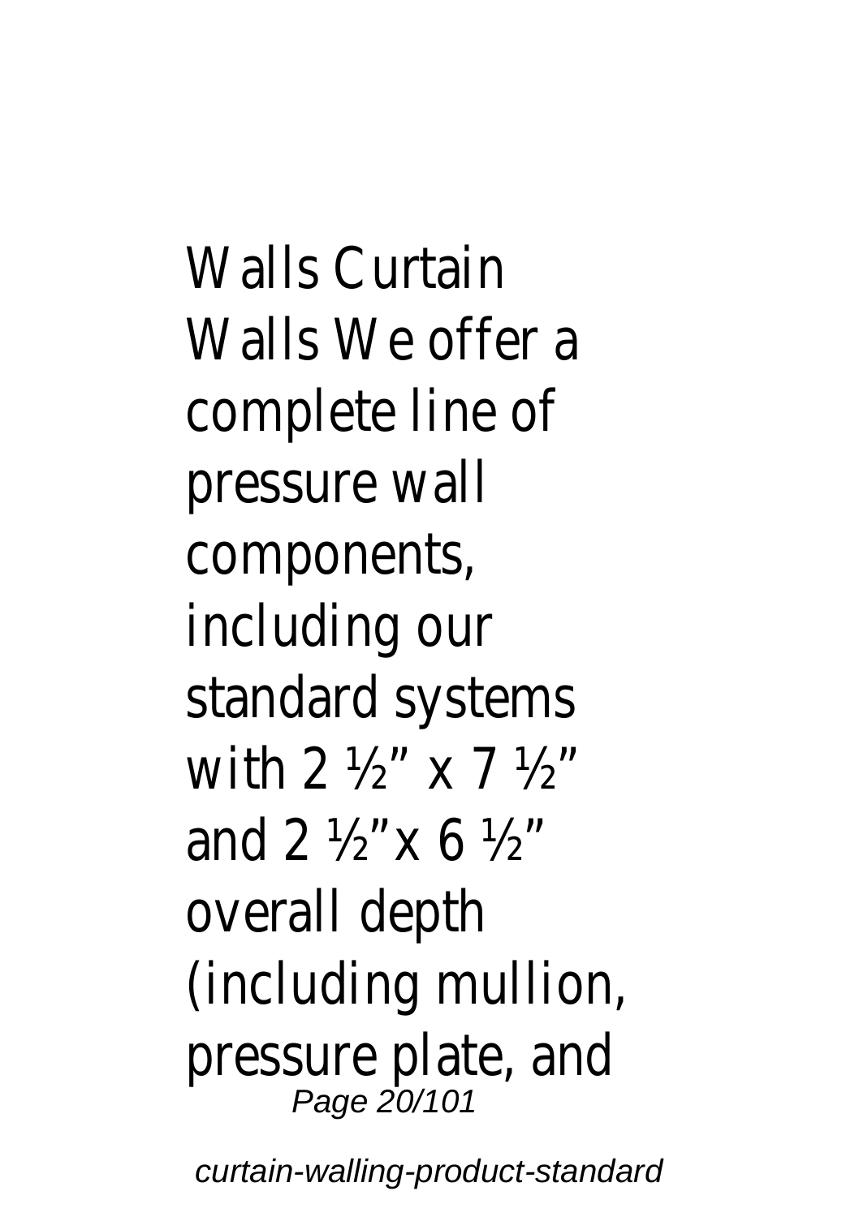Walls Curtain Walls We offer a complete line of pressure wall components, including our standard systems with 2 ½" x 7 ½" and 2 ½"x 6 ½" overall depth (including mullion, pressure plate, and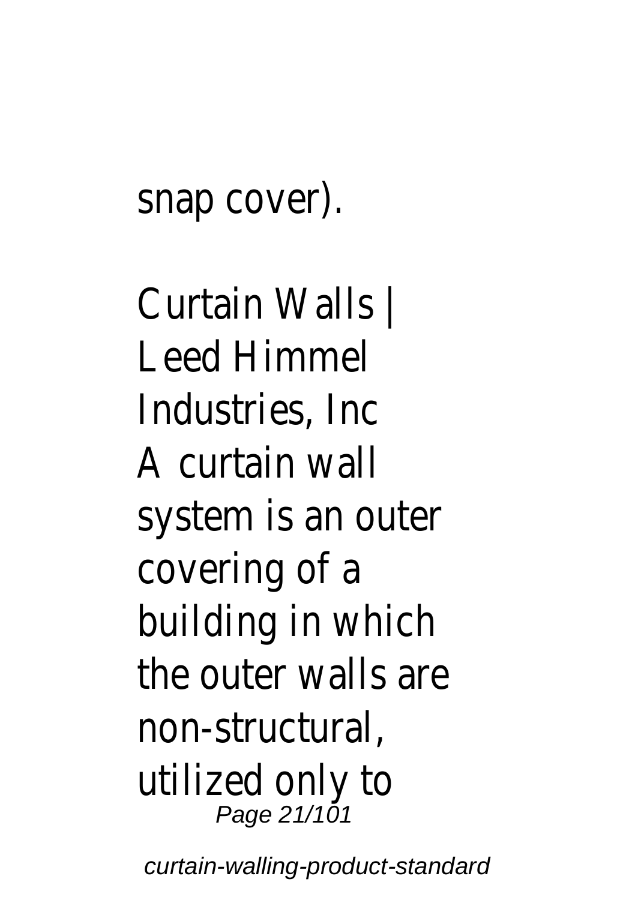snap cover).

Curtain Walls | Leed Himmel Industries, Inc
A curtain wall system is an outer covering of a building in which the outer walls are non-structural, utilized only to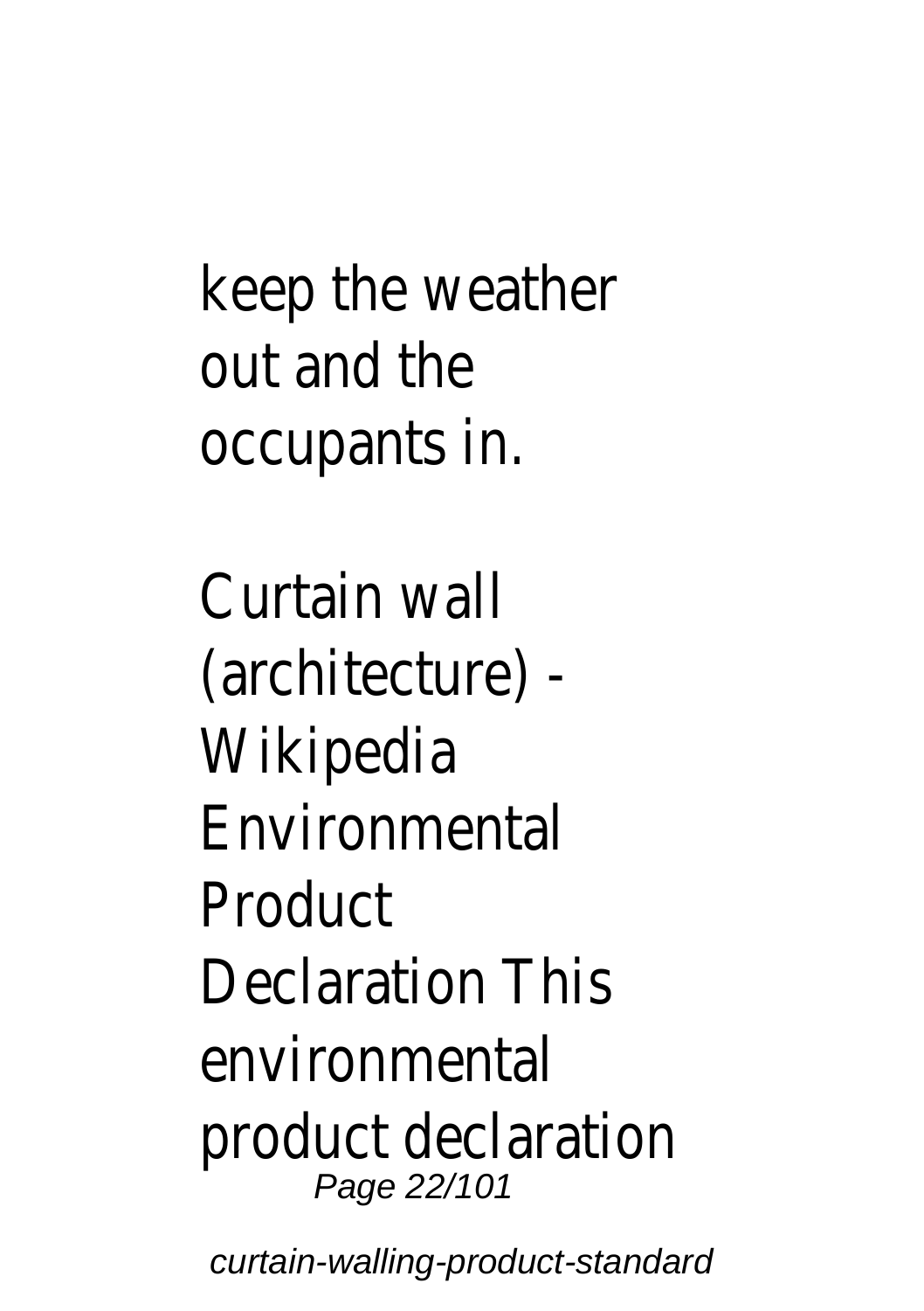keep the weather out and the occupants in.

Curtain wall (architecture) - Wikipedia
Environmental Product Declaration This environmental product declaration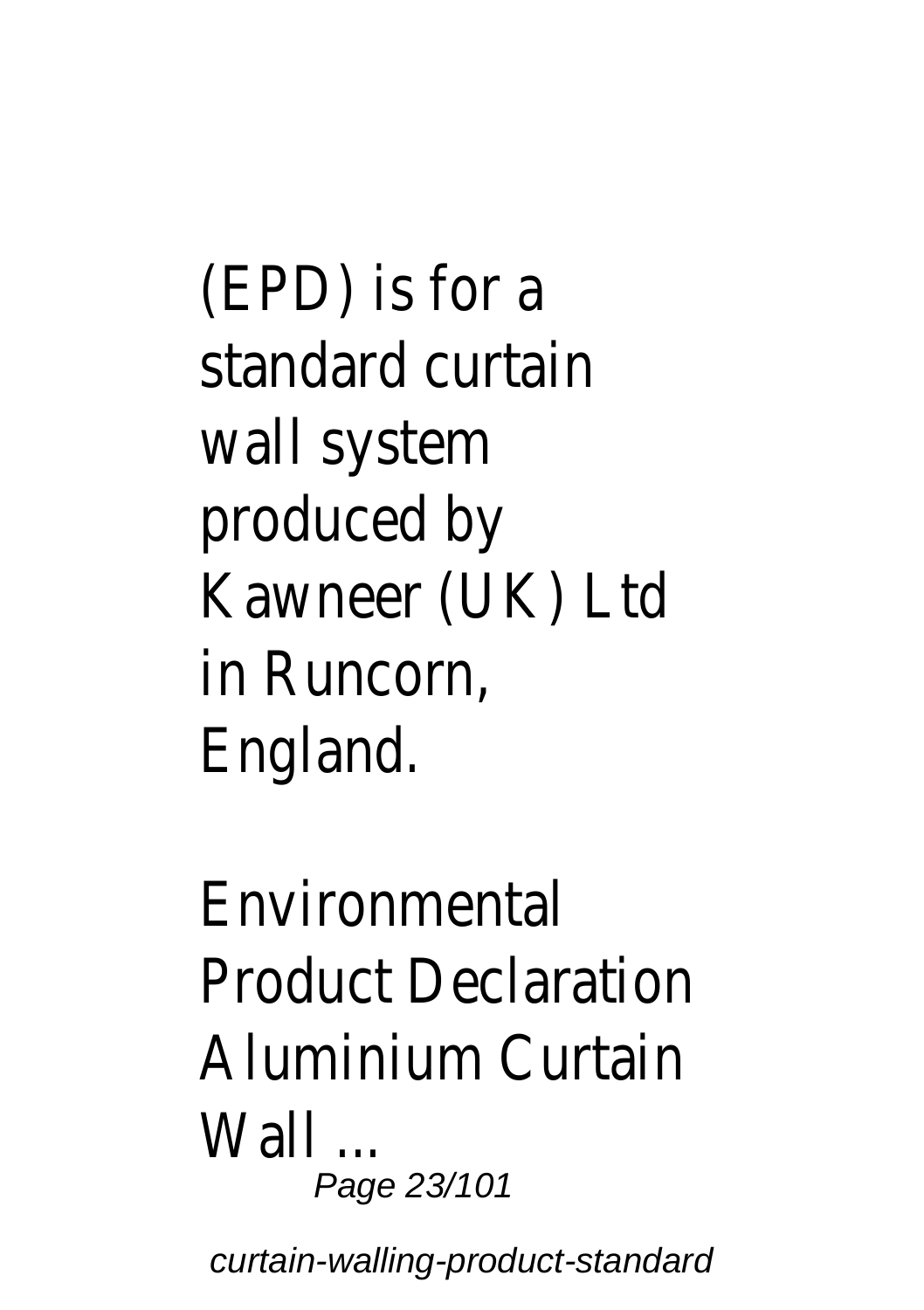(EPD) is for a standard curtain wall system produced by Kawneer (UK) Ltd in Runcorn, England.

Environmental Product Declaration Aluminium Curtain Wall ...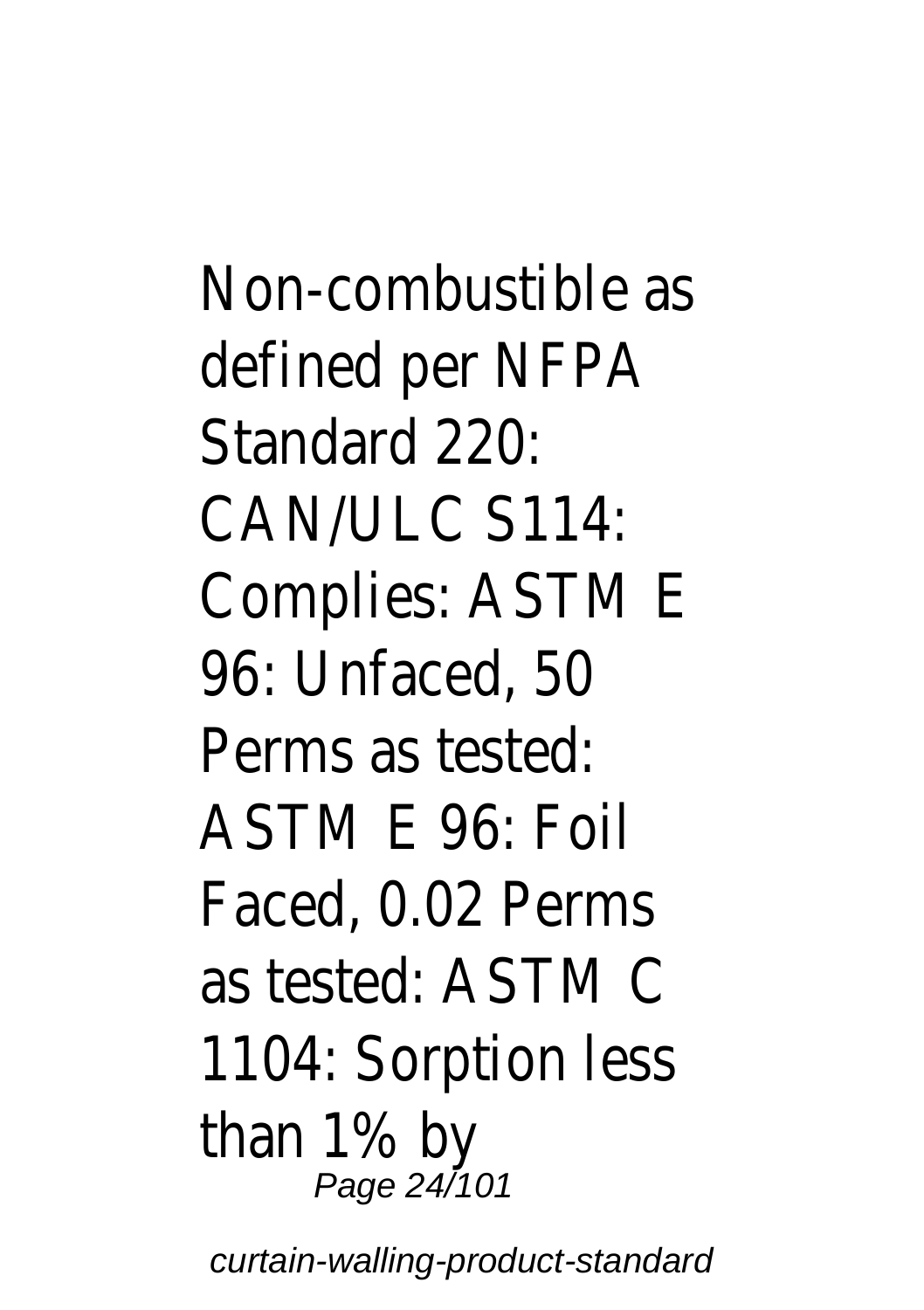Non-combustible as defined per NFPA Standard 220: CAN/ULC S114: Complies: ASTM E 96: Unfaced, 50 Perms as tested: ASTM E 96: Foil Faced, 0.02 Perms as tested: ASTM C 1104: Sorption less than 1% by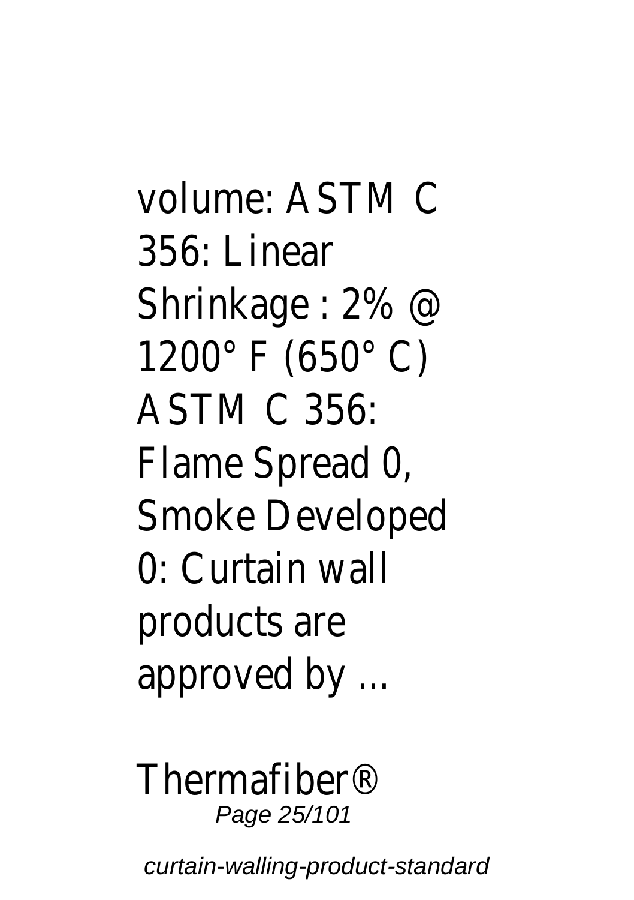volume: ASTM C 356: Linear Shrinkage : 2% @ 1200° F (650° C) ASTM C 356: Flame Spread 0, Smoke Developed 0: Curtain wall products are approved by ...

Thermafiber®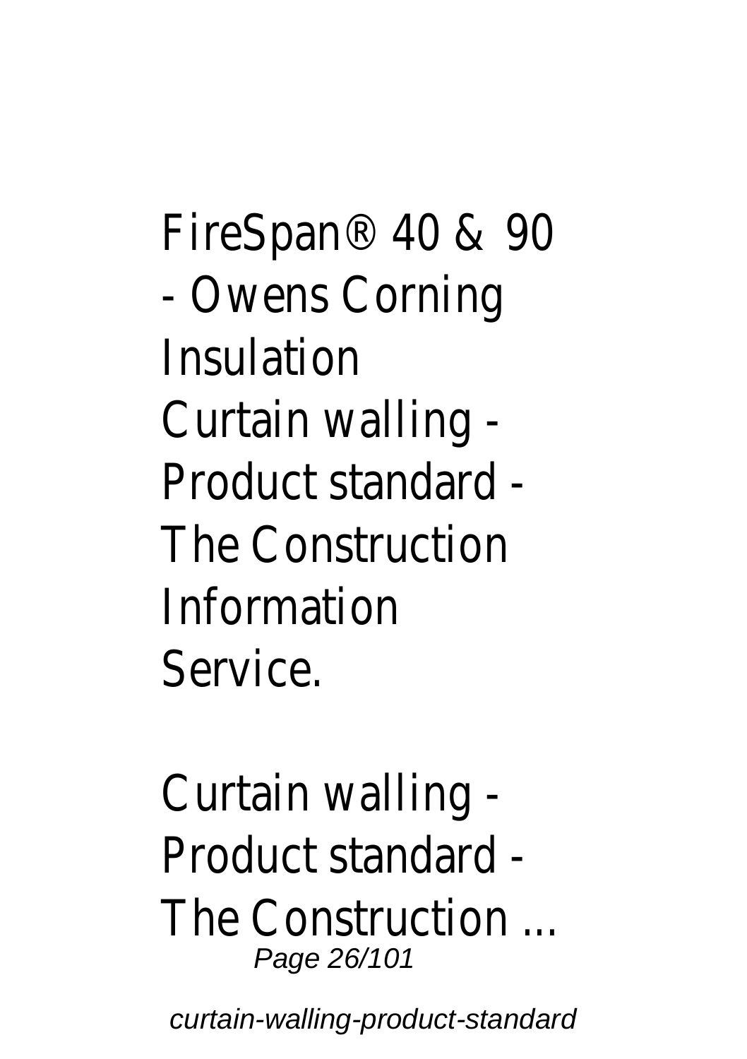FireSpan® 40 & 90 - Owens Corning Insulation
Curtain walling - Product standard - The Construction Information Service.

Curtain walling - Product standard - The Construction ...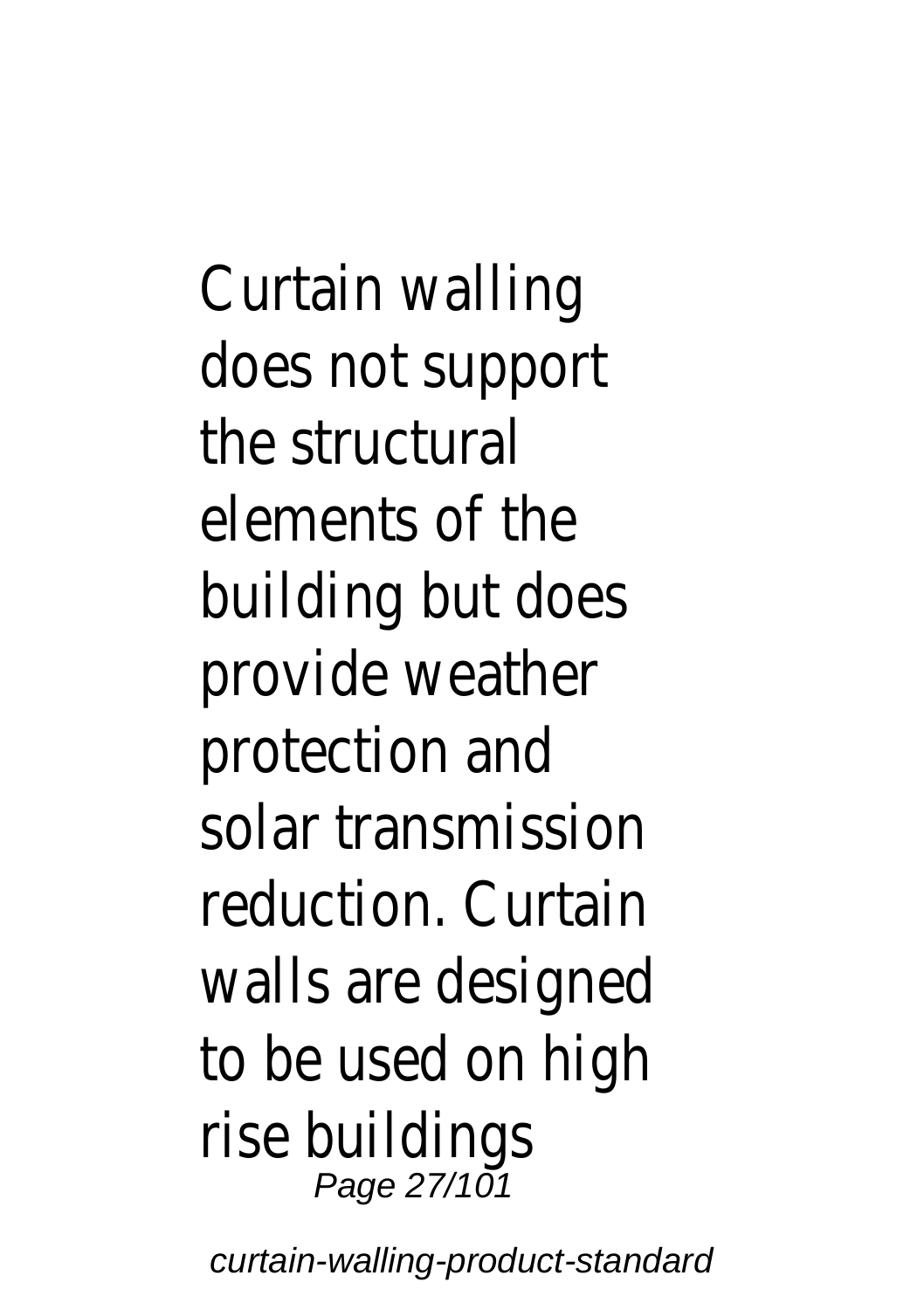Curtain walling does not support the structural elements of the building but does provide weather protection and solar transmission reduction. Curtain walls are designed to be used on high rise buildings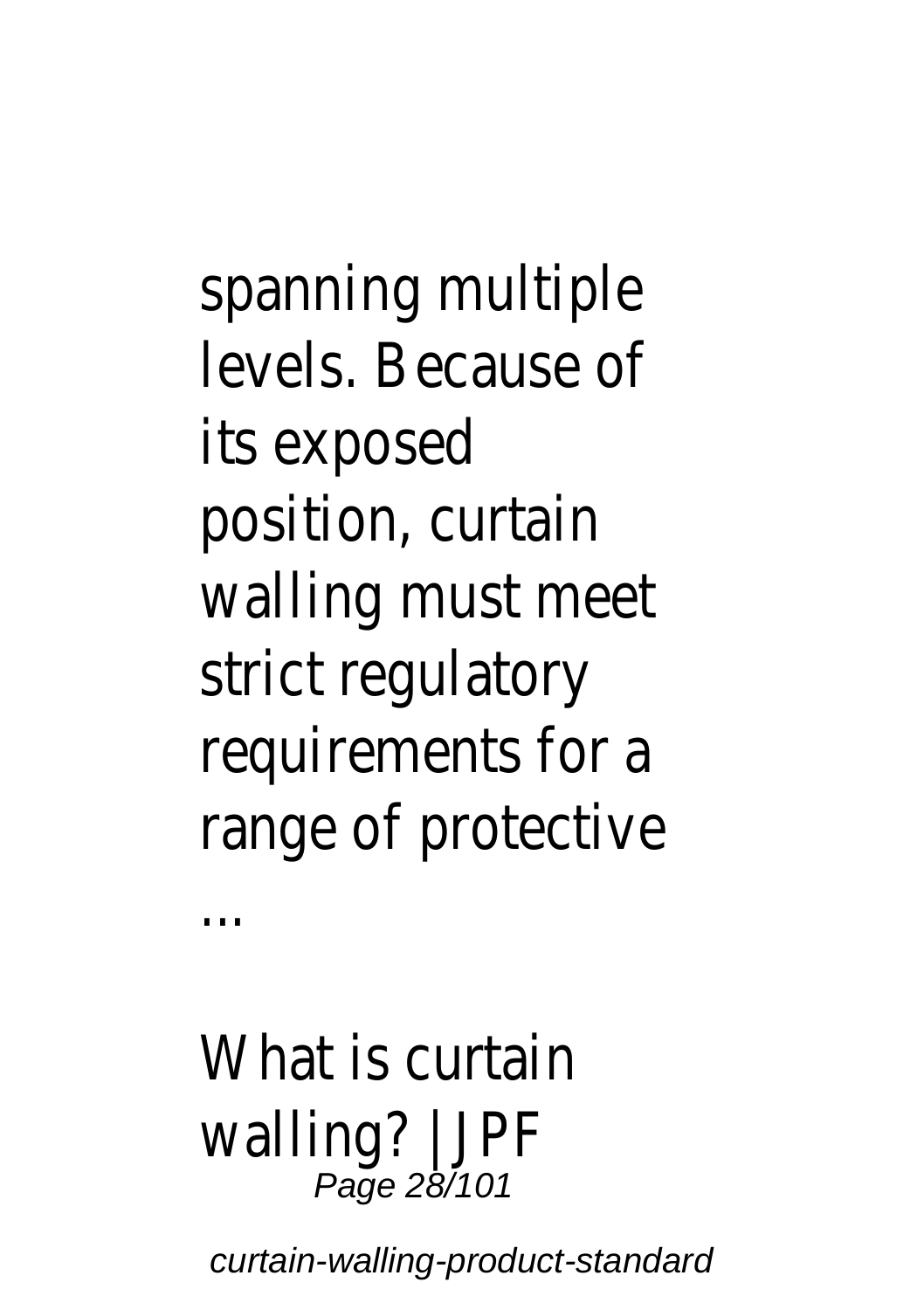spanning multiple levels. Because of its exposed position, curtain walling must meet strict regulatory requirements for a range of protective ...

What is curtain walling? | JPF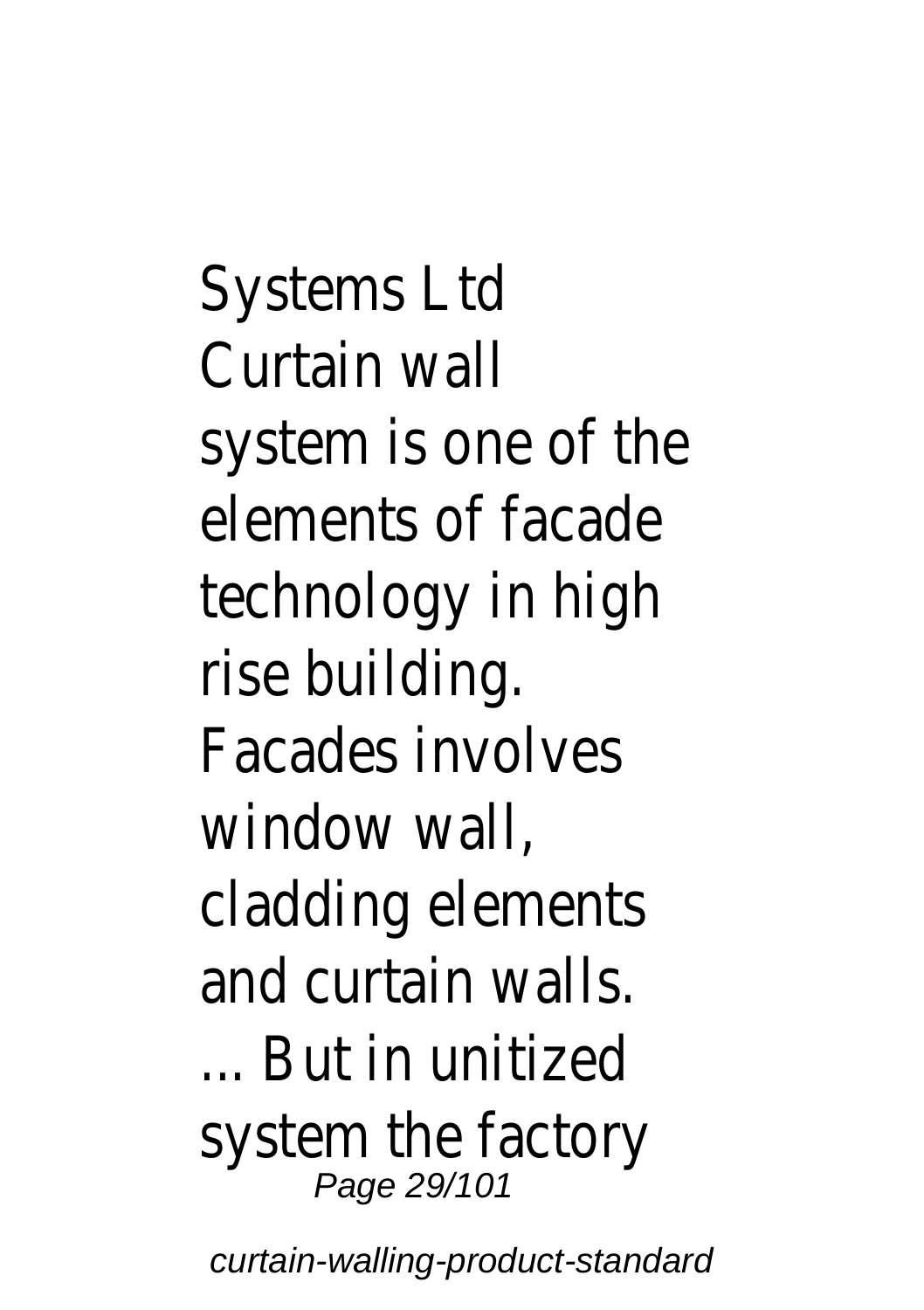Systems Ltd
Curtain wall system is one of the elements of facade technology in high rise building. Facades involves window wall, cladding elements and curtain walls. ... But in unitized system the factory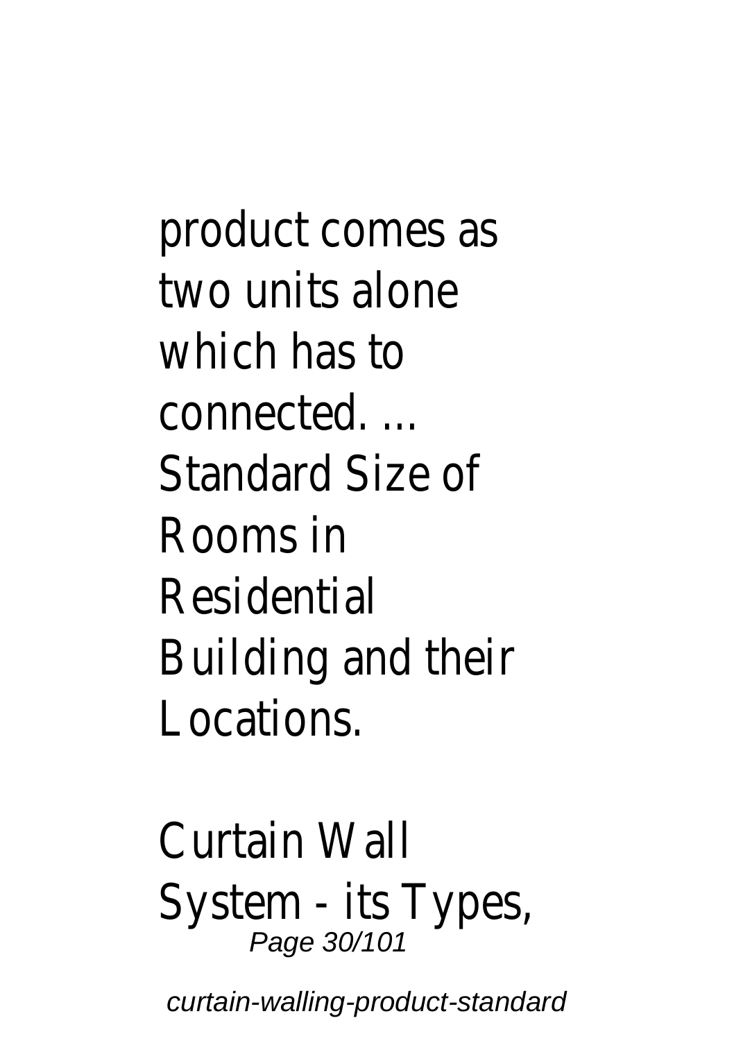product comes as two units alone which has to connected. ... Standard Size of Rooms in Residential Building and their Locations.

Curtain Wall System - its Types,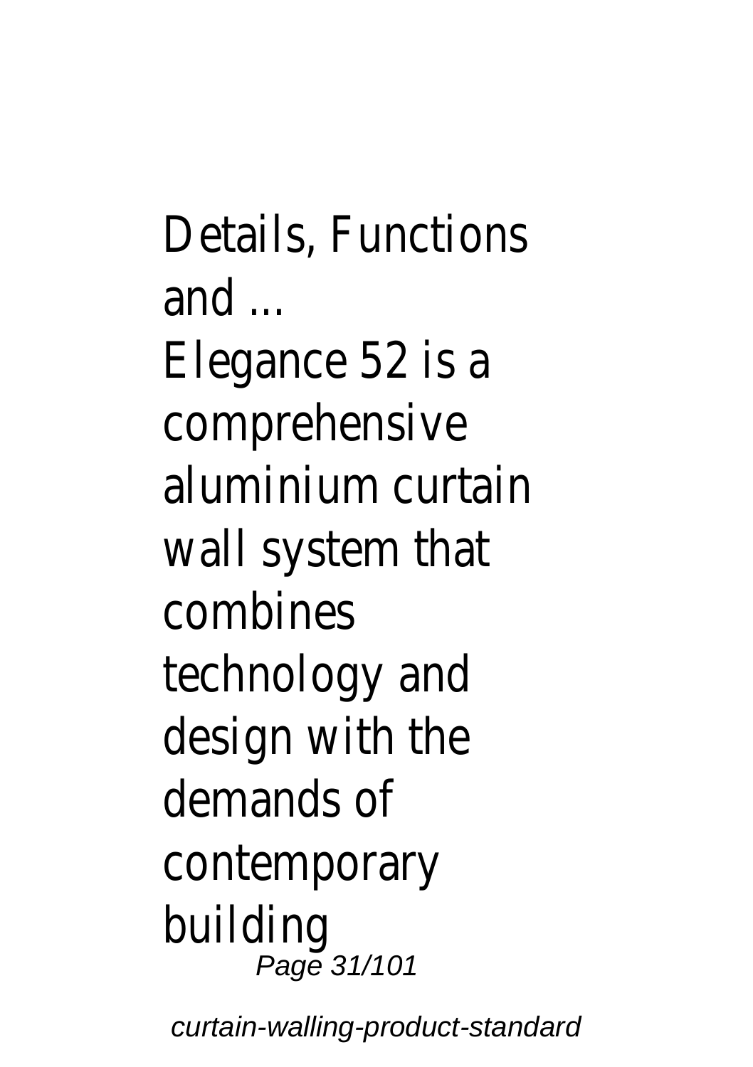Details, Functions and ...

Elegance 52 is a comprehensive aluminium curtain wall system that combines technology and design with the demands of contemporary building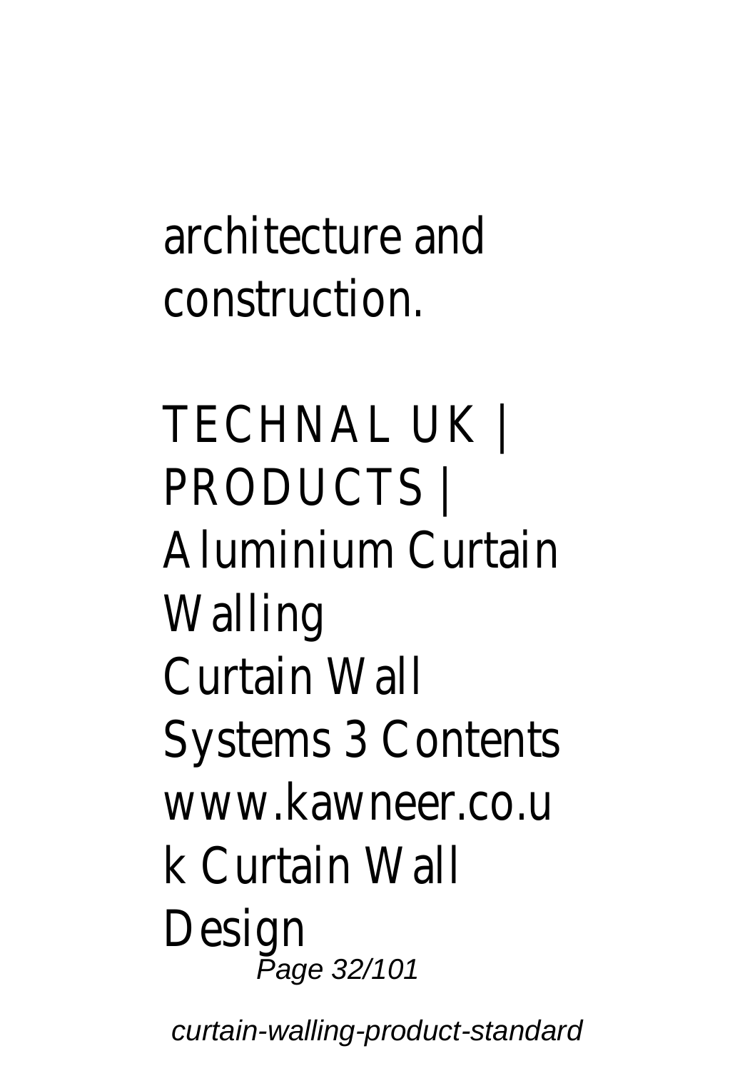architecture and construction.

TECHNAL UK | PRODUCTS | Aluminium Curtain Walling

Curtain Wall Systems 3 Contents www.kawneer.co.uk Curtain Wall Design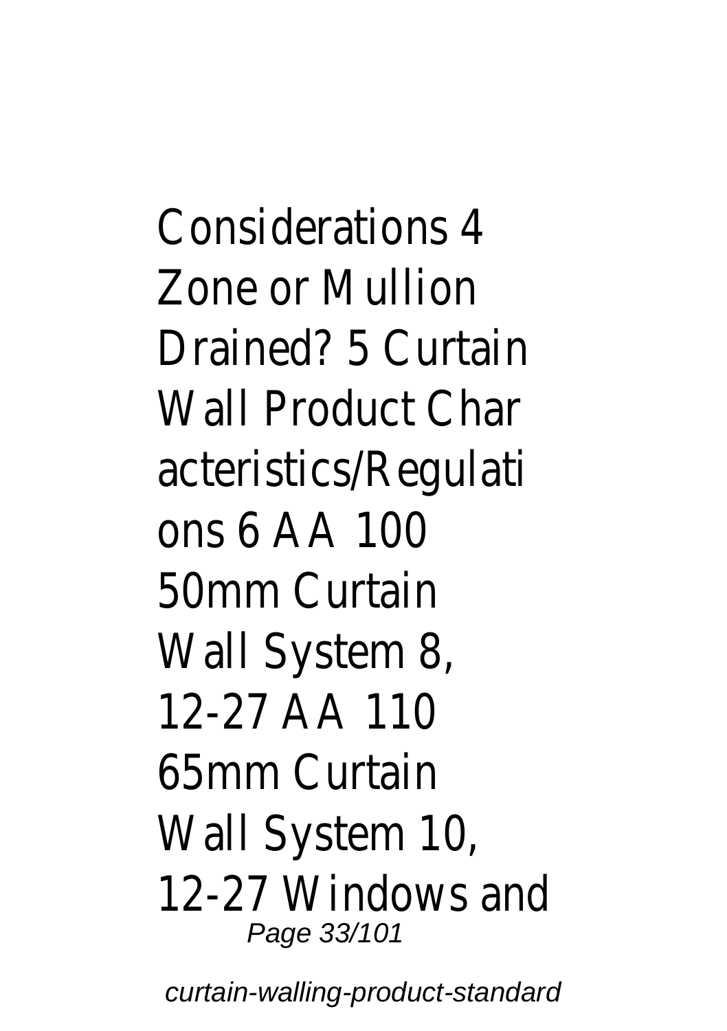Considerations 4 Zone or Mullion Drained? 5 Curtain Wall Product Characteristics/Regulations 6 AA 100 50mm Curtain Wall System 8, 12-27 AA 110 65mm Curtain Wall System 10, 12-27 Windows and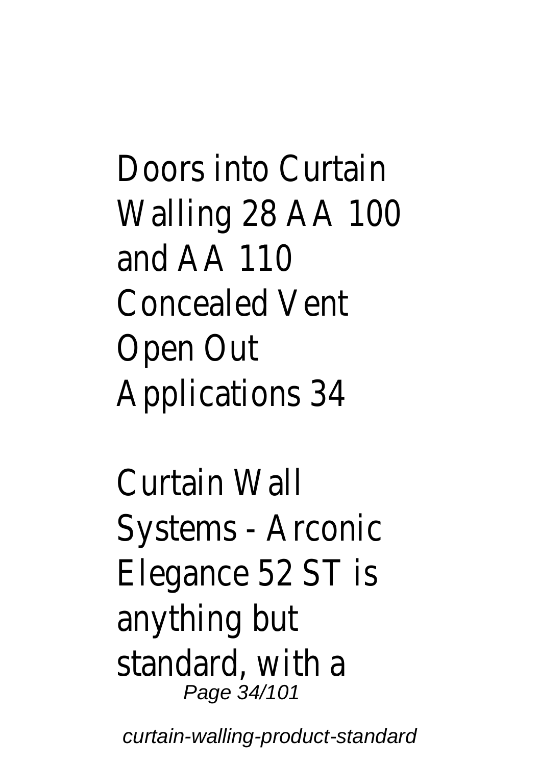Doors into Curtain Walling 28 AA 100 and AA 110 Concealed Vent Open Out Applications 34

Curtain Wall Systems - Arconic Elegance 52 ST is anything but standard, with a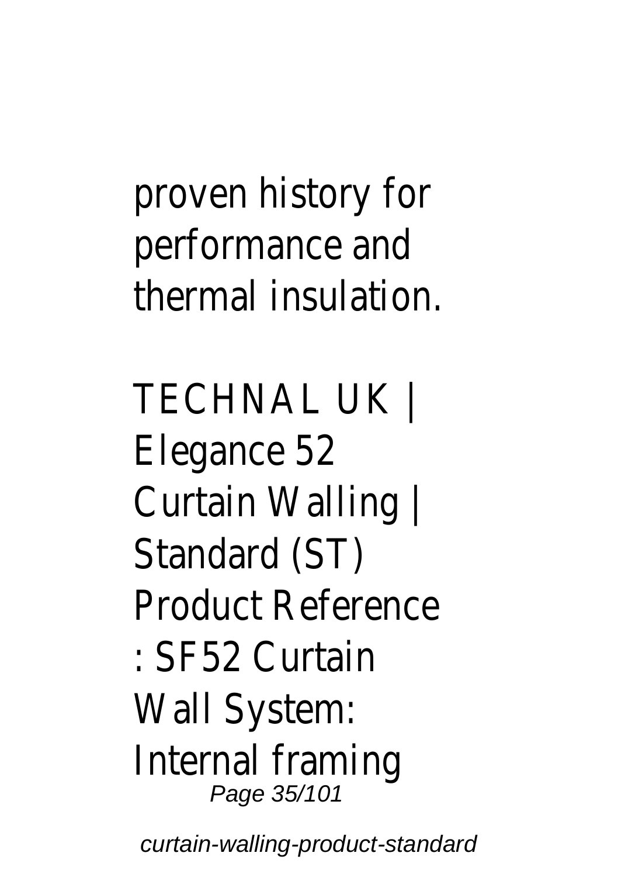proven history for performance and thermal insulation.

TECHNAL UK | Elegance 52 Curtain Walling | Standard (ST) Product Reference : SF52 Curtain Wall System: Internal framing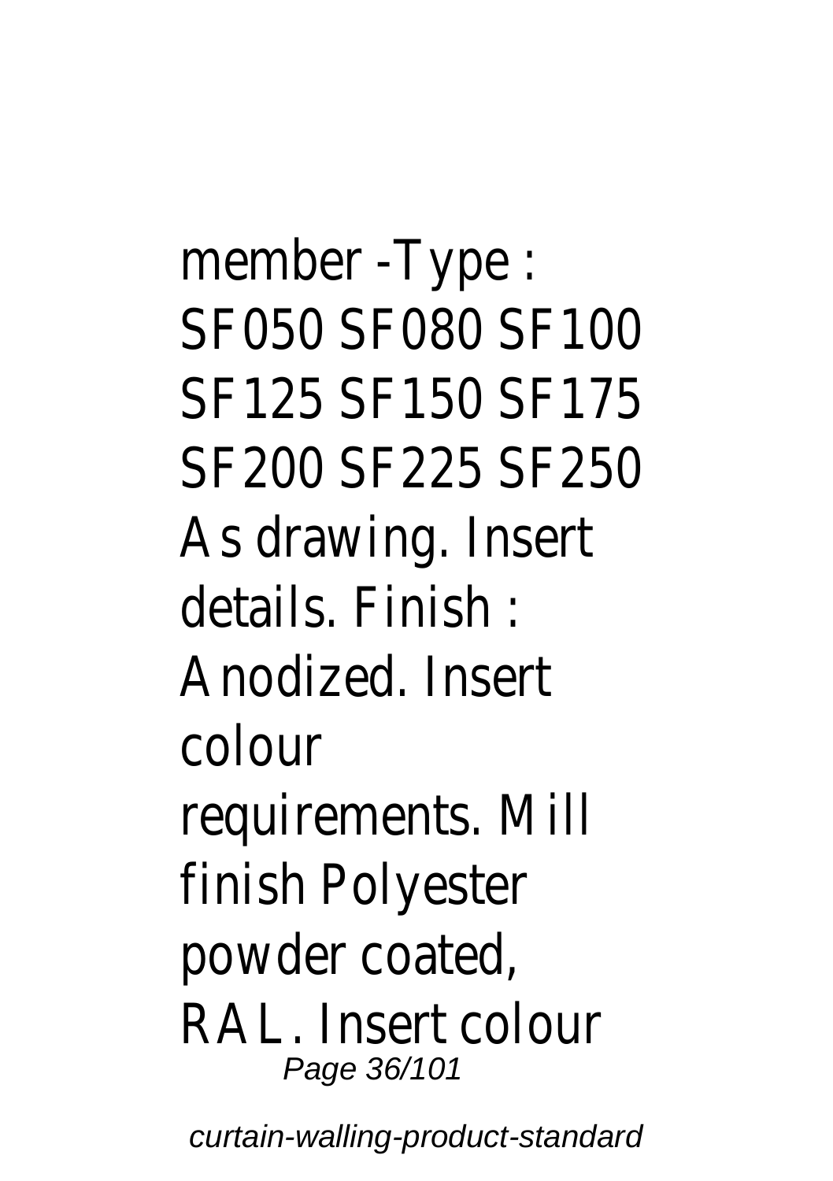member -Type : SF050 SF080 SF100 SF125 SF150 SF175 SF200 SF225 SF250 As drawing. Insert details. Finish : Anodized. Insert colour requirements. Mill finish Polyester powder coated, RAL. Insert colour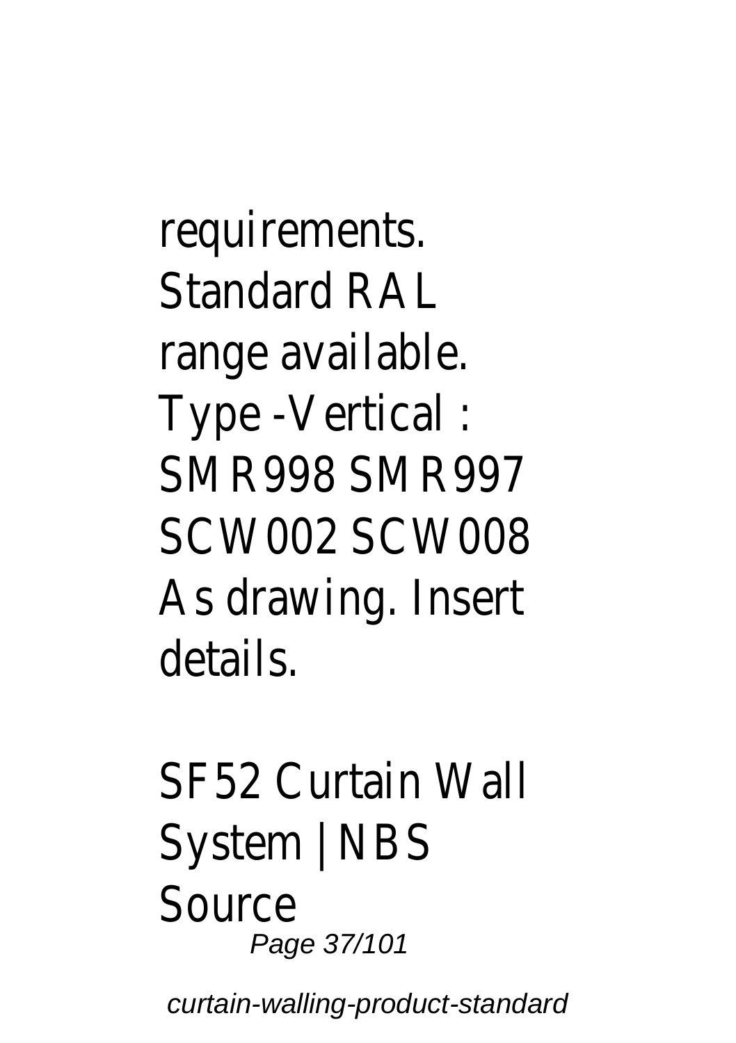requirements. Standard RAL range available. Type -Vertical : SMR998 SMR997 SCW002 SCW008 As drawing. Insert details.

SF52 Curtain Wall System | NBS Source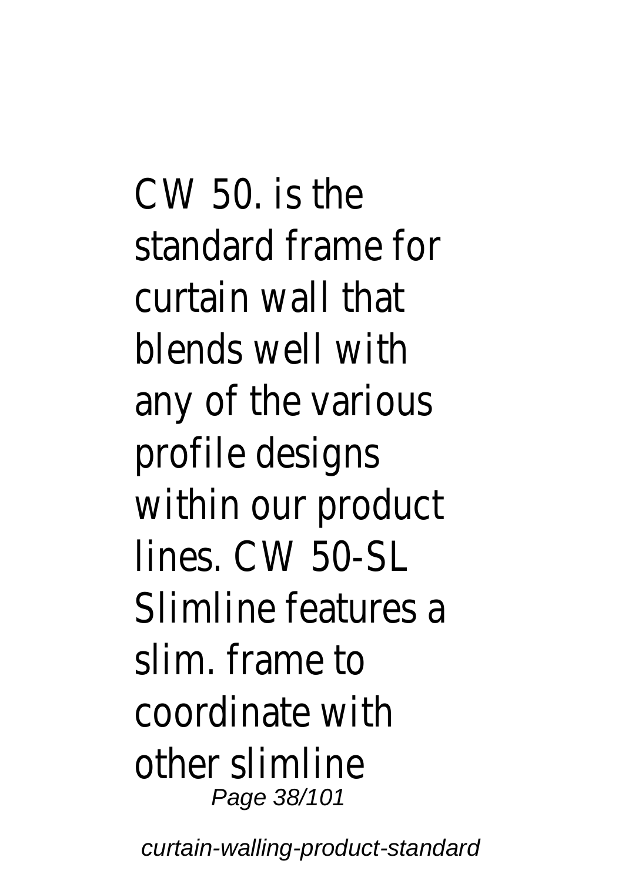CW 50. is the standard frame for curtain wall that blends well with any of the various profile designs within our product lines. CW 50-SL Slimline features a slim. frame to coordinate with other slimline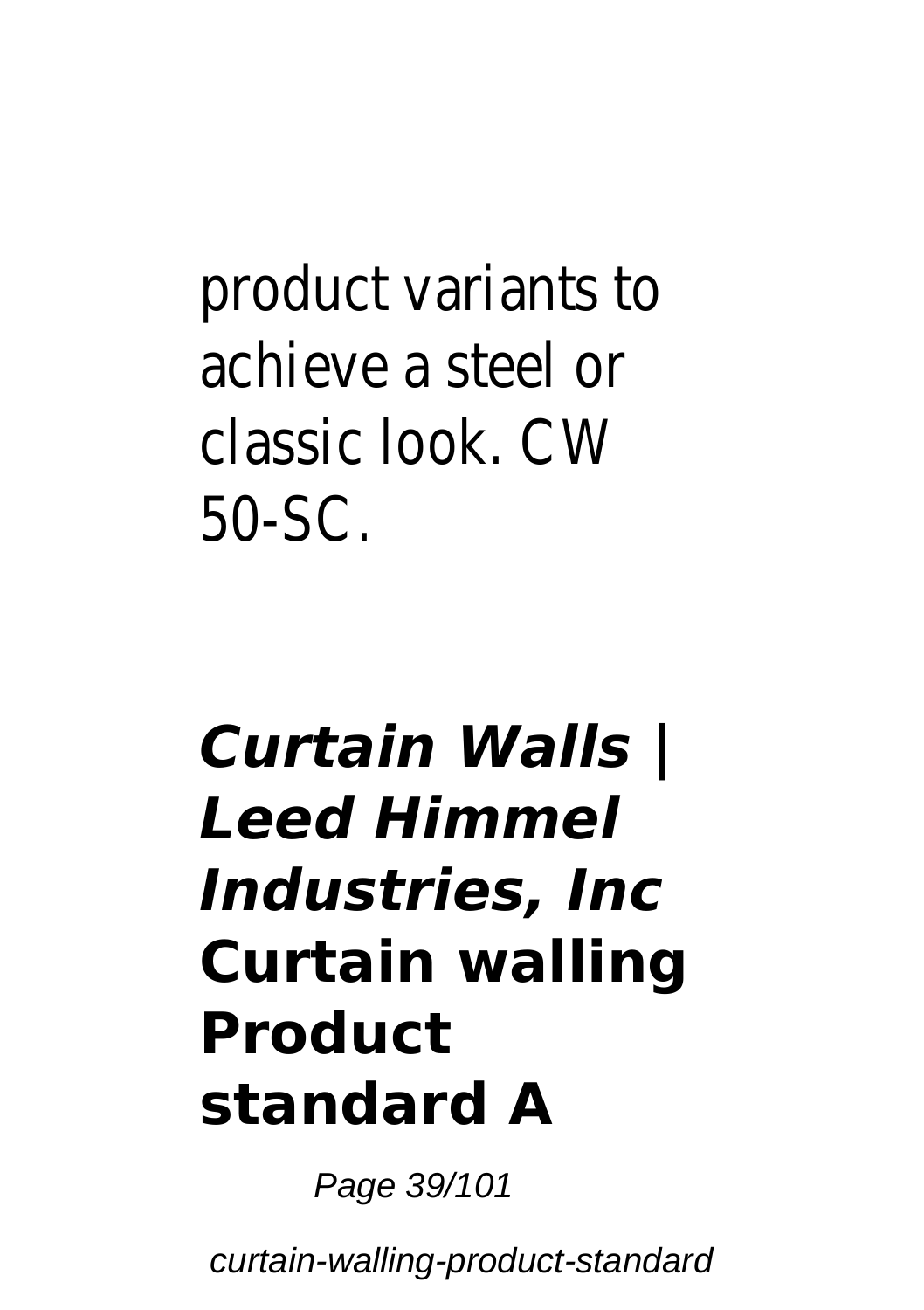product variants to achieve a steel or classic look. CW 50-SC.

## ***Curtain Walls | Leed Himmel Industries, Inc***
## **Curtain walling Product standard A**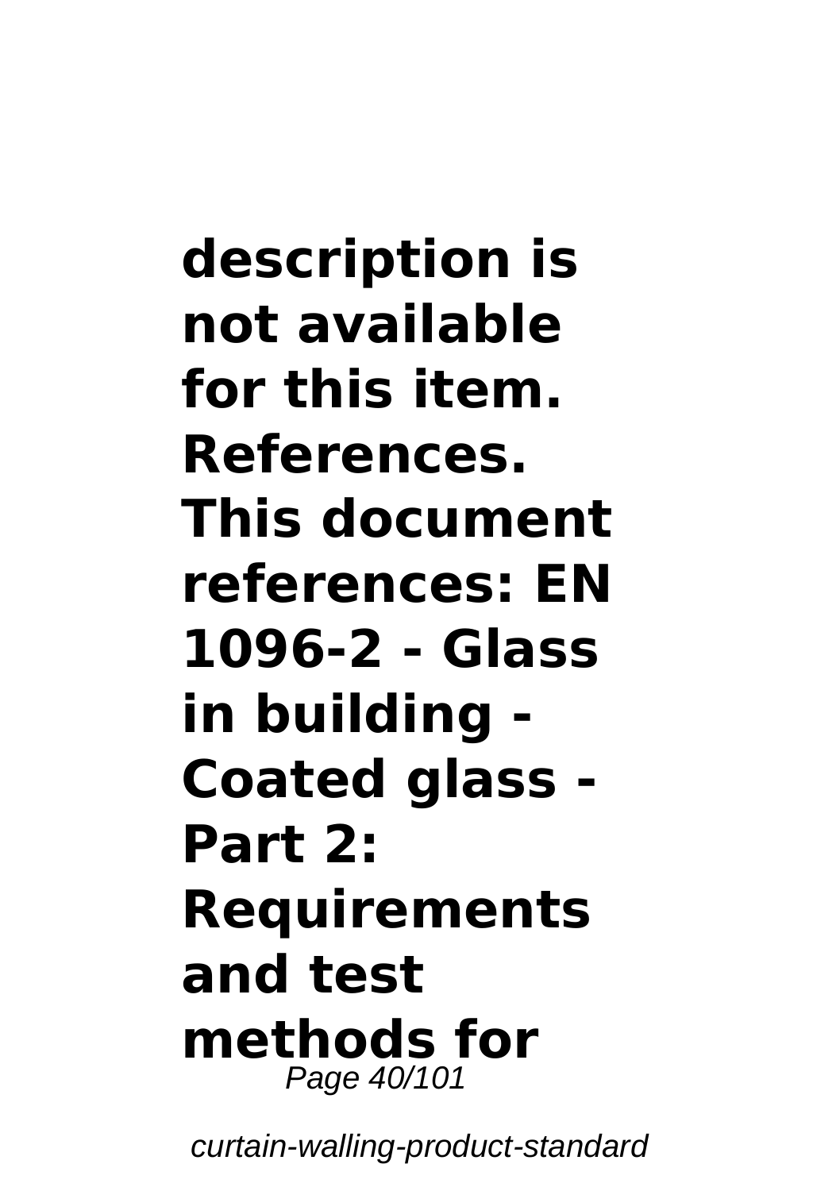**description is not available for this item. References. This document references: EN 1096-2 - Glass in building - Coated glass - Part 2: Requirements and test methods for**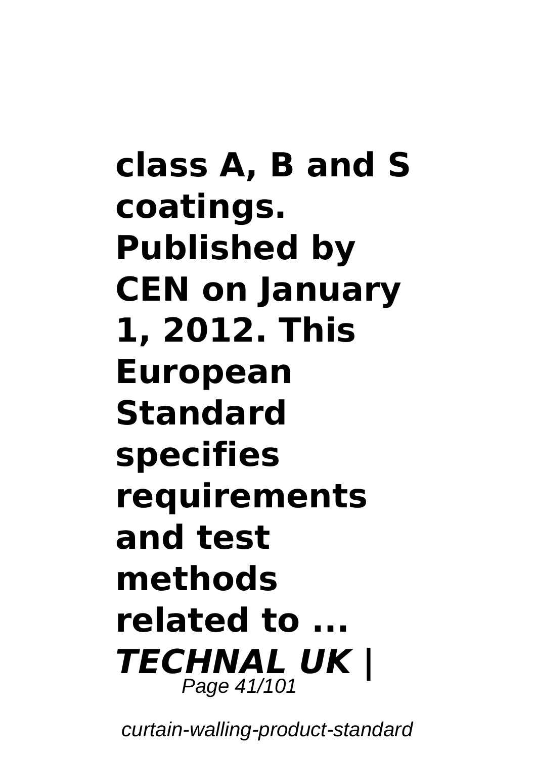**class A, B and S coatings. Published by CEN on January 1, 2012. This European Standard specifies requirements and test methods related to ...**

***TECHNAL UK |***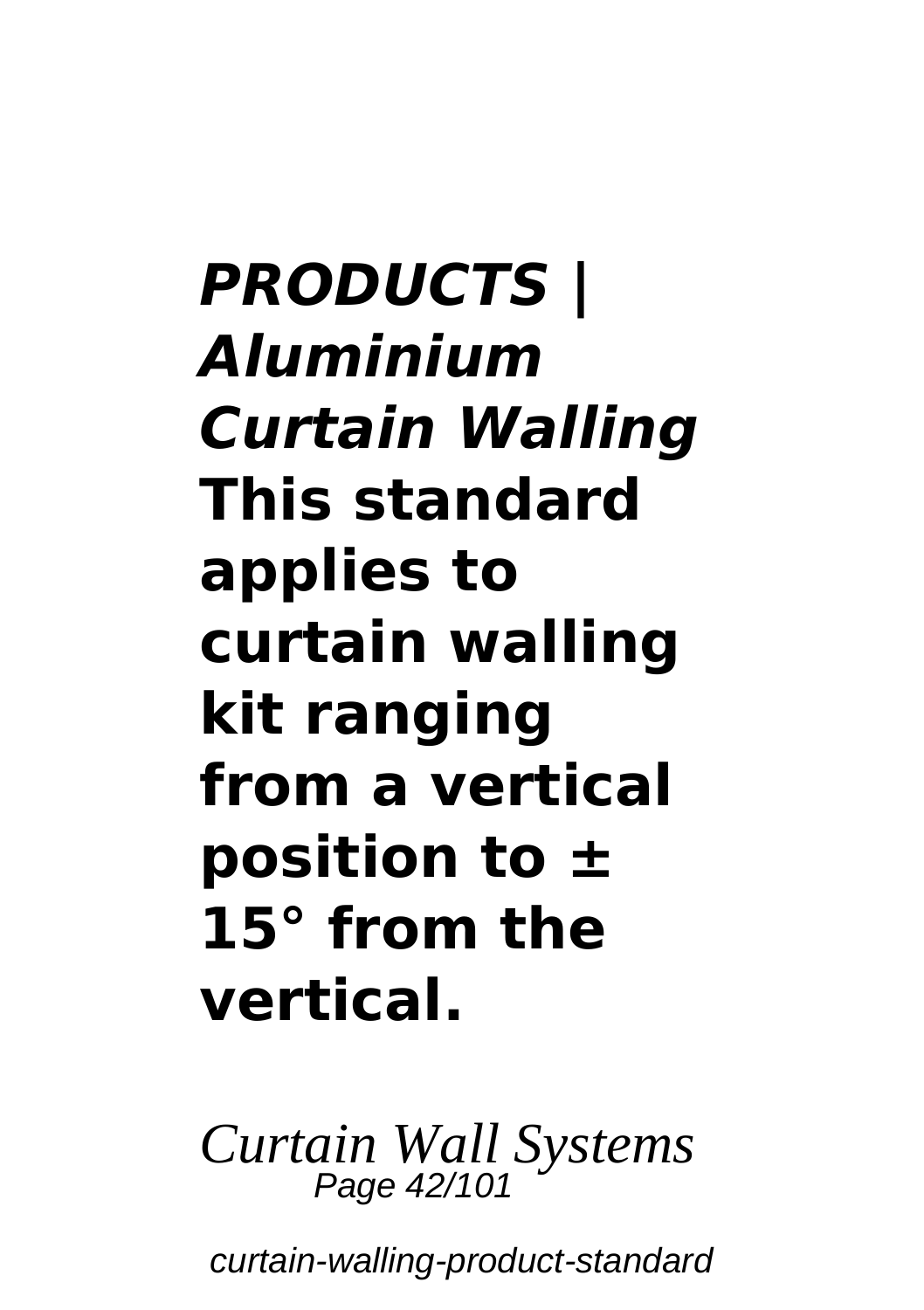***PRODUCTS | Aluminium Curtain Walling* This standard applies to curtain walling kit ranging from a vertical position to ± 15° from the vertical.**

*Curtain Wall Systems*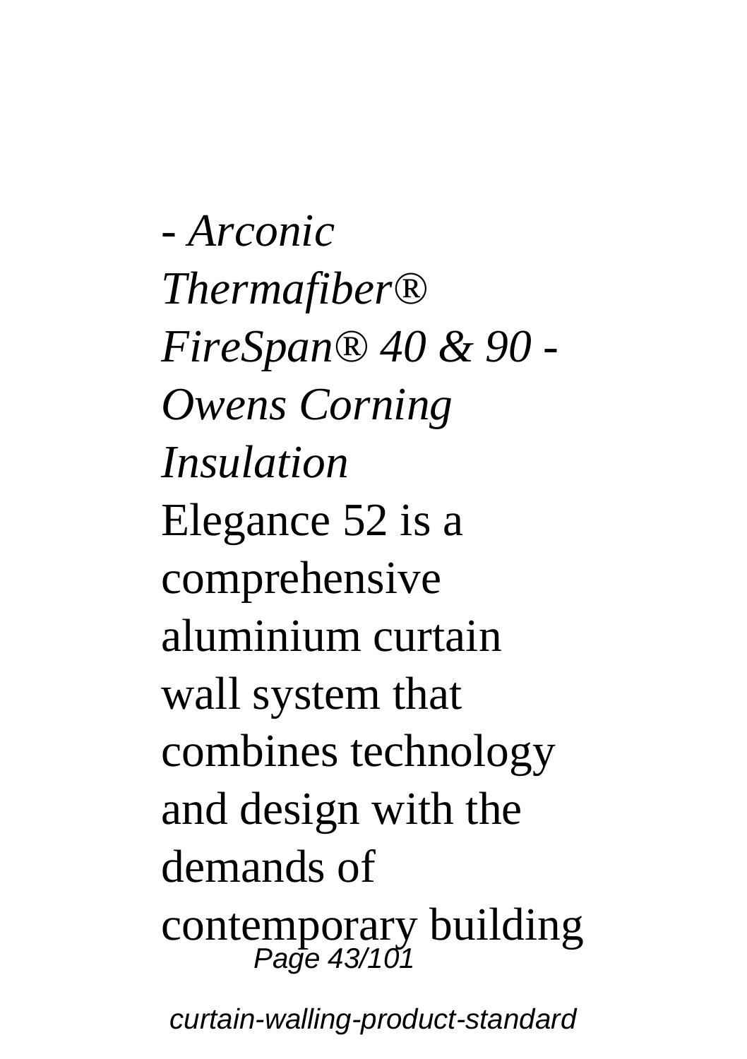*- Arconic Thermafiber® FireSpan® 40 & 90 - Owens Corning Insulation*

Elegance 52 is a comprehensive aluminium curtain wall system that combines technology and design with the demands of contemporary building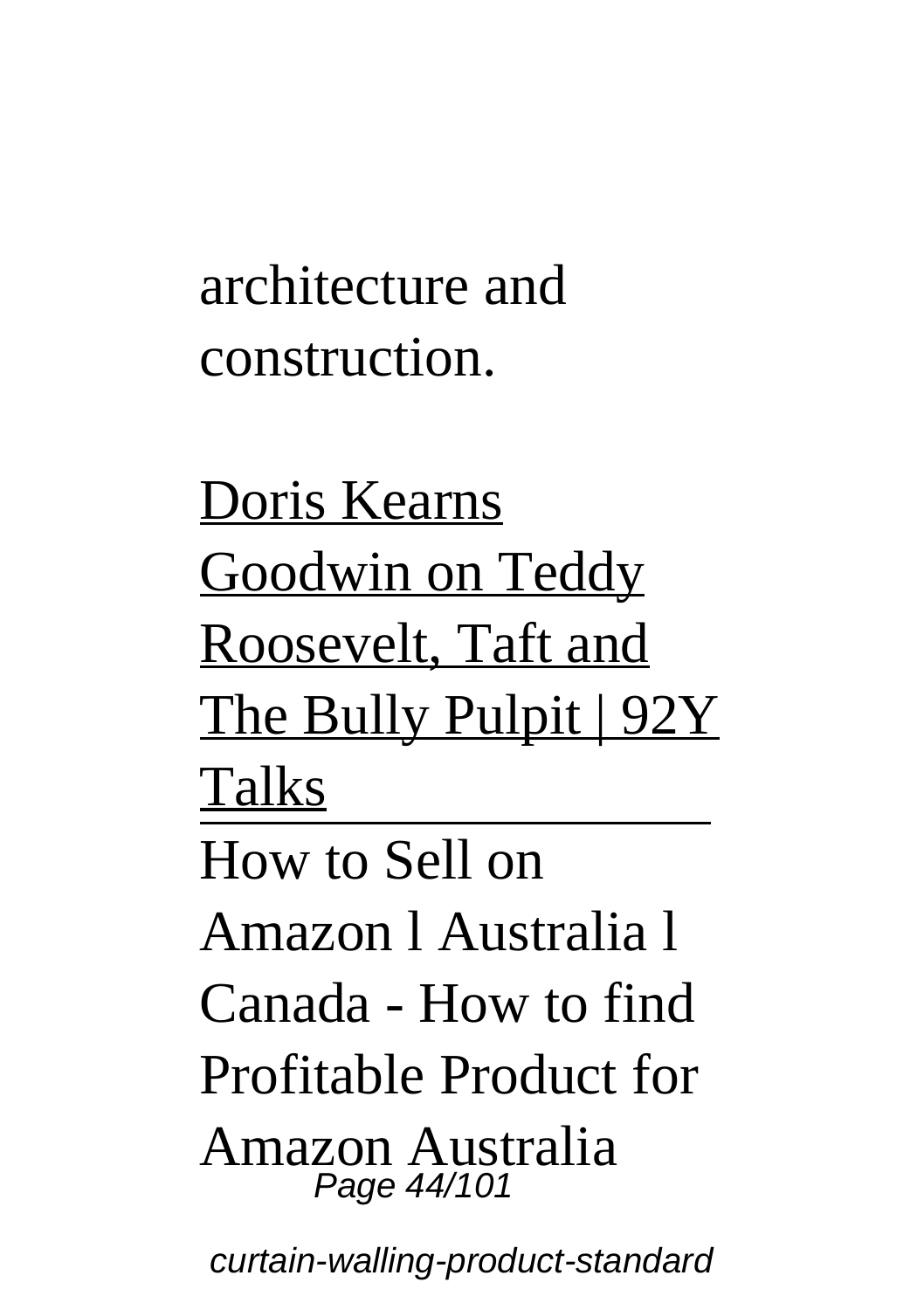architecture and construction.

Doris Kearns Goodwin on Teddy Roosevelt, Taft and The Bully Pulpit | 92Y Talks

How to Sell on Amazon l Australia l Canada - How to find Profitable Product for Amazon Australia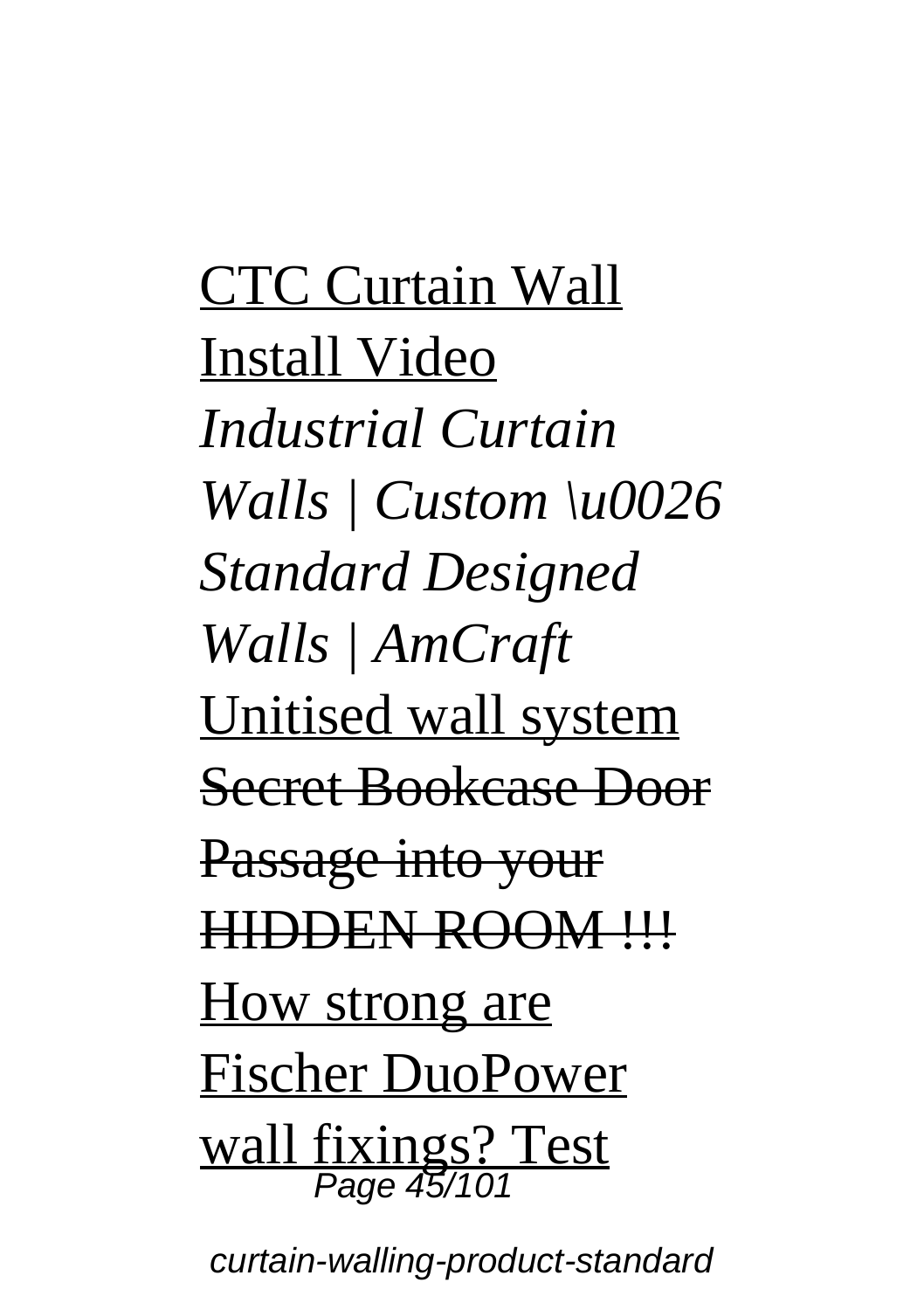CTC Curtain Wall Install Video

*Industrial Curtain Walls | Custom \u0026 Standard Designed Walls | AmCraft*

Unitised wall system

~~Secret Bookcase Door Passage into your HIDDEN ROOM !!!~~

How strong are Fischer DuoPower wall fixings? Test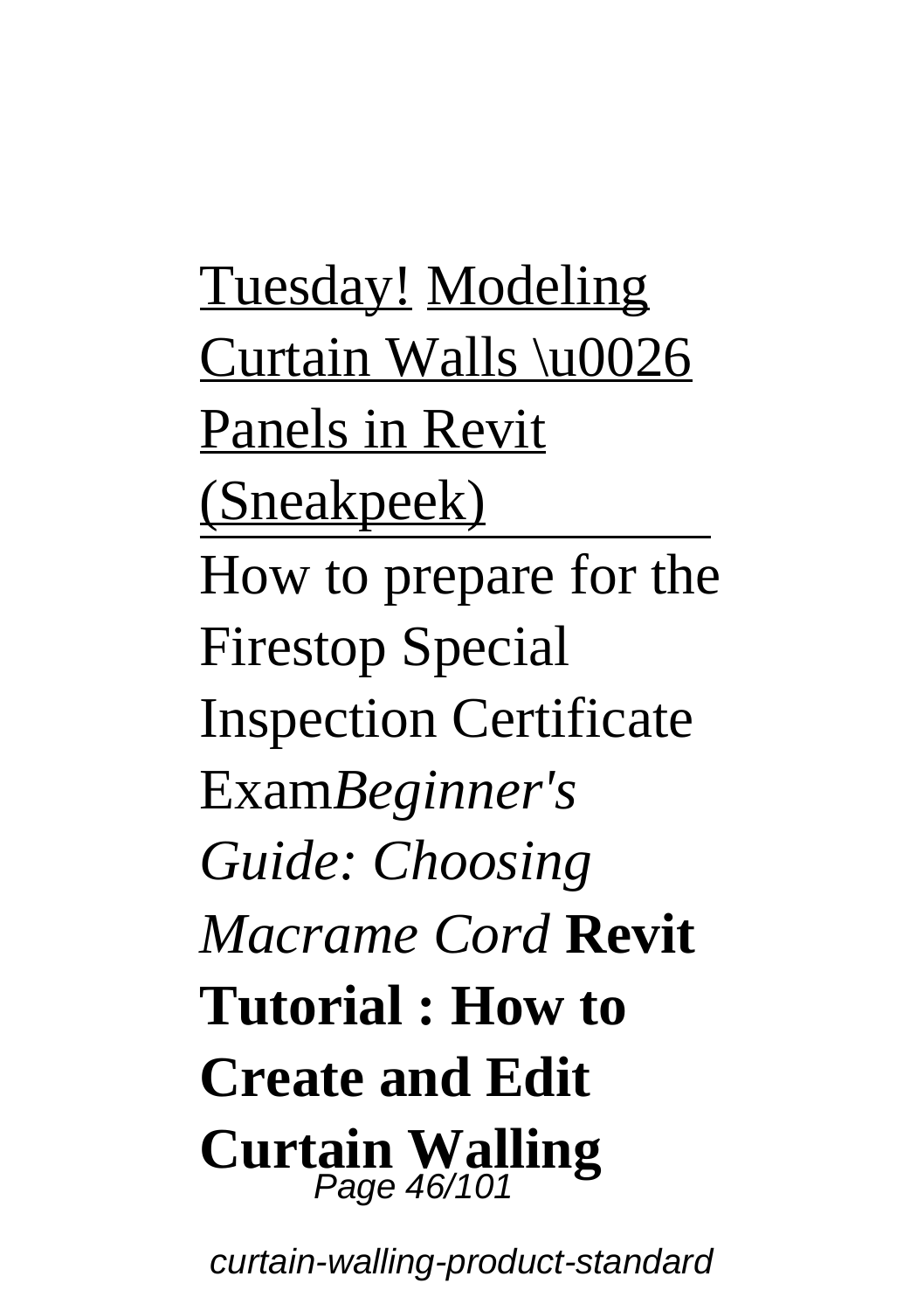Tuesday! Modeling Curtain Walls \u0026 Panels in Revit (Sneakpeek)

How to prepare for the Firestop Special Inspection Certificate Exam*Beginner's Guide: Choosing Macrame Cord* **Revit Tutorial : How to Create and Edit Curtain Walling**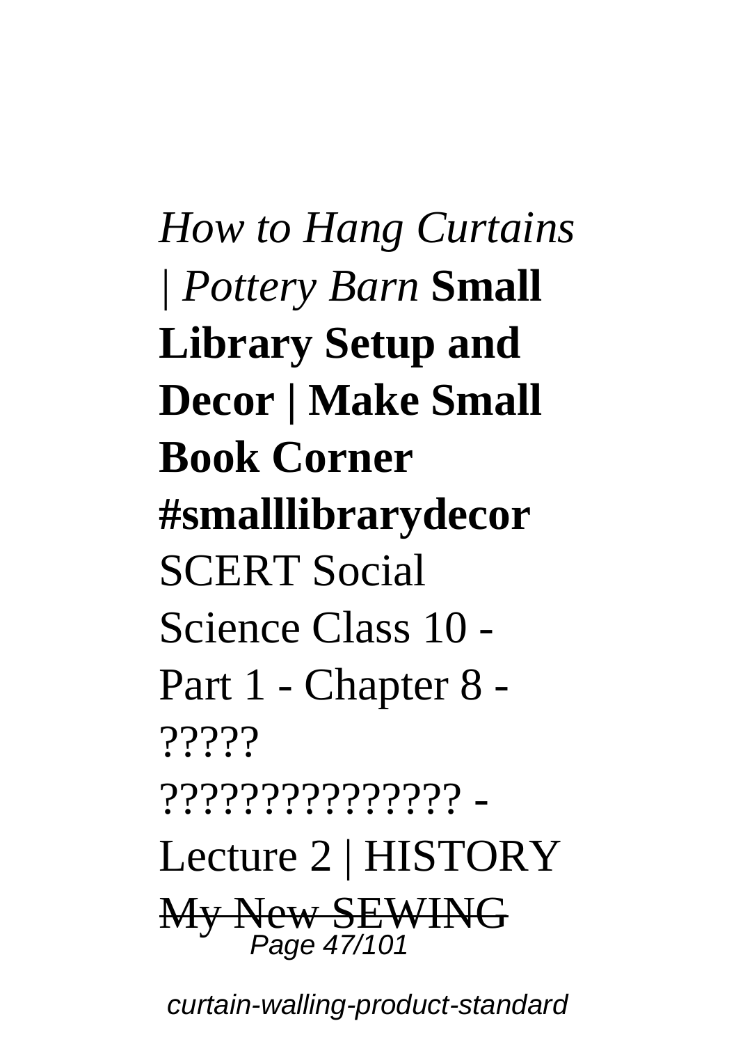*How to Hang Curtains | Pottery Barn* **Small Library Setup and Decor | Make Small Book Corner #smalllibrarydecor** SCERT Social Science Class 10 - Part 1 - Chapter 8 - ????? ??????????????? - Lecture 2 | HISTORY ~~My New SEWING~~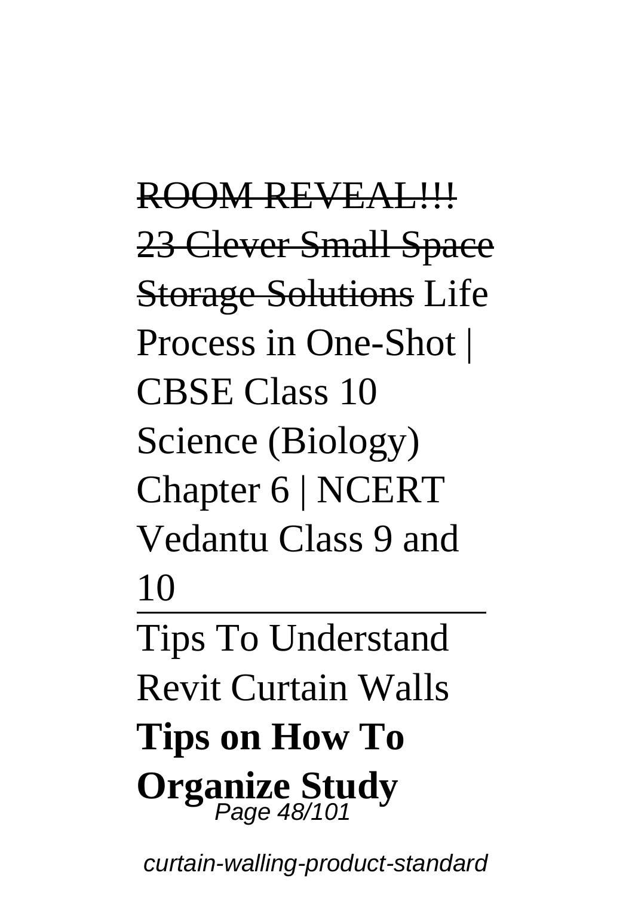~~ROOM REVEAL!!!~~ ~~23 Clever Small Space Storage Solutions~~ Life Process in One-Shot | CBSE Class 10 Science (Biology) Chapter 6 | NCERT Vedantu Class 9 and 10

---

Tips To Understand Revit Curtain Walls **Tips on How To Organize Study**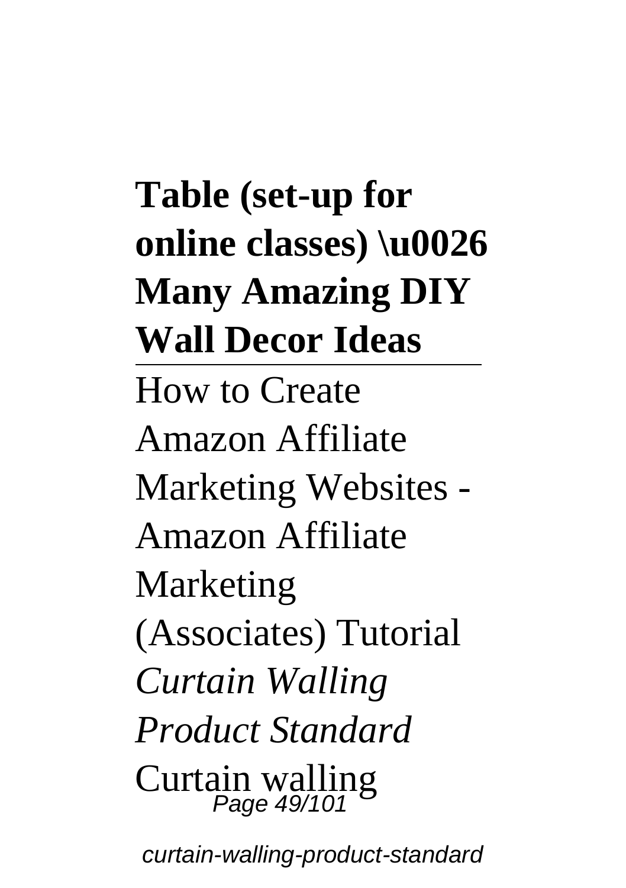**Table (set-up for online classes) \u0026 Many Amazing DIY Wall Decor Ideas**

---

How to Create Amazon Affiliate Marketing Websites - Amazon Affiliate Marketing (Associates) Tutorial *Curtain Walling Product Standard* Curtain walling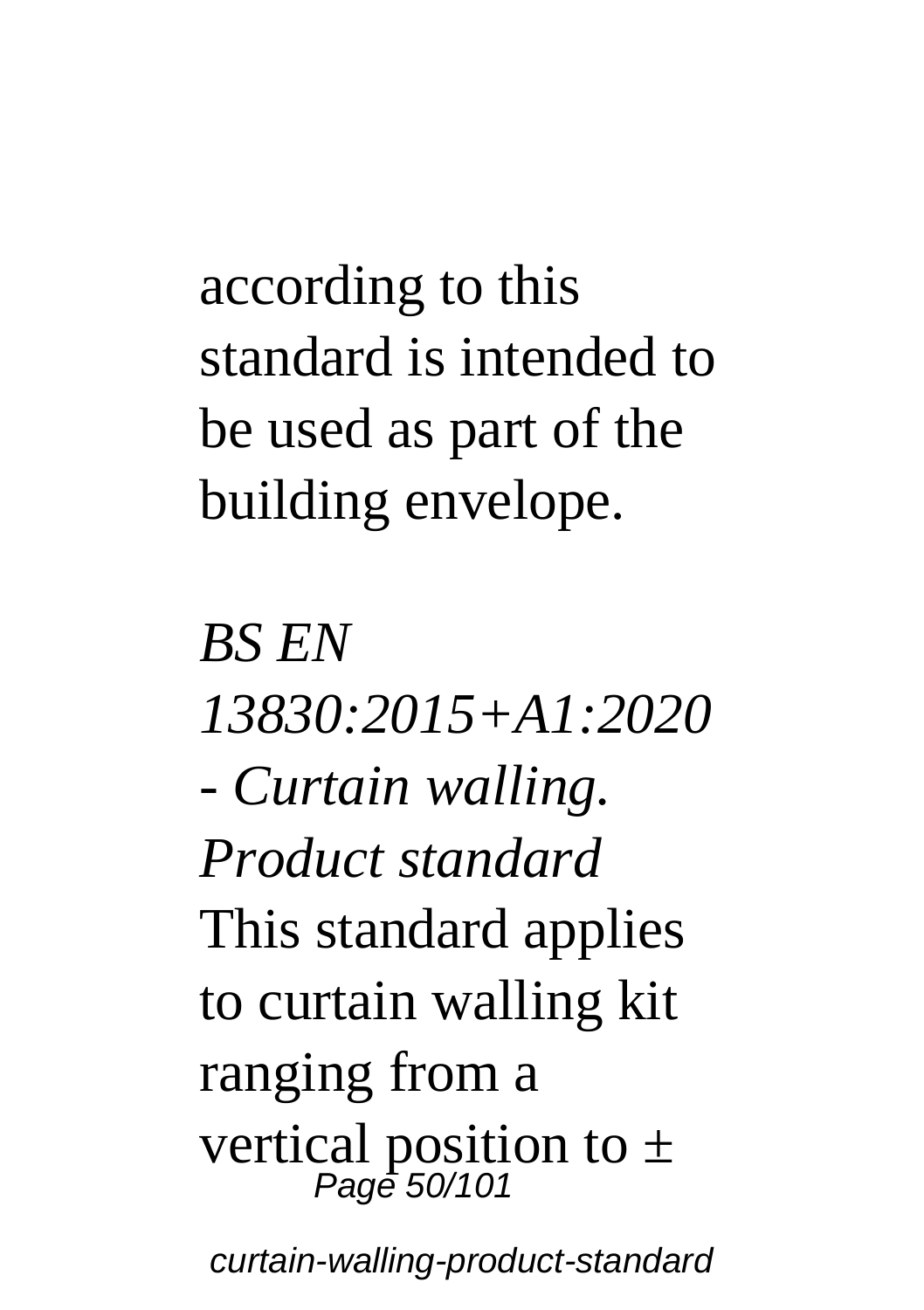according to this standard is intended to be used as part of the building envelope.

*BS EN 13830:2015+A1:2020 - Curtain walling. Product standard*
This standard applies to curtain walling kit ranging from a vertical position to ±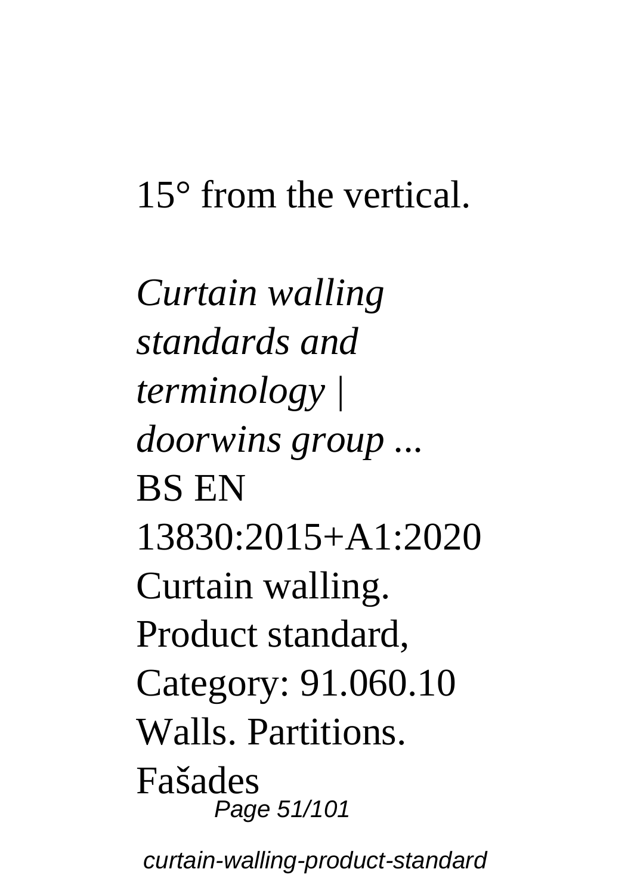15° from the vertical.

*Curtain walling standards and terminology | doorwins group ...*
BS EN 13830:2015+A1:2020 Curtain walling. Product standard, Category: 91.060.10 Walls. Partitions. Fašades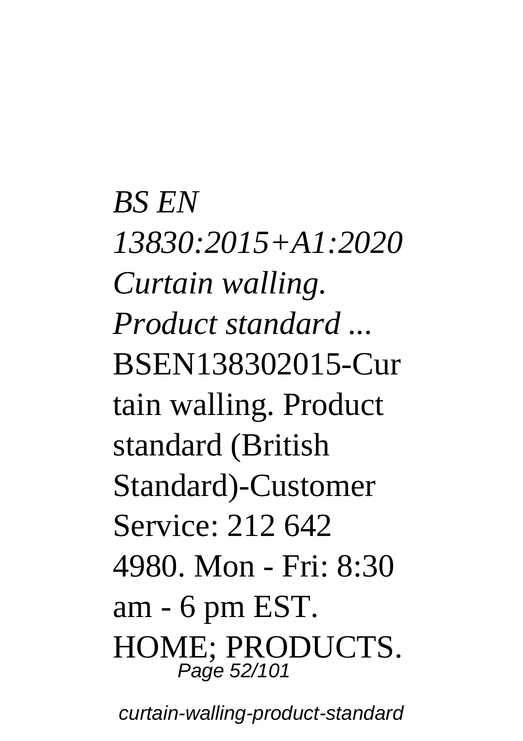*BS EN 13830:2015+A1:2020 Curtain walling. Product standard ...*

BSEN138302015-Curtain walling. Product standard (British Standard)-Customer Service: 212 642 4980. Mon - Fri: 8:30 am - 6 pm EST. HOME; PRODUCTS.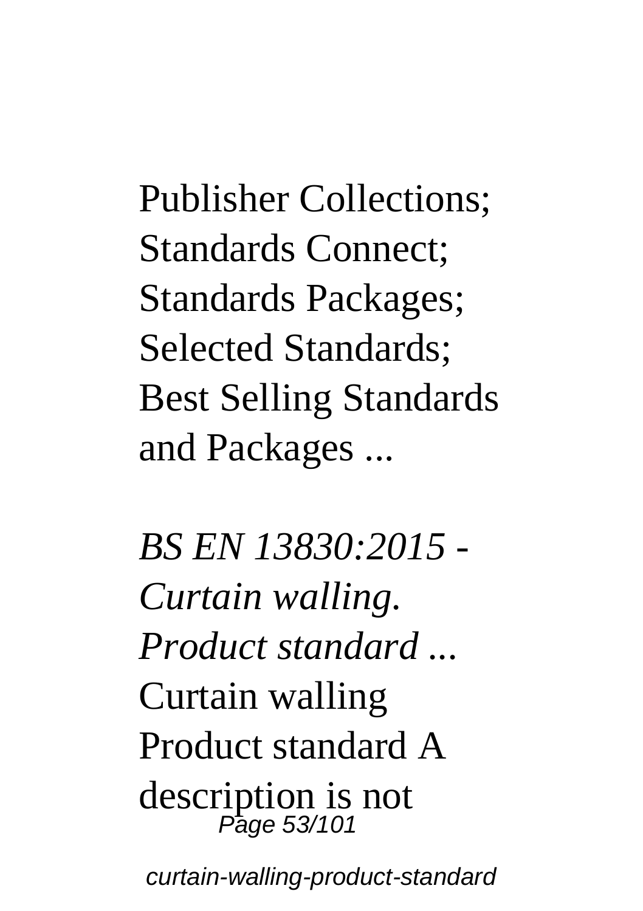Publisher Collections; Standards Connect; Standards Packages; Selected Standards; Best Selling Standards and Packages ...

*BS EN 13830:2015 - Curtain walling. Product standard ...*
Curtain walling Product standard A description is not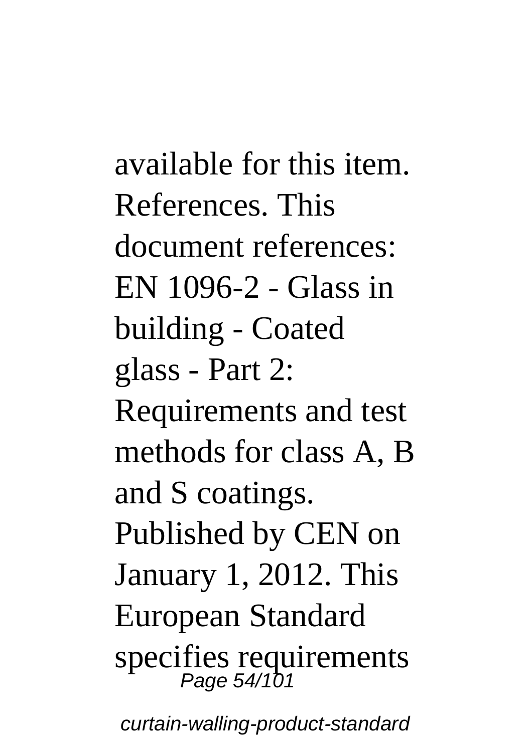available for this item. References. This document references: EN 1096-2 - Glass in building - Coated glass - Part 2: Requirements and test methods for class A, B and S coatings. Published by CEN on January 1, 2012. This European Standard specifies requirements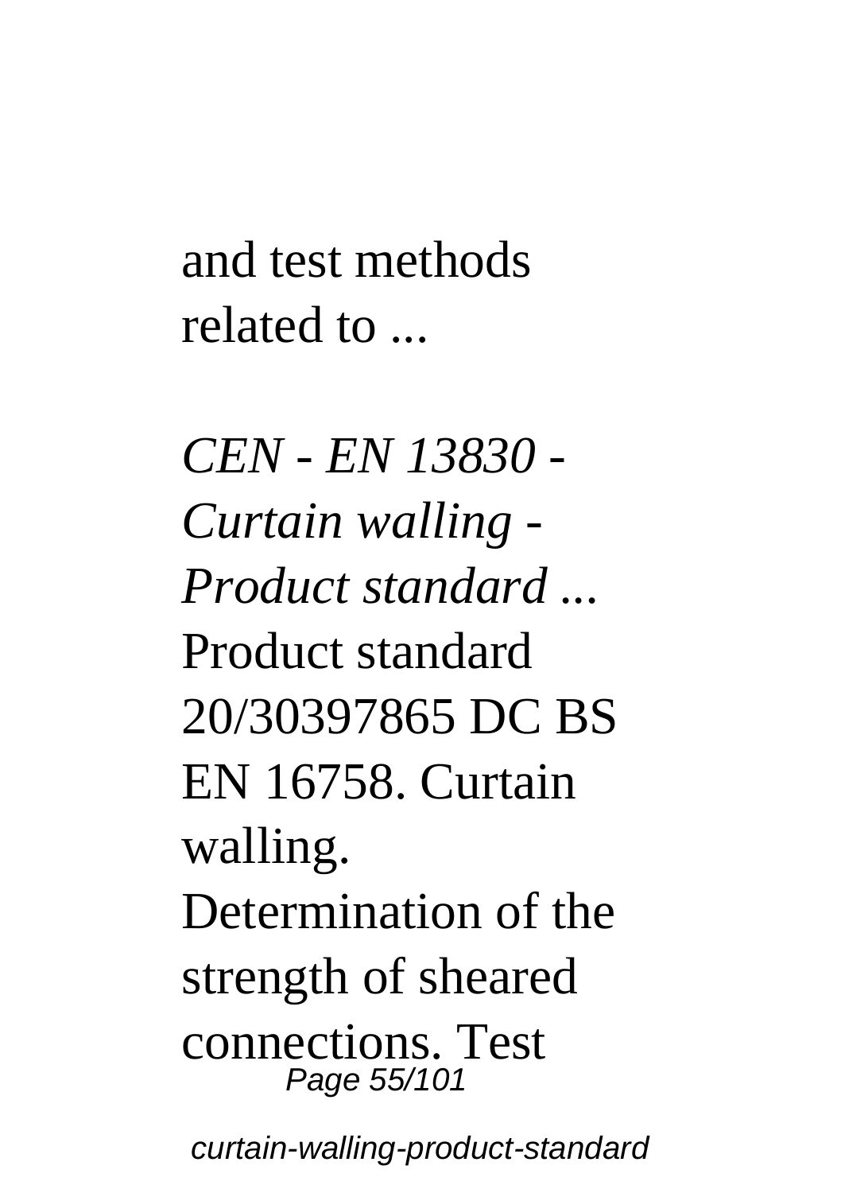and test methods related to ...

*CEN - EN 13830 - Curtain walling - Product standard ...*
Product standard 20/30397865 DC BS EN 16758. Curtain walling. Determination of the strength of sheared connections. Test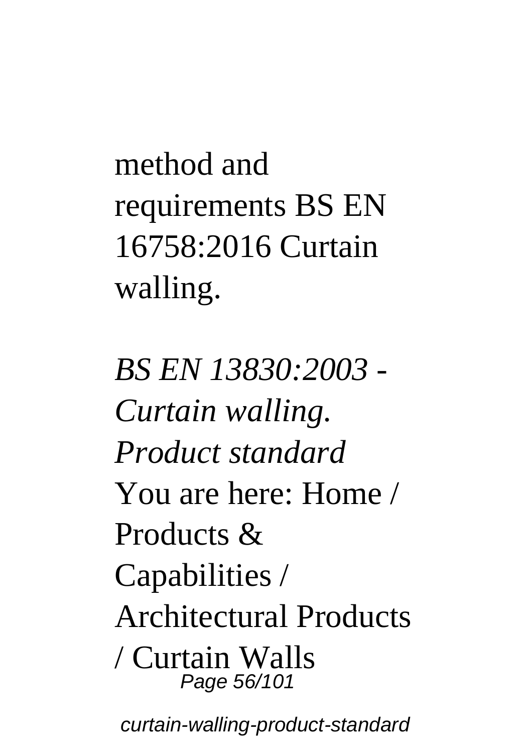method and requirements BS EN 16758:2016 Curtain walling.

*BS EN 13830:2003 - Curtain walling. Product standard*

You are here: Home / Products & Capabilities / Architectural Products / Curtain Walls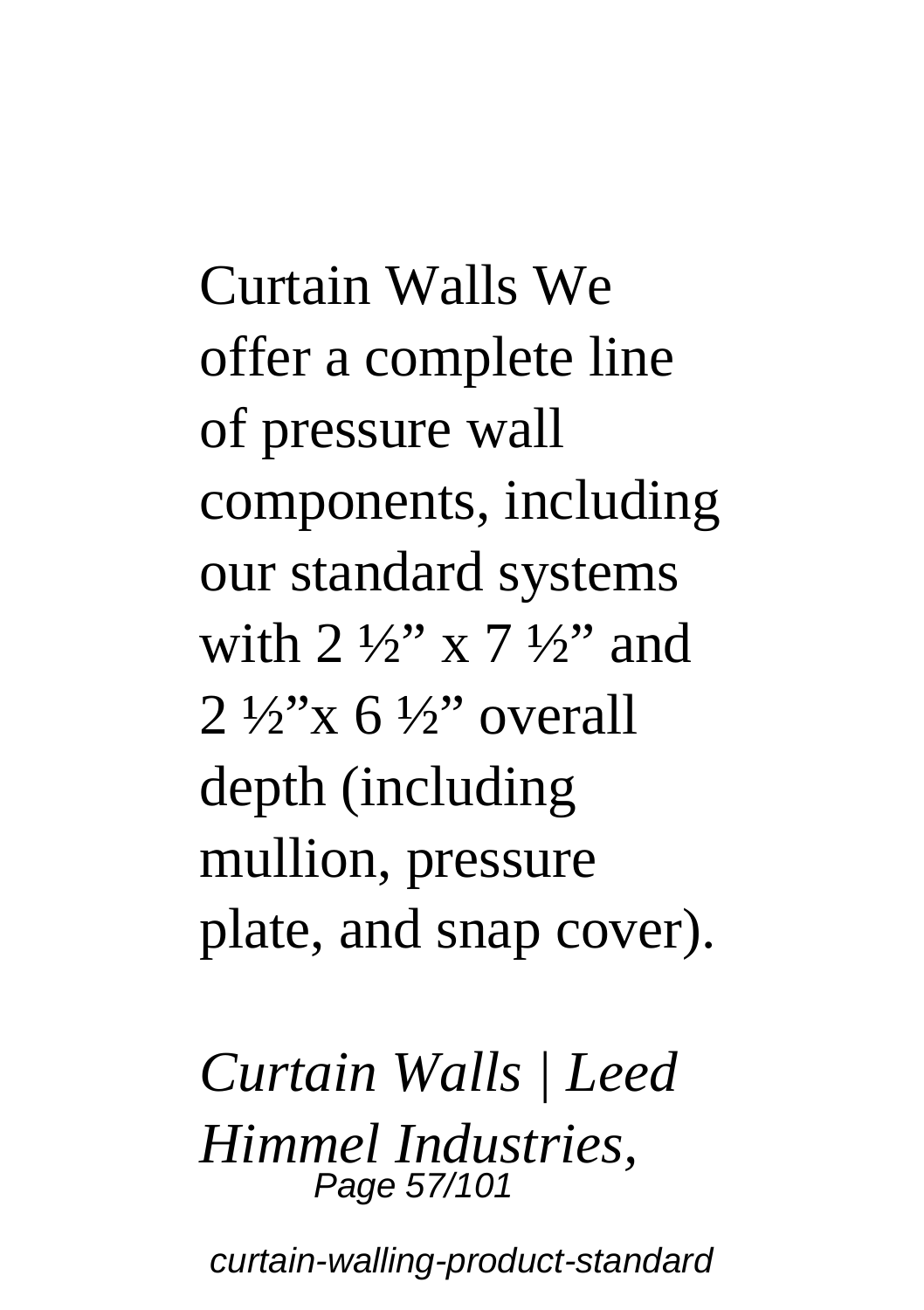Curtain Walls We offer a complete line of pressure wall components, including our standard systems with 2 ½" x 7 ½" and 2 ½"x 6 ½" overall depth (including mullion, pressure plate, and snap cover).

*Curtain Walls | Leed Himmel Industries,*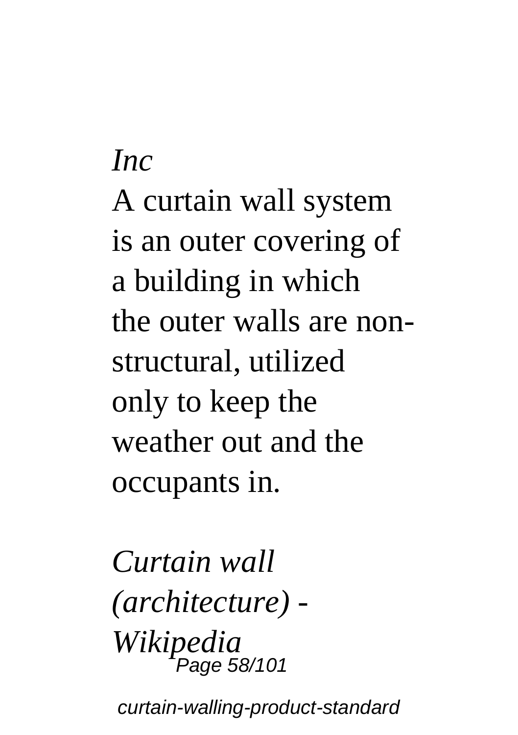*Inc*

A curtain wall system is an outer covering of a building in which the outer walls are non-structural, utilized only to keep the weather out and the occupants in.

*Curtain wall (architecture) - Wikipedia*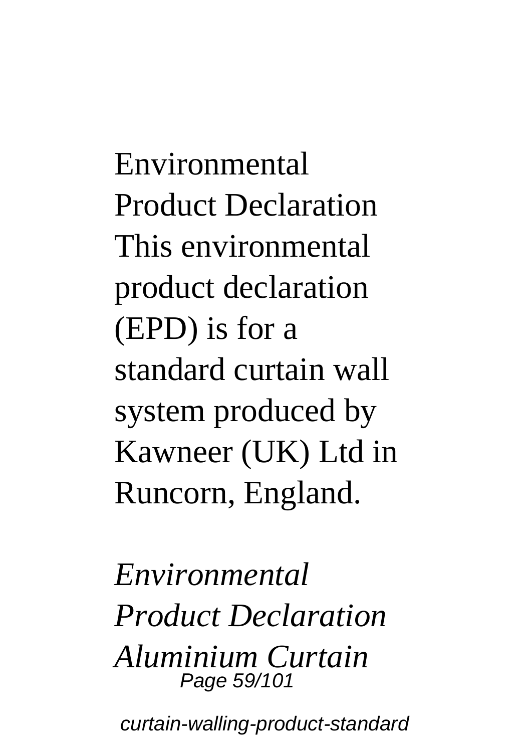Environmental Product Declaration This environmental product declaration (EPD) is for a standard curtain wall system produced by Kawneer (UK) Ltd in Runcorn, England.

*Environmental Product Declaration Aluminium Curtain*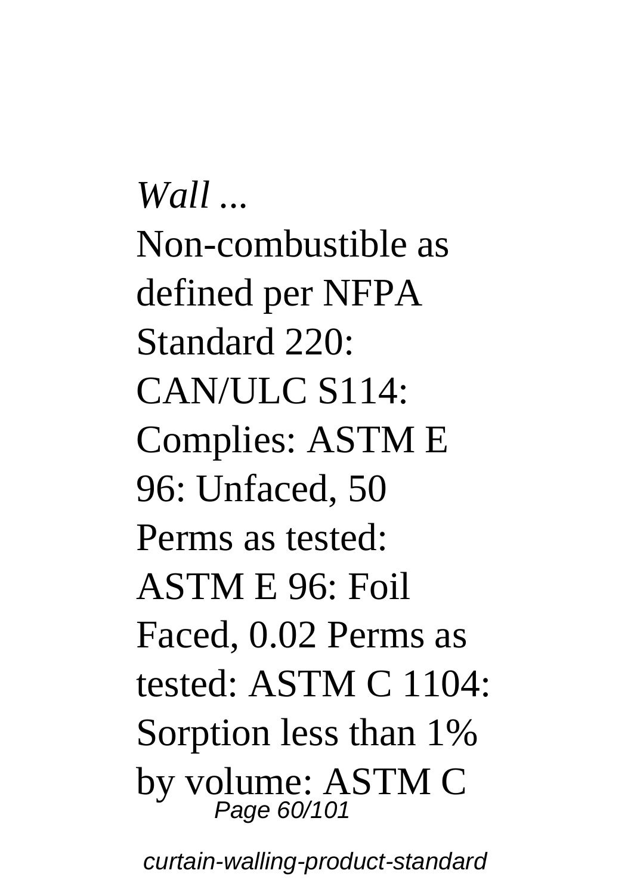*Wall ...*

Non-combustible as defined per NFPA Standard 220: CAN/ULC S114: Complies: ASTM E 96: Unfaced, 50 Perms as tested: ASTM E 96: Foil Faced, 0.02 Perms as tested: ASTM C 1104: Sorption less than 1% by volume: ASTM C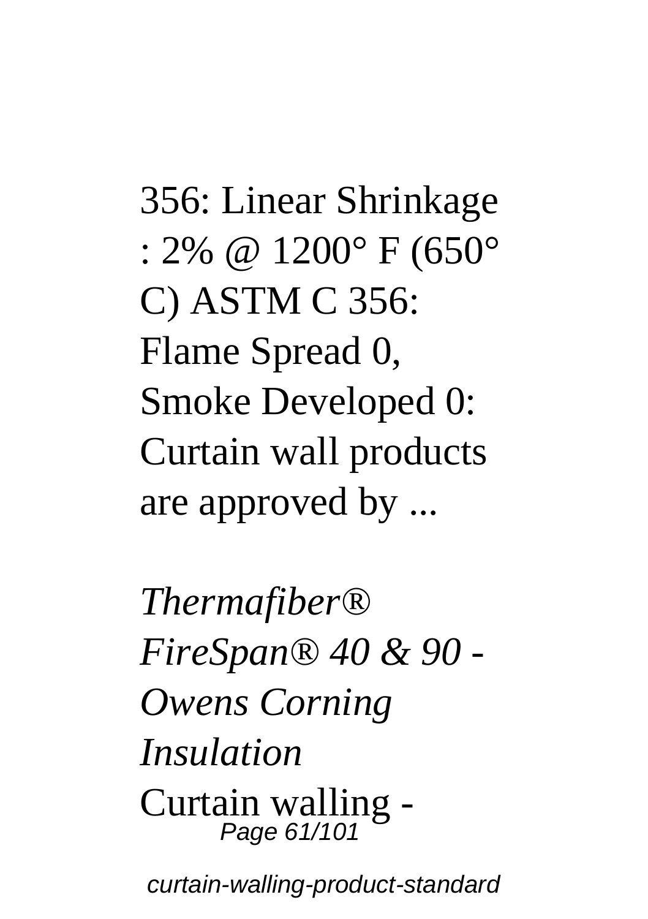356: Linear Shrinkage : 2% @ 1200° F (650° C) ASTM C 356: Flame Spread 0, Smoke Developed 0: Curtain wall products are approved by ...

*Thermafiber® FireSpan® 40 & 90 - Owens Corning Insulation*

Curtain walling -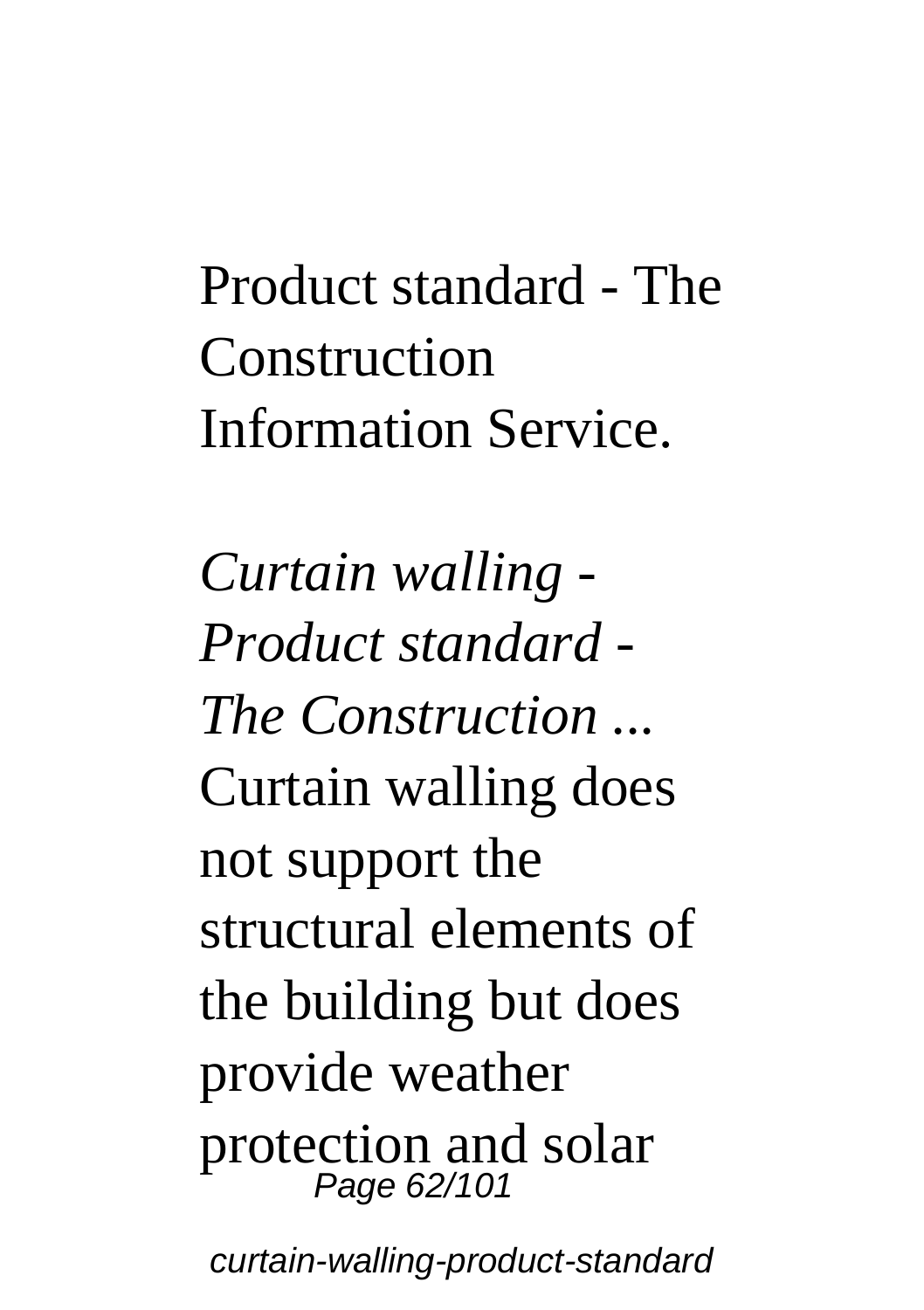Product standard - The Construction Information Service.

*Curtain walling - Product standard - The Construction ...*

Curtain walling does not support the structural elements of the building but does provide weather protection and solar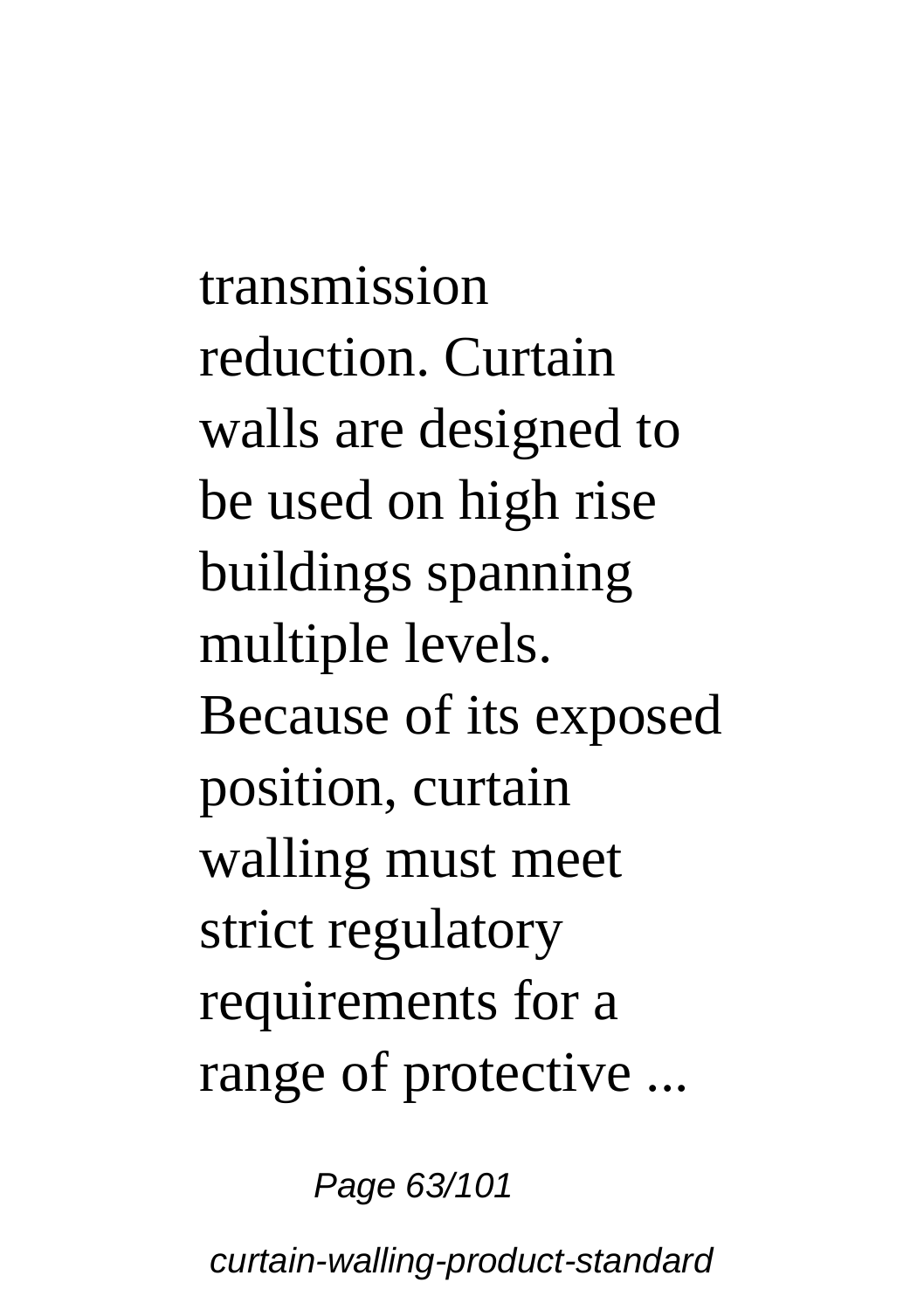transmission reduction. Curtain walls are designed to be used on high rise buildings spanning multiple levels. Because of its exposed position, curtain walling must meet strict regulatory requirements for a range of protective ...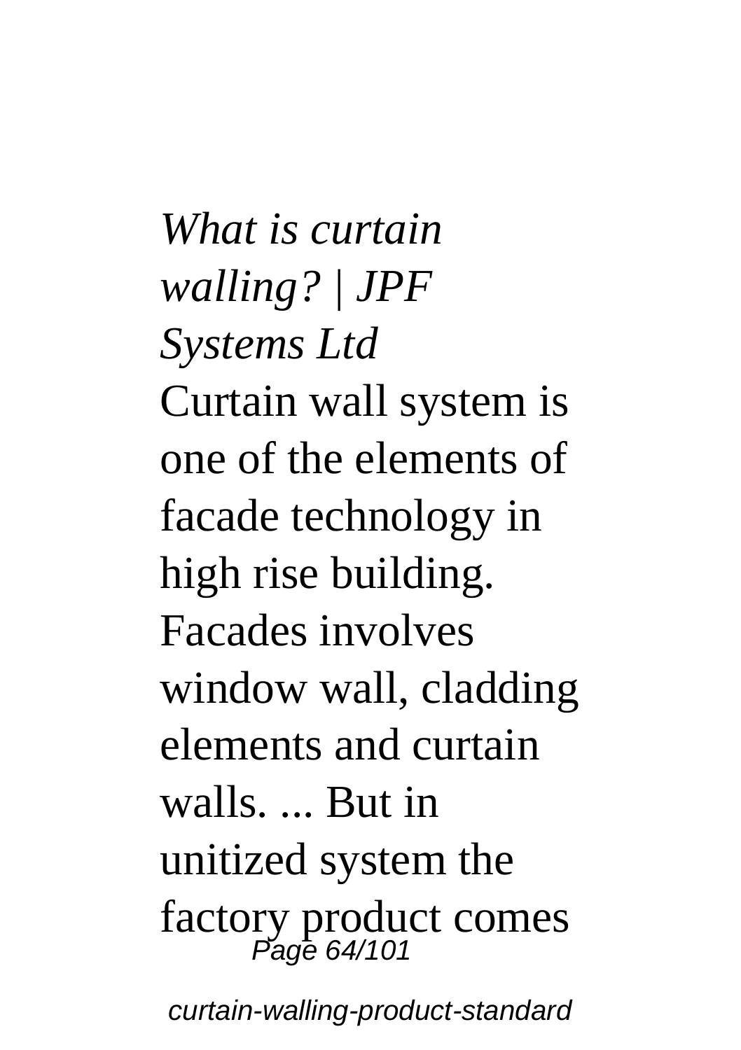*What is curtain walling? | JPF Systems Ltd*

Curtain wall system is one of the elements of facade technology in high rise building. Facades involves window wall, cladding elements and curtain walls. ... But in unitized system the factory product comes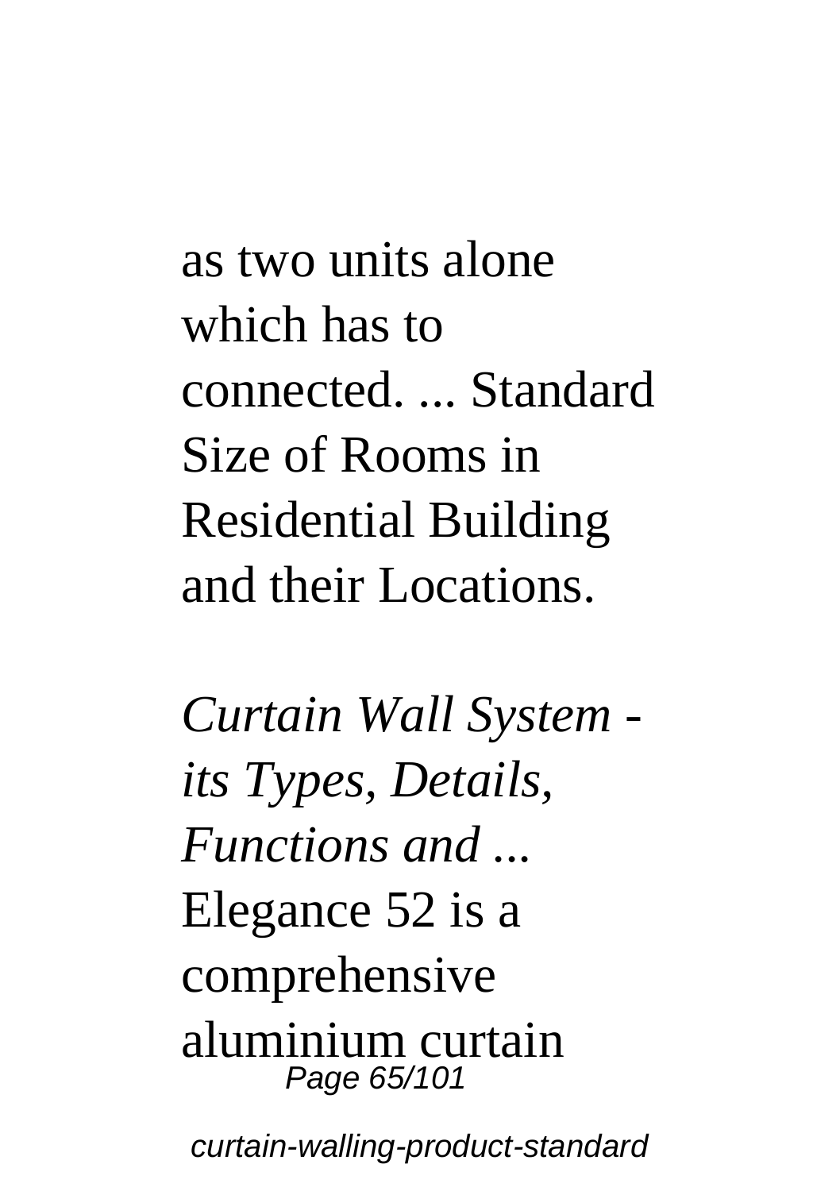as two units alone which has to connected. ... Standard Size of Rooms in Residential Building and their Locations.

*Curtain Wall System - its Types, Details, Functions and ...*

Elegance 52 is a comprehensive aluminium curtain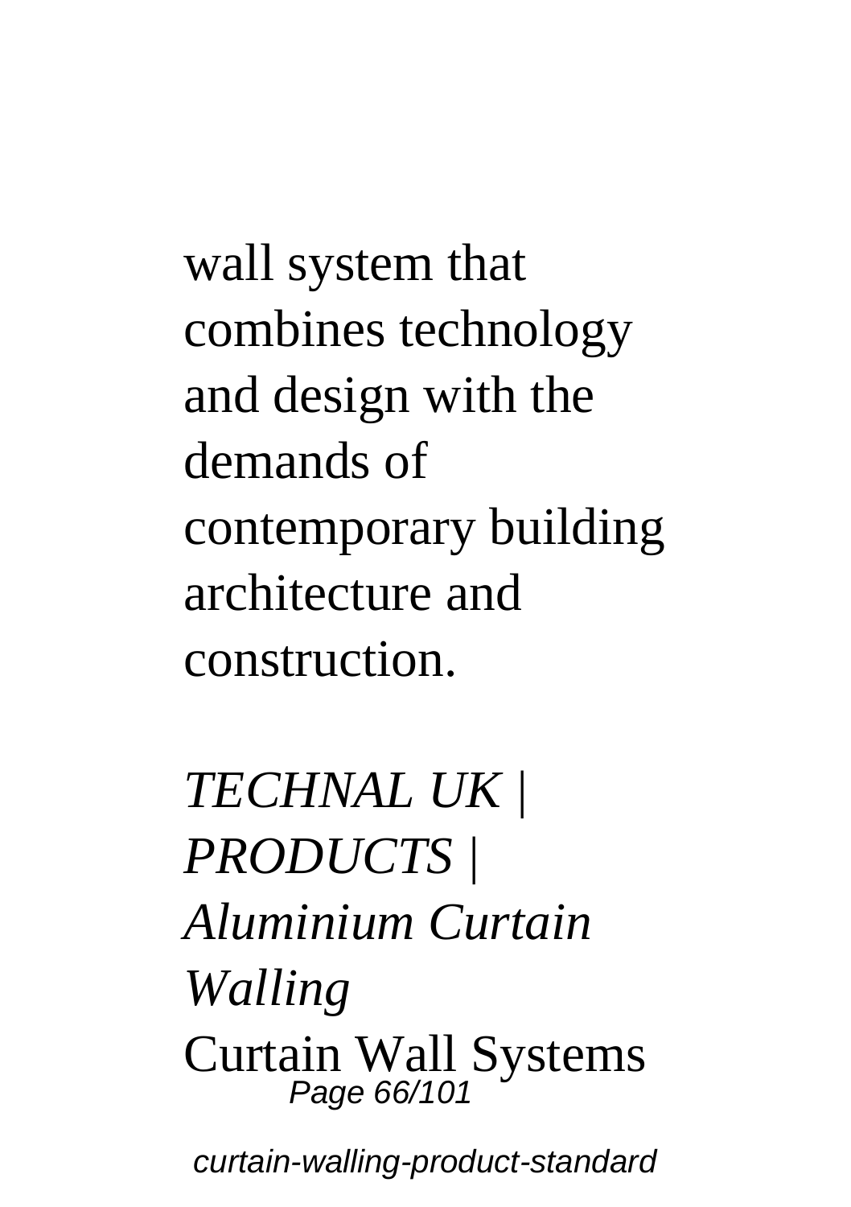wall system that combines technology and design with the demands of contemporary building architecture and construction.

*TECHNAL UK | PRODUCTS | Aluminium Curtain Walling*

Curtain Wall Systems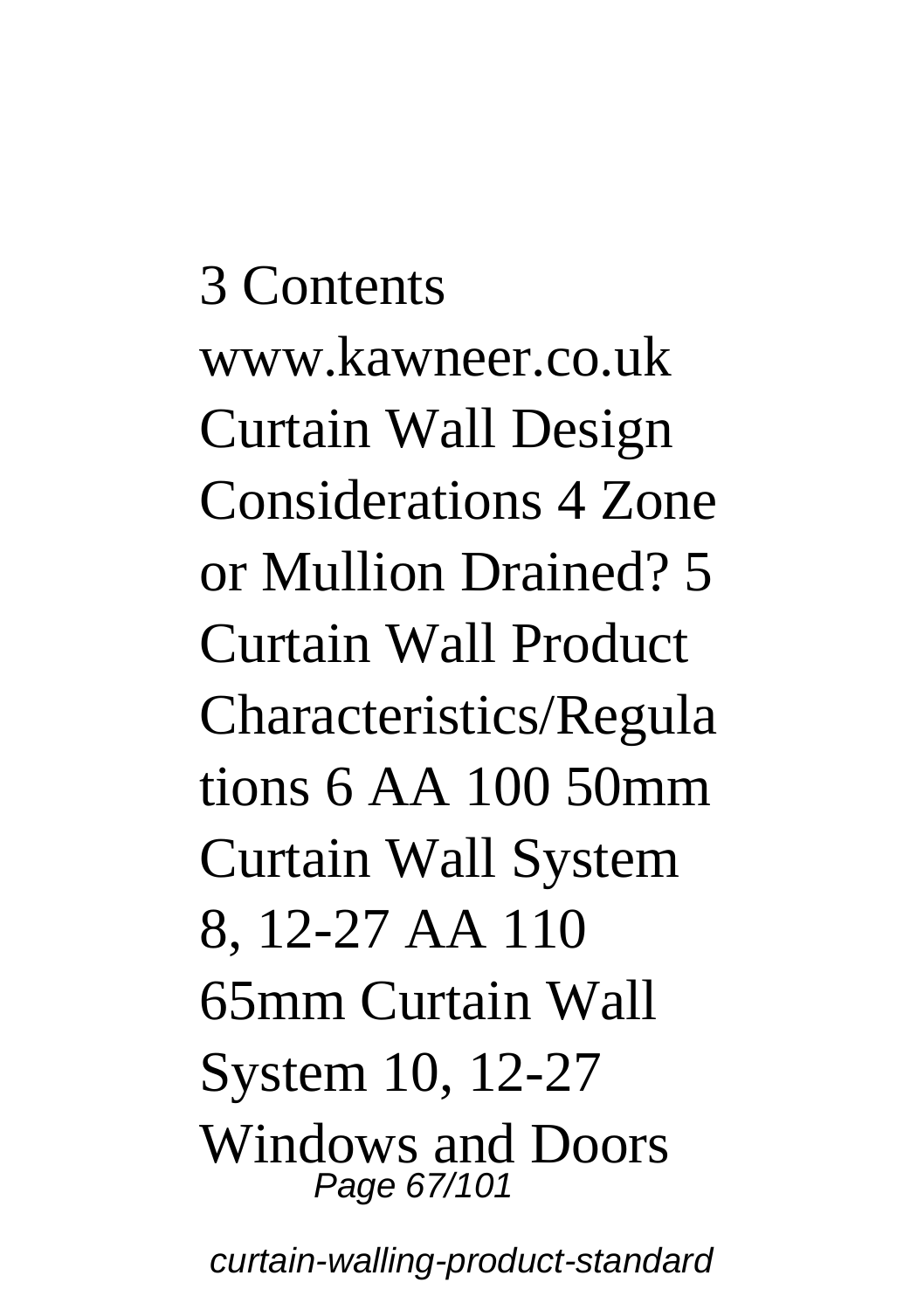3 Contents www.kawneer.co.uk Curtain Wall Design Considerations 4 Zone or Mullion Drained? 5 Curtain Wall Product Characteristics/Regula tions 6 AA 100 50mm Curtain Wall System 8, 12-27 AA 110 65mm Curtain Wall System 10, 12-27 Windows and Doors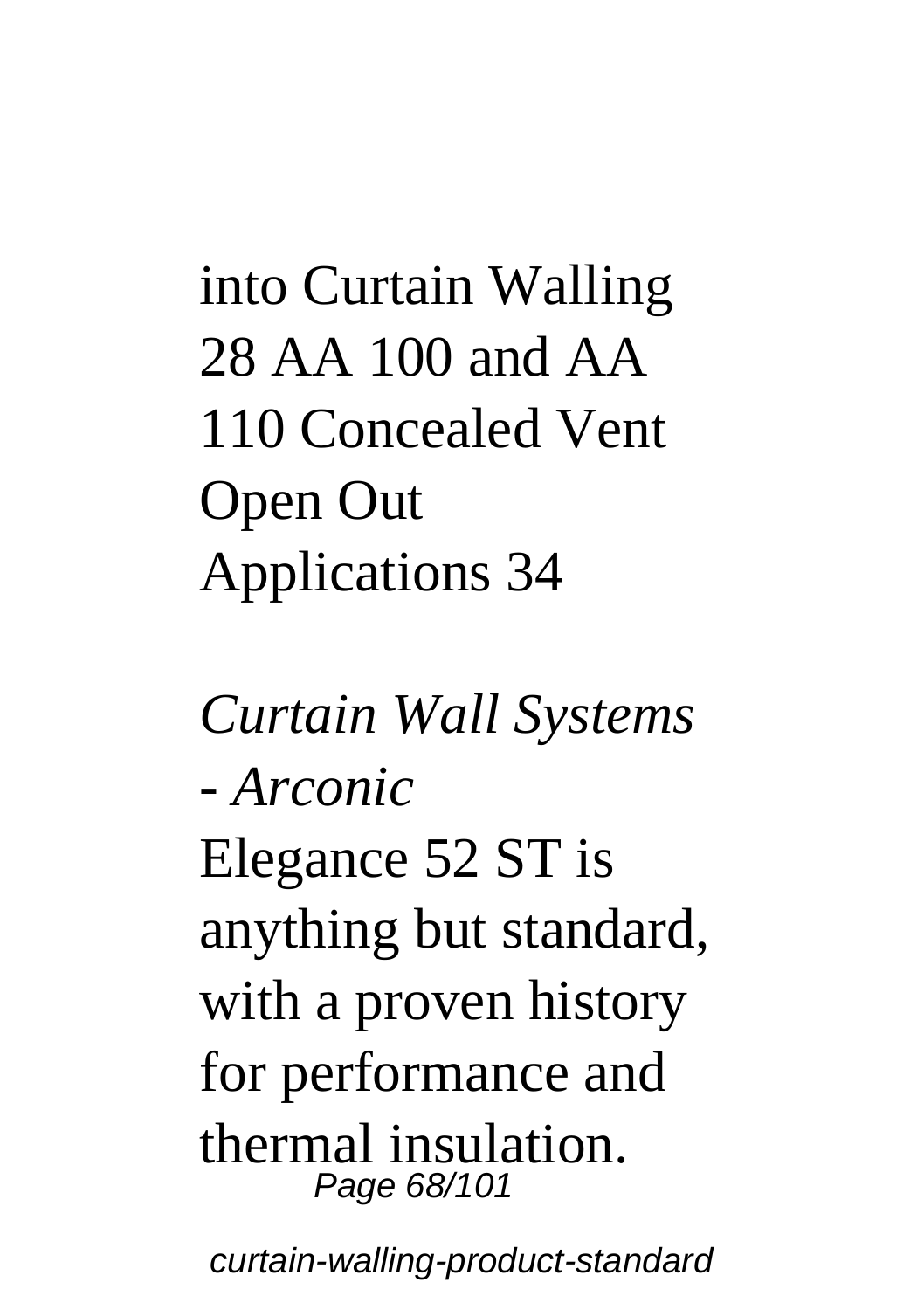into Curtain Walling 28 AA 100 and AA 110 Concealed Vent Open Out Applications 34

*Curtain Wall Systems - Arconic*

Elegance 52 ST is anything but standard, with a proven history for performance and thermal insulation.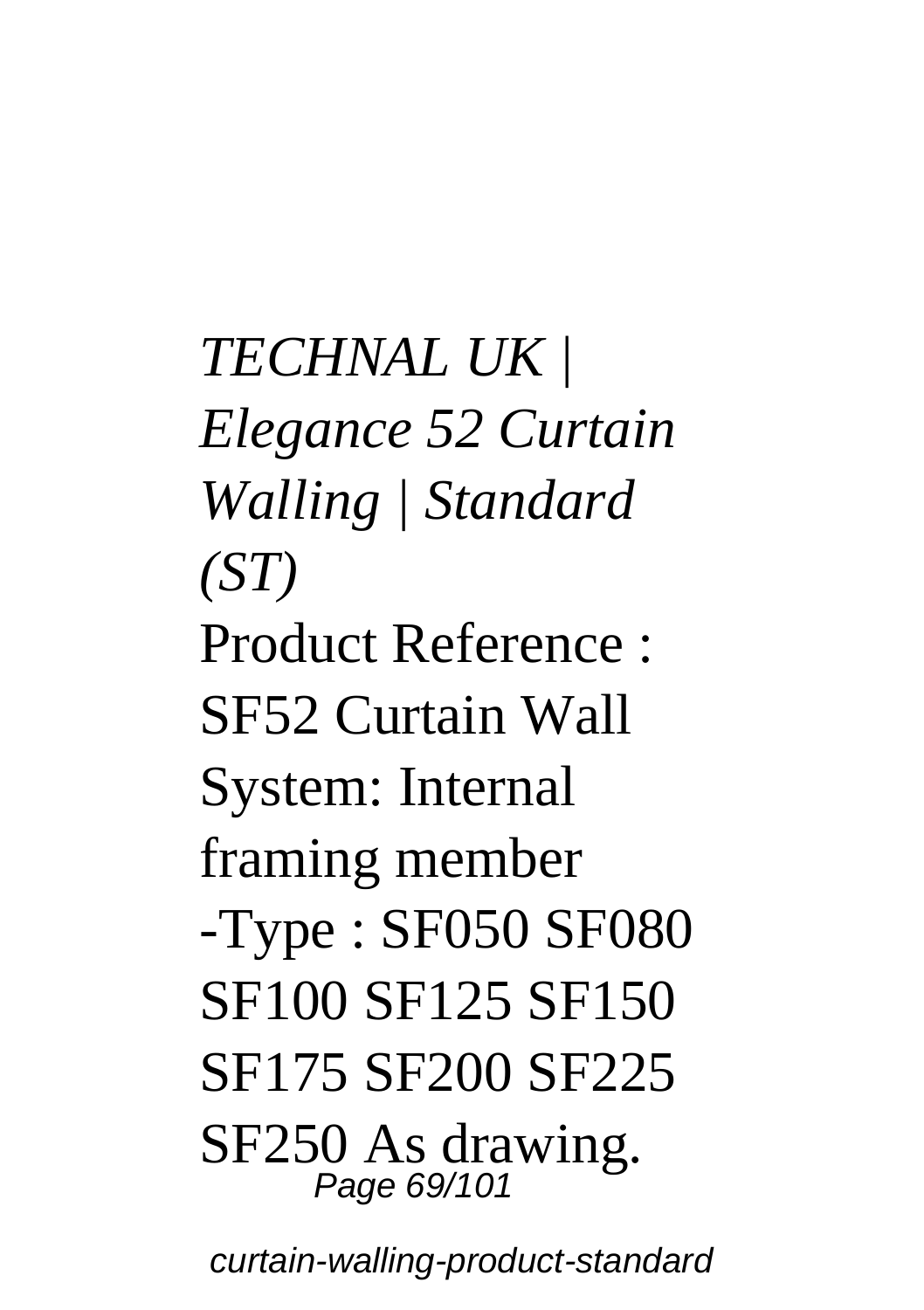*TECHNAL UK | Elegance 52 Curtain Walling | Standard (ST)*

Product Reference : SF52 Curtain Wall System: Internal framing member -Type : SF050 SF080 SF100 SF125 SF150 SF175 SF200 SF225 SF250 As drawing.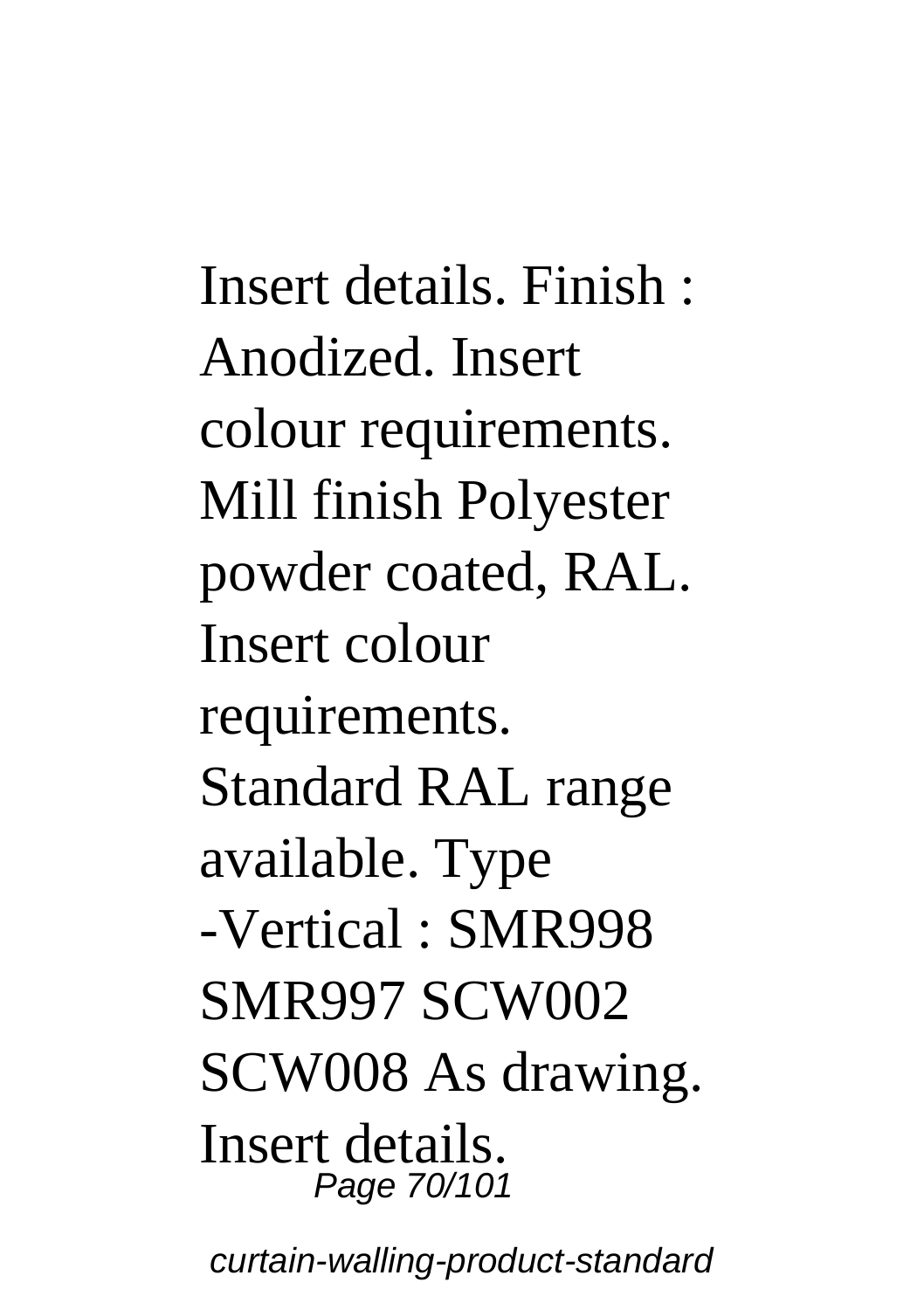Insert details. Finish : Anodized. Insert colour requirements. Mill finish Polyester powder coated, RAL. Insert colour requirements. Standard RAL range available. Type -Vertical : SMR998 SMR997 SCW002 SCW008 As drawing. Insert details.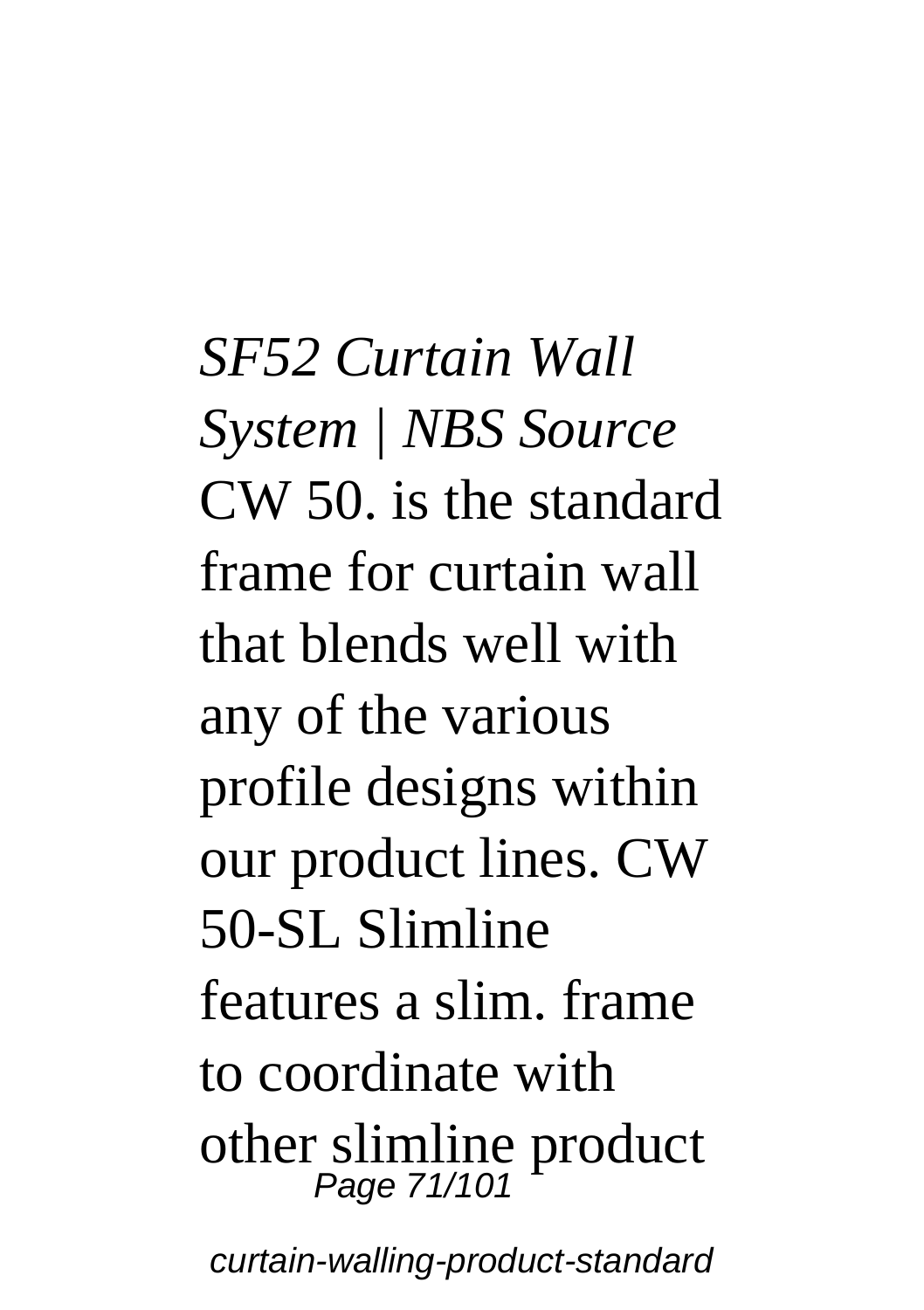*SF52 Curtain Wall System | NBS Source*

CW 50. is the standard frame for curtain wall that blends well with any of the various profile designs within our product lines. CW 50-SL Slimline features a slim. frame to coordinate with other slimline product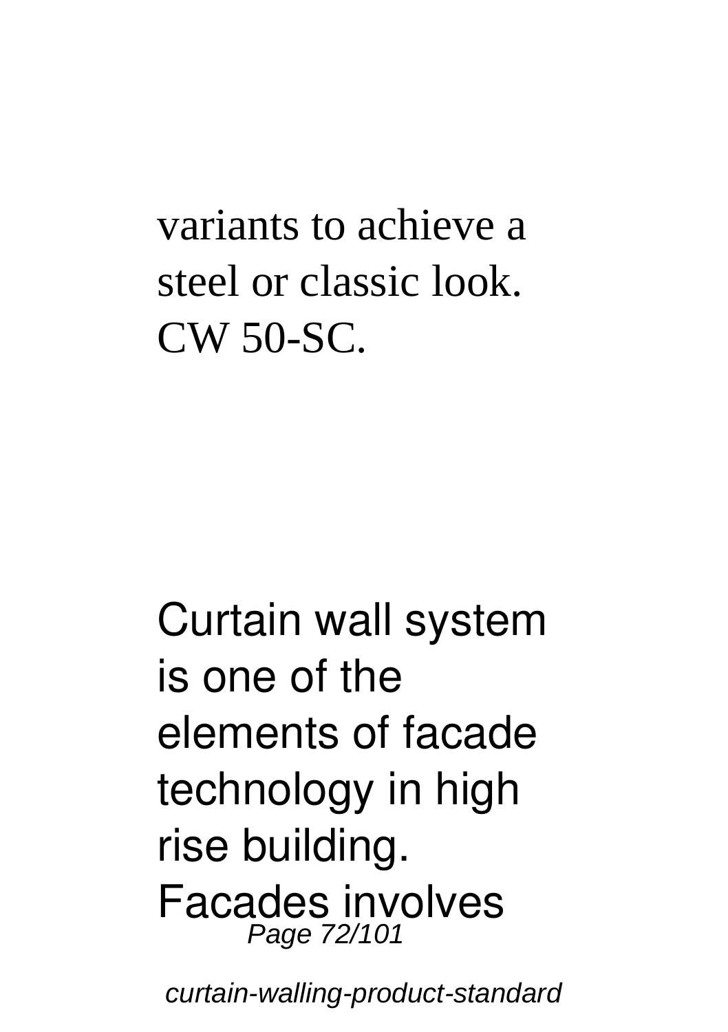variants to achieve a steel or classic look. CW 50-SC.

Curtain wall system is one of the elements of facade technology in high rise building. Facades involves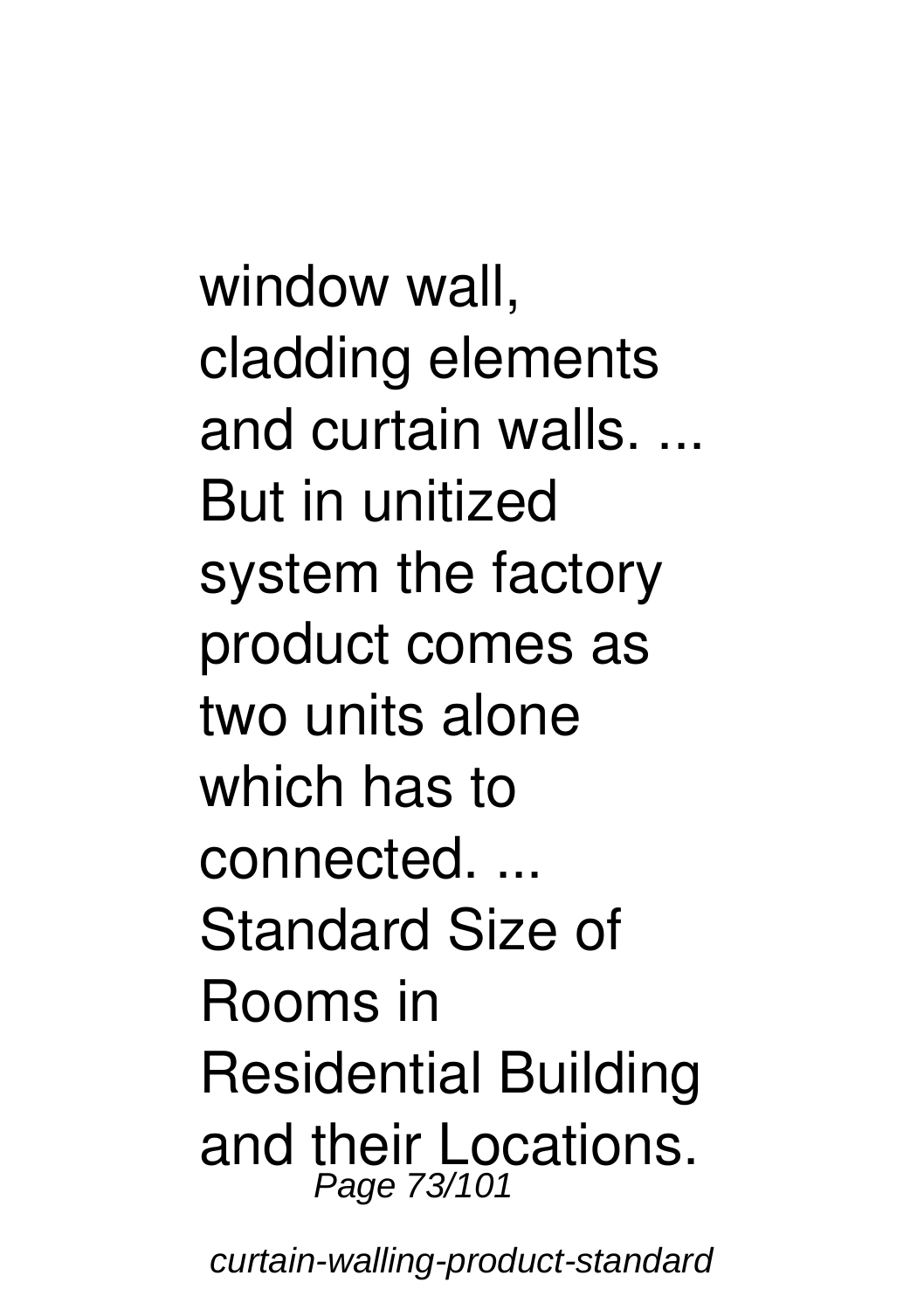window wall, cladding elements and curtain walls. ... But in unitized system the factory product comes as two units alone which has to connected. ... Standard Size of Rooms in Residential Building and their Locations.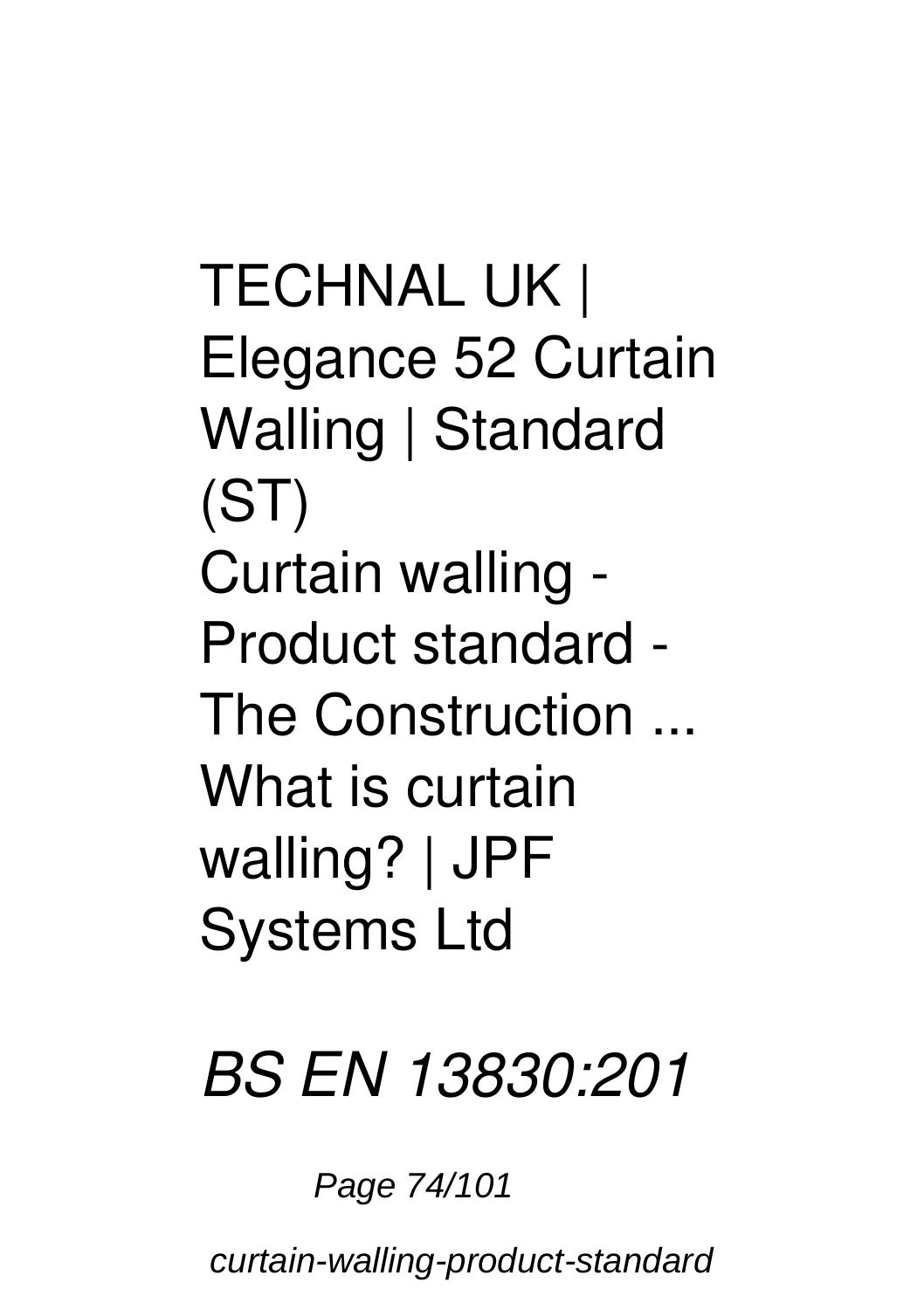TECHNAL UK | Elegance 52 Curtain Walling | Standard (ST)
Curtain walling - Product standard - The Construction ...
What is curtain walling? | JPF Systems Ltd

*BS EN 13830:201*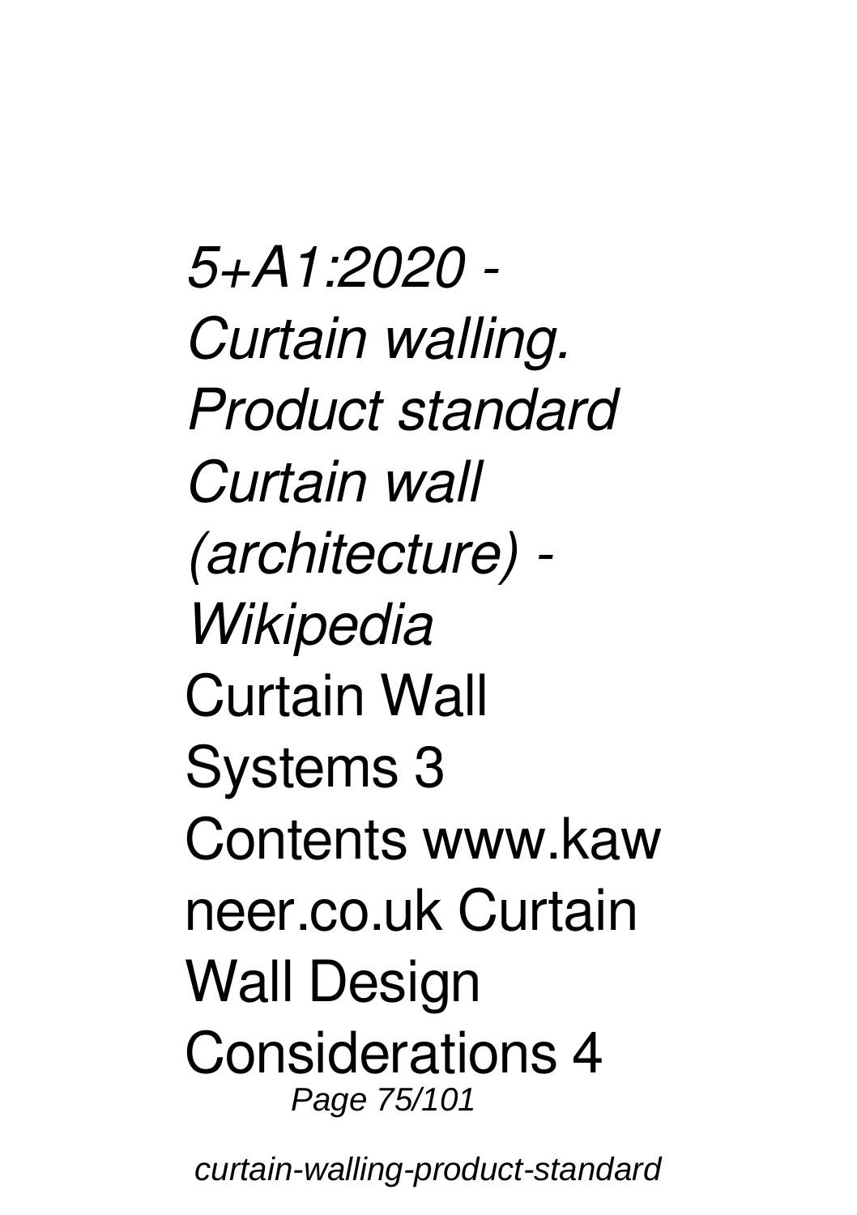*5+A1:2020 - Curtain walling. Product standard*
*Curtain wall (architecture) - Wikipedia*
Curtain Wall Systems 3 Contents www.kawneer.co.uk Curtain Wall Design Considerations 4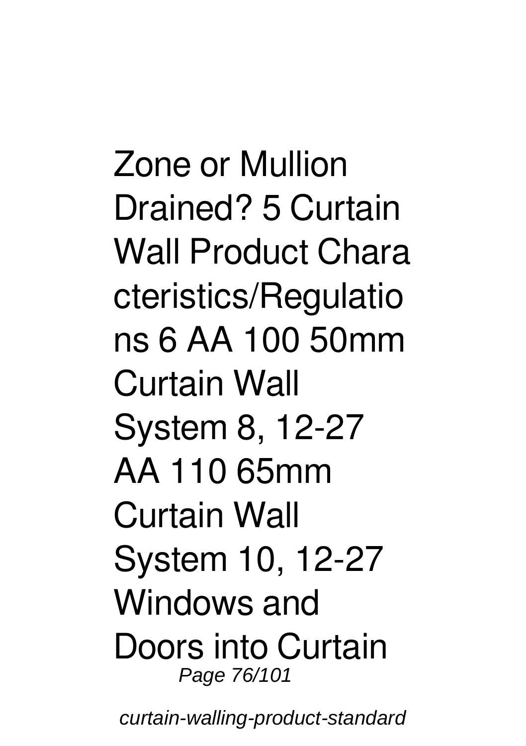Zone or Mullion Drained? 5 Curtain Wall Product Chara cteristics/Regulatio ns 6 AA 100 50mm Curtain Wall System 8, 12-27 AA 110 65mm Curtain Wall System 10, 12-27 Windows and Doors into Curtain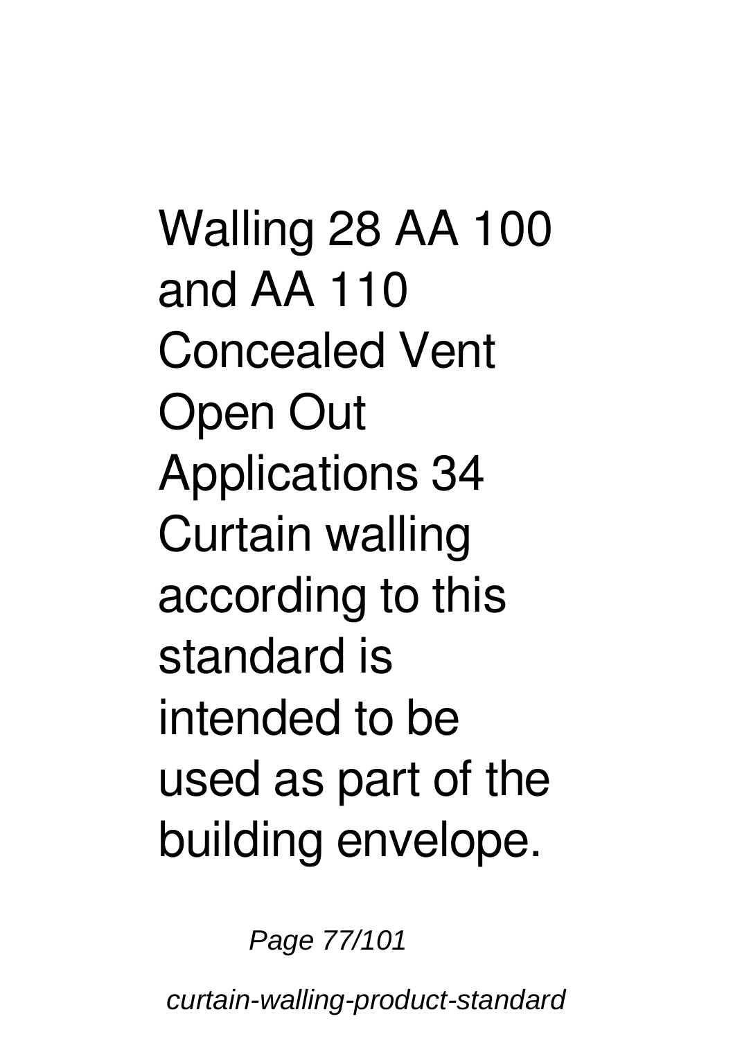Walling 28 AA 100 and AA 110 Concealed Vent Open Out Applications 34 Curtain walling according to this standard is intended to be used as part of the building envelope.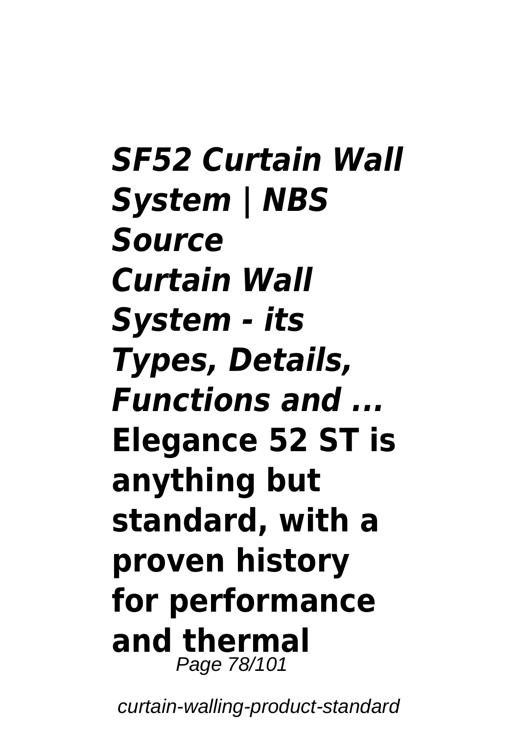***SF52 Curtain Wall System | NBS Source***

***Curtain Wall System - its Types, Details, Functions and ...***

**Elegance 52 ST is anything but standard, with a proven history for performance and thermal**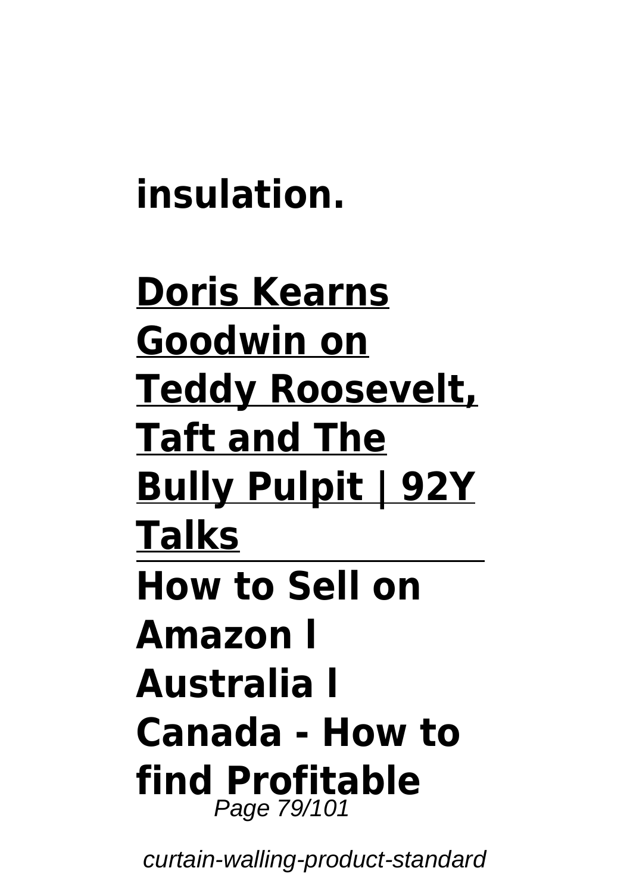**insulation.**

**Doris Kearns Goodwin on Teddy Roosevelt, Taft and The Bully Pulpit | 92Y Talks**

**How to Sell on Amazon l Australia l Canada - How to find Profitable**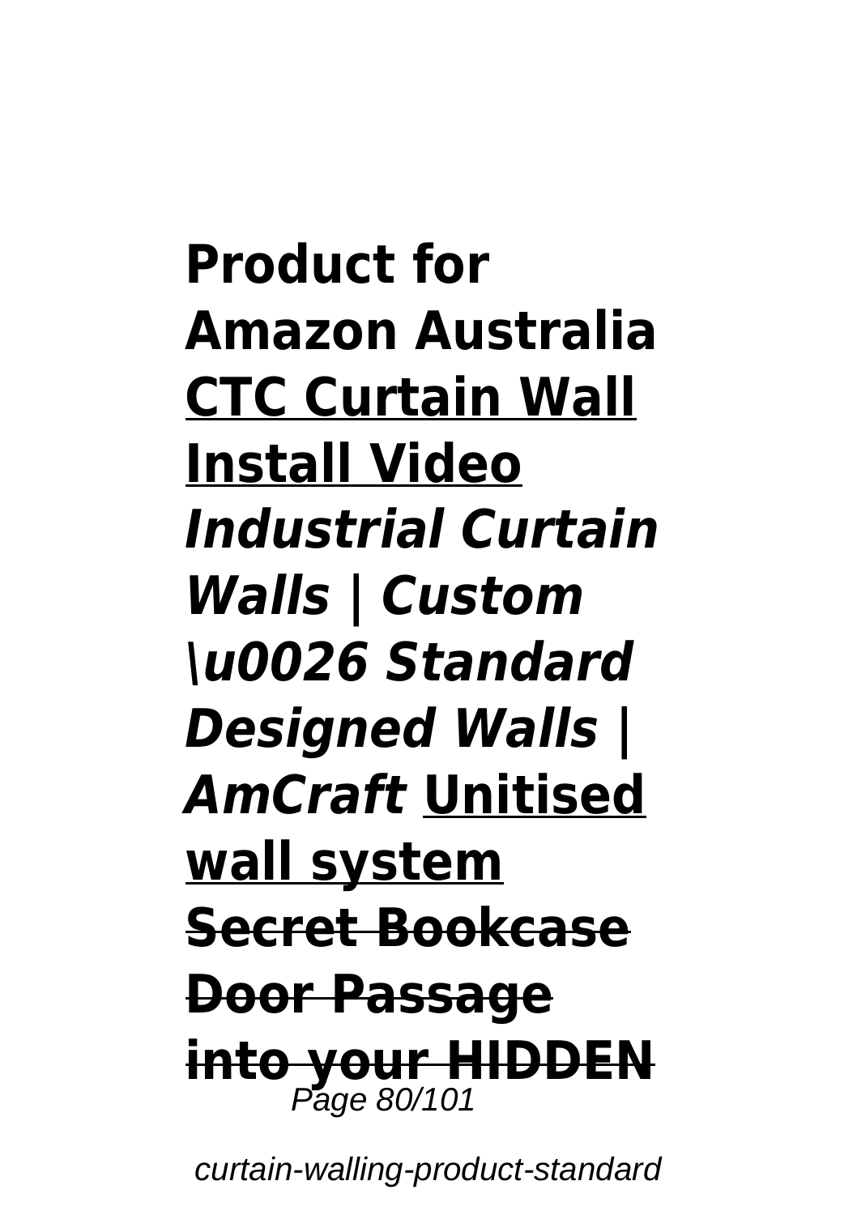**Product for Amazon Australia** **CTC Curtain Wall Install Video** ***Industrial Curtain Walls | Custom \u0026 Standard Designed Walls | AmCraft*** **Unitised wall system** ~~**Secret Bookcase Door Passage into your HIDDEN**~~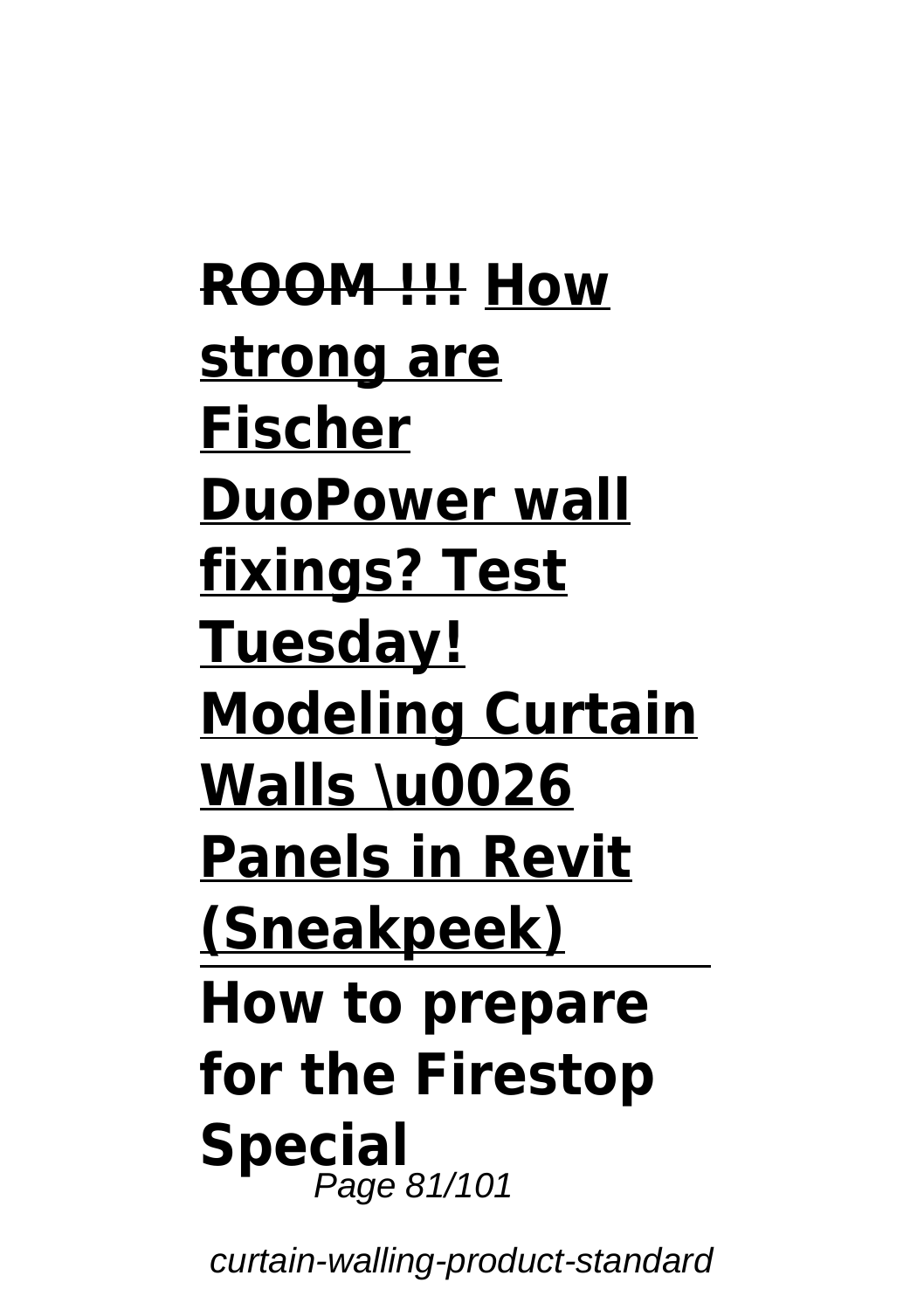**ROOM !!!** **How strong are Fischer DuoPower wall fixings? Test Tuesday!** **Modeling Curtain Walls \u0026 Panels in Revit (Sneakpeek)**

**How to prepare for the Firestop Special**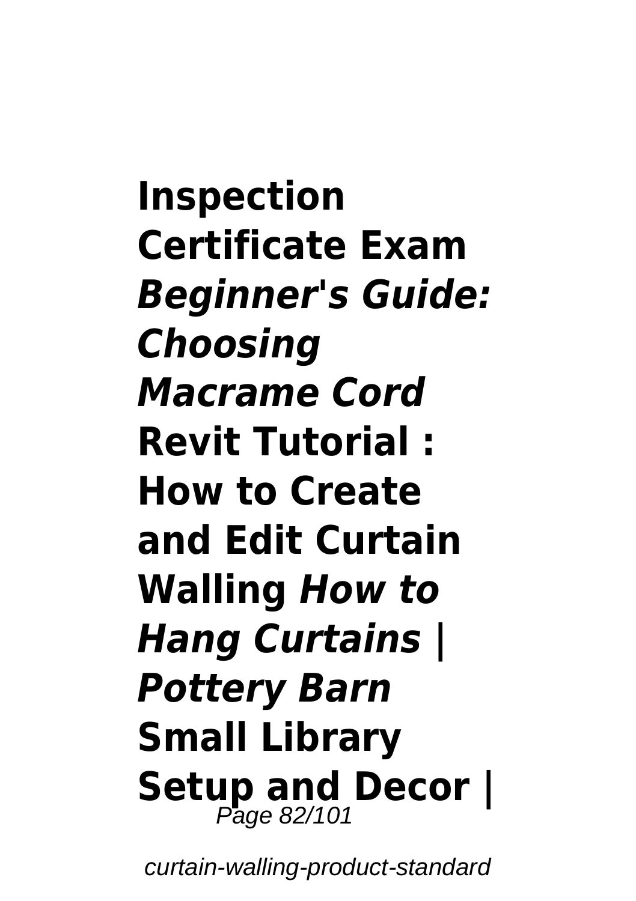**Inspection Certificate Exam** *Beginner's Guide: Choosing Macrame Cord* **Revit Tutorial : How to Create and Edit Curtain Walling** *How to Hang Curtains | Pottery Barn* **Small Library Setup and Decor |**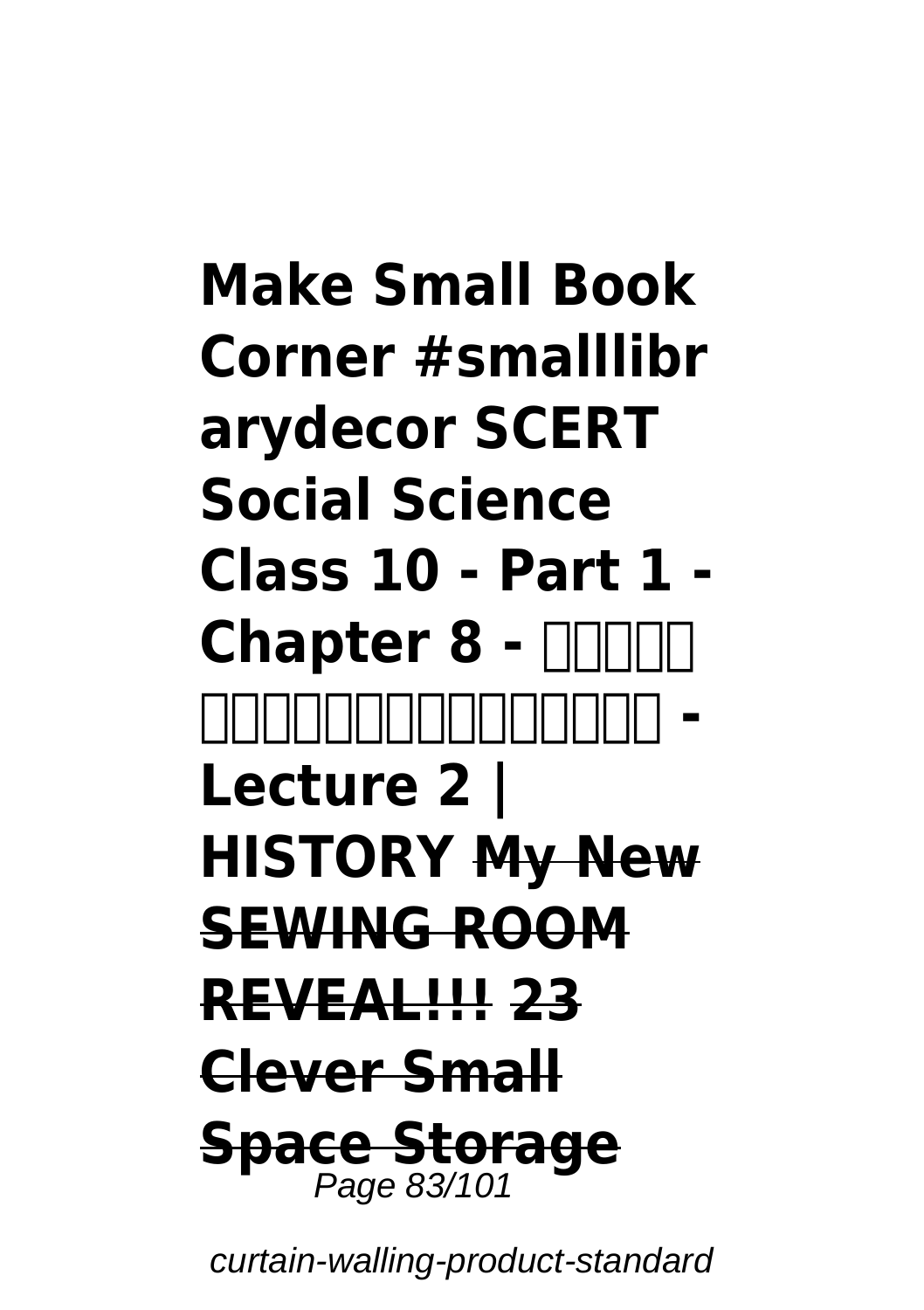**Make Small Book Corner #smalllibrarydecor SCERT Social Science Class 10 - Part 1 - Chapter 8 - □□□□□ □□□□□□□□□□□□□□□□ - Lecture 2 | HISTORY** ~~**My New SEWING ROOM REVEAL!!!**~~ ~~**23 Clever Small Space Storage**~~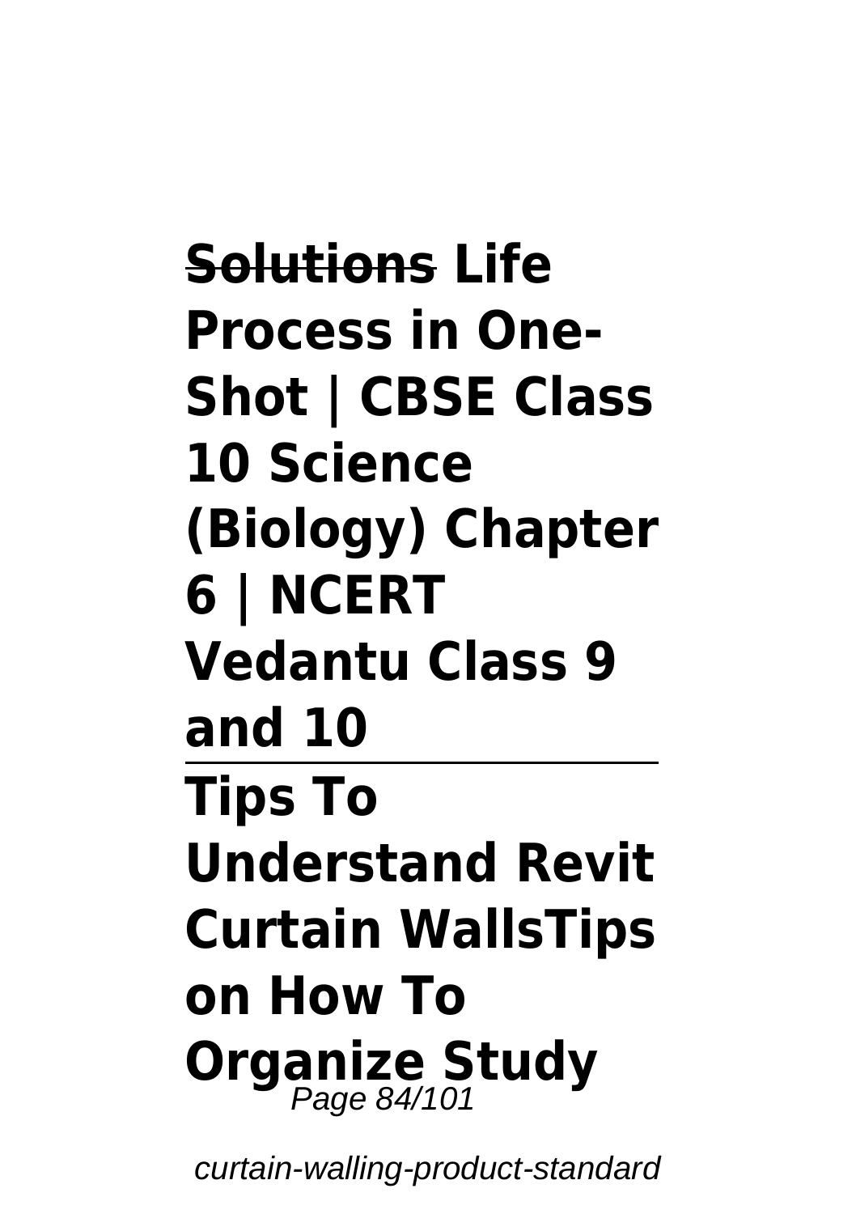**~~Solutions~~ Life Process in One-Shot | CBSE Class 10 Science (Biology) Chapter 6 | NCERT Vedantu Class 9 and 10**

---

**Tips To Understand Revit Curtain WallsTips on How To Organize Study**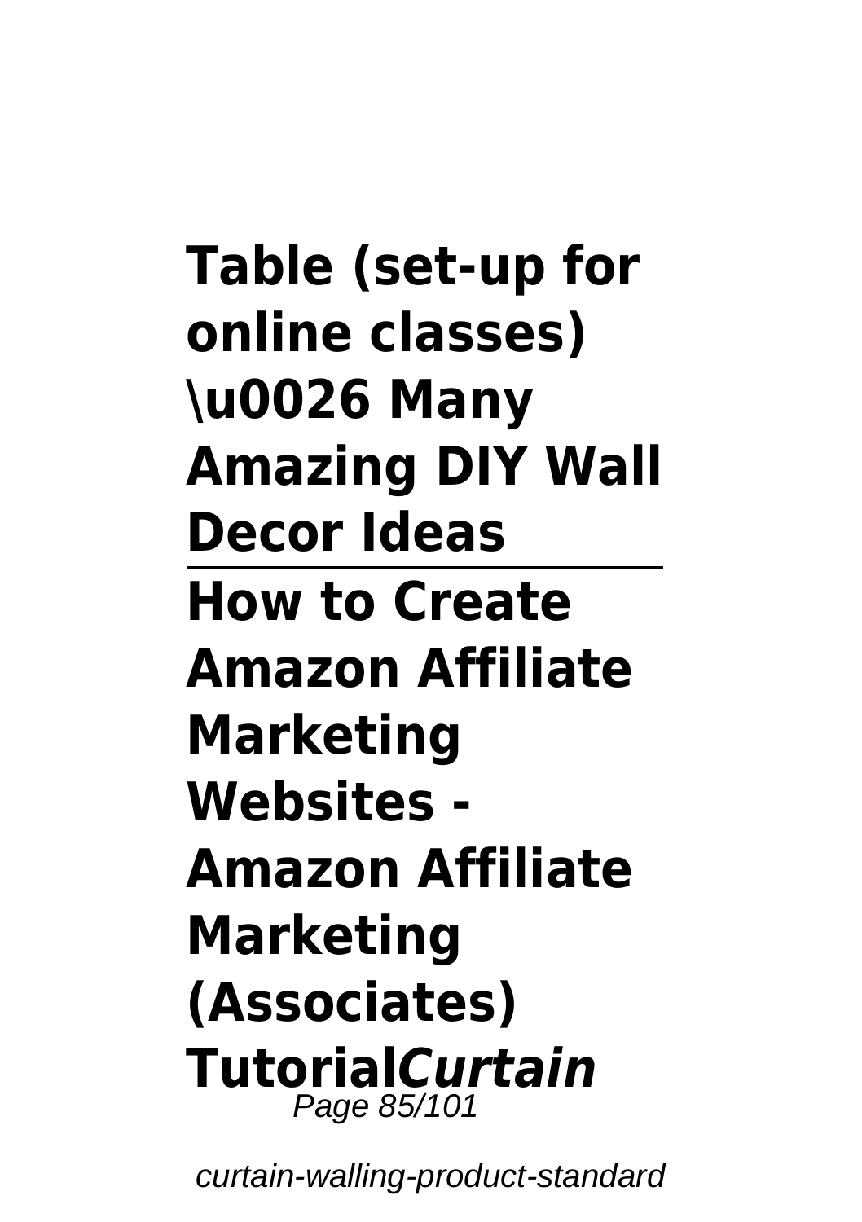**Table (set-up for online classes) \u0026 Many Amazing DIY Wall Decor Ideas**

---

**How to Create Amazon Affiliate Marketing Websites - Amazon Affiliate Marketing (Associates) Tutorial*Curtain***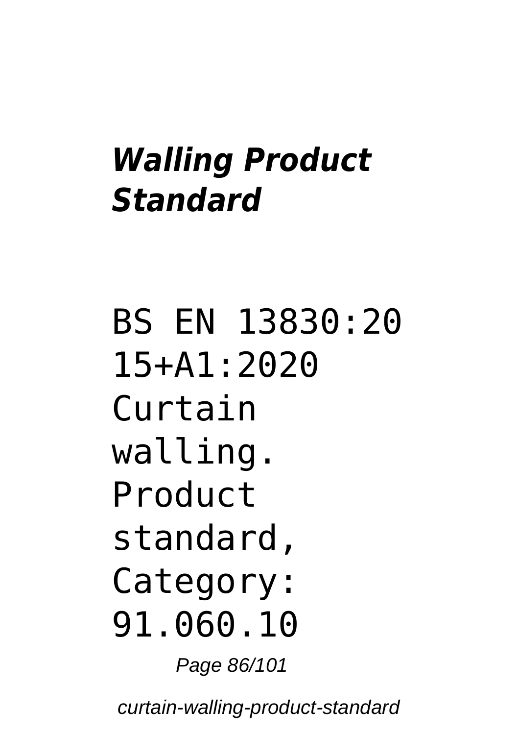### *Walling Product Standard*

BS EN 13830:2015+A1:2020 Curtain walling. Product standard, Category: 91.060.10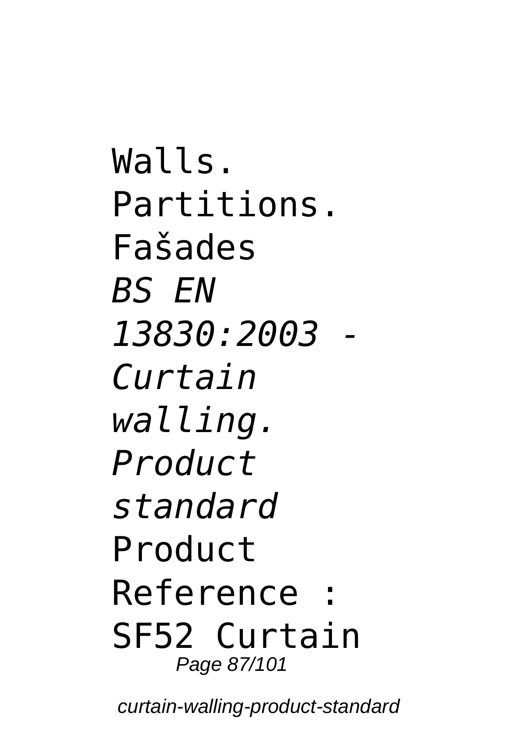Walls. Partitions. Fašades

*BS EN 13830:2003 - Curtain walling. Product standard*

Product Reference : SF52 Curtain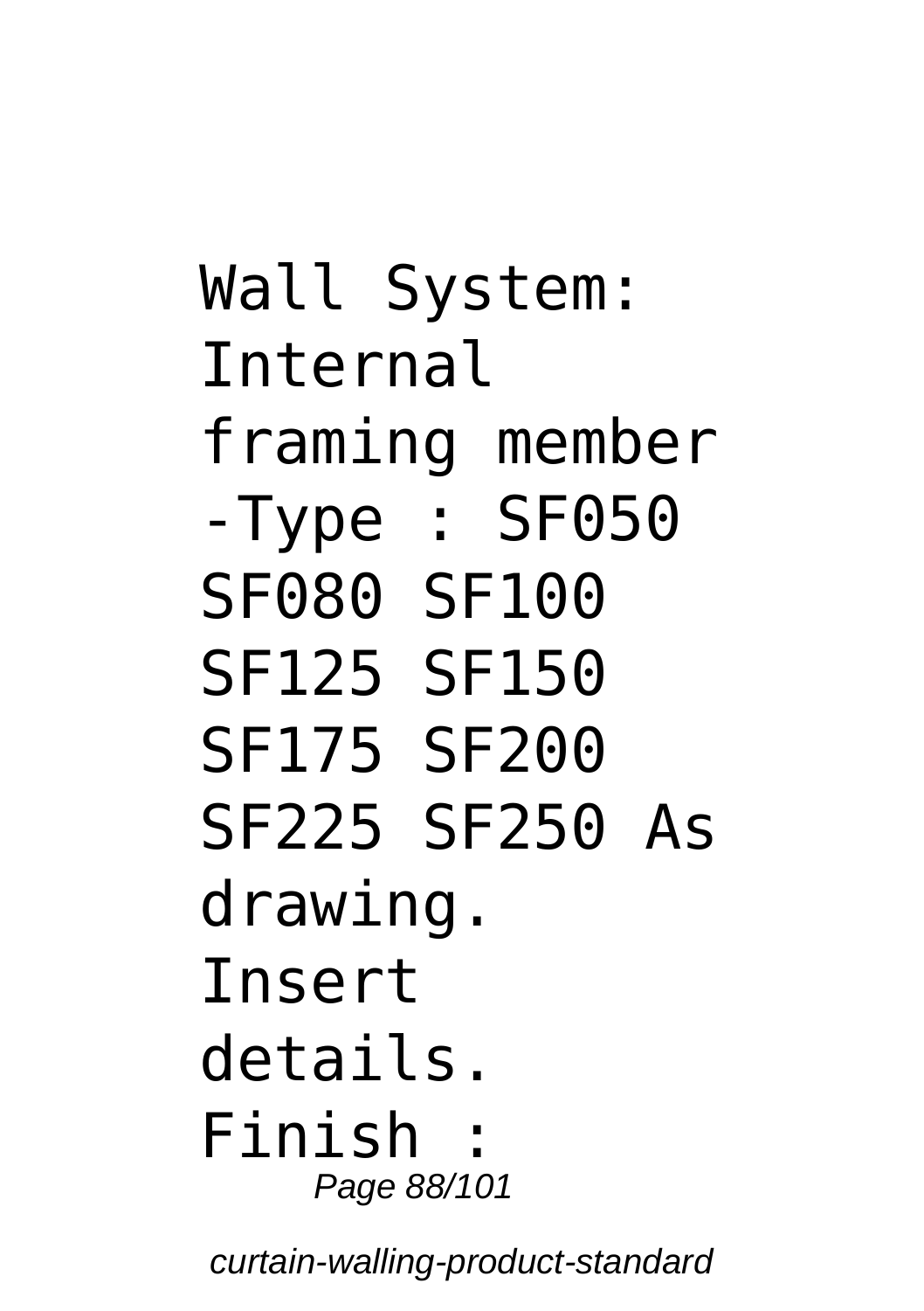Wall System: Internal framing member -Type : SF050 SF080 SF100 SF125 SF150 SF175 SF200 SF225 SF250 As drawing. Insert details. Finish :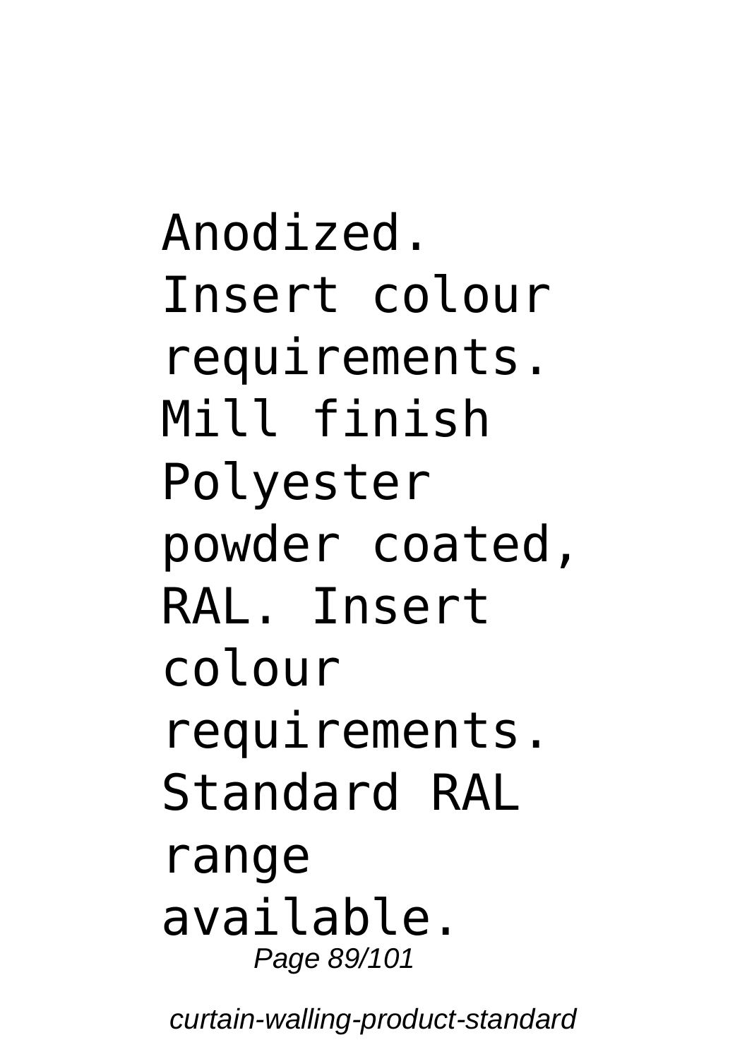Anodized. Insert colour requirements.
Mill finish
Polyester powder coated, RAL. Insert colour requirements. Standard RAL range available.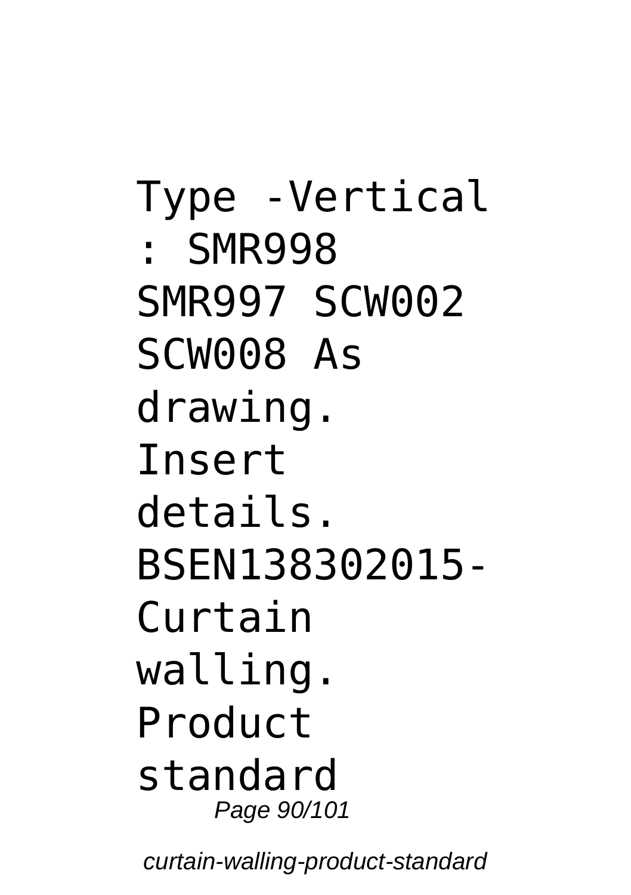Type -Vertical : SMR998 SMR997 SCW002 SCW008 As drawing. Insert details. BSEN138302015- Curtain walling. Product standard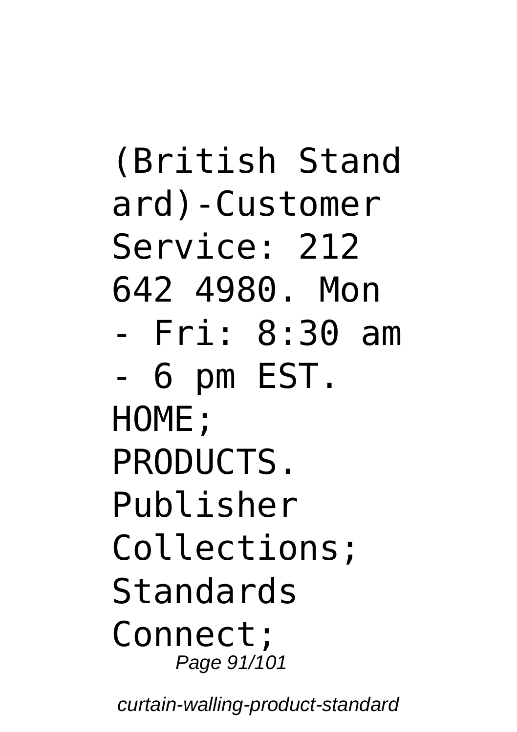(British Standard)-Customer Service: 212 642 4980. Mon - Fri: 8:30 am - 6 pm EST. HOME; PRODUCTS. Publisher Collections; Standards Connect;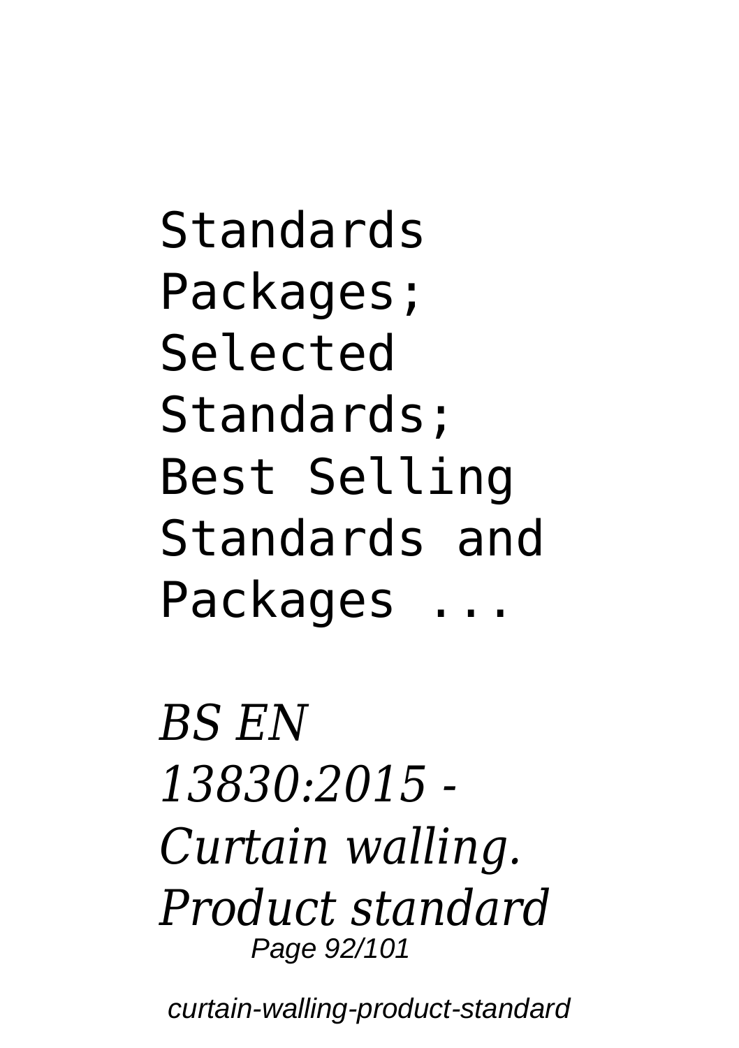Standards Packages; Selected Standards; Best Selling Standards and Packages ...

*BS EN 13830:2015 - Curtain walling. Product standard*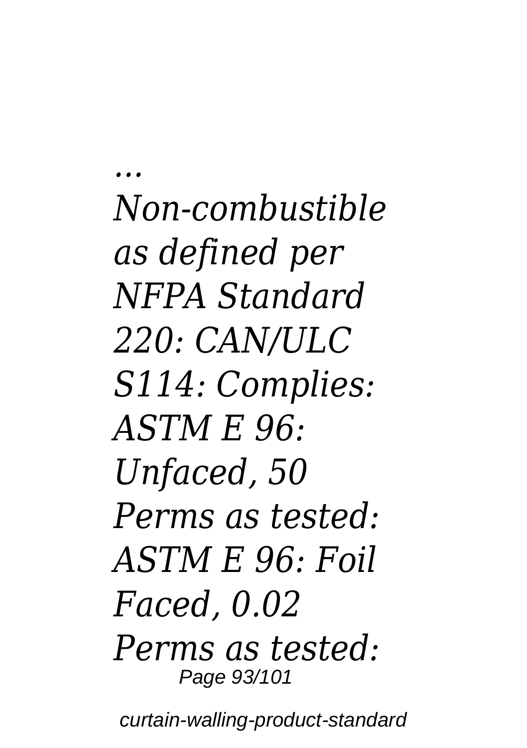*... Non-combustible as defined per NFPA Standard 220: CAN/ULC S114: Complies: ASTM E 96: Unfaced, 50 Perms as tested: ASTM E 96: Foil Faced, 0.02 Perms as tested:*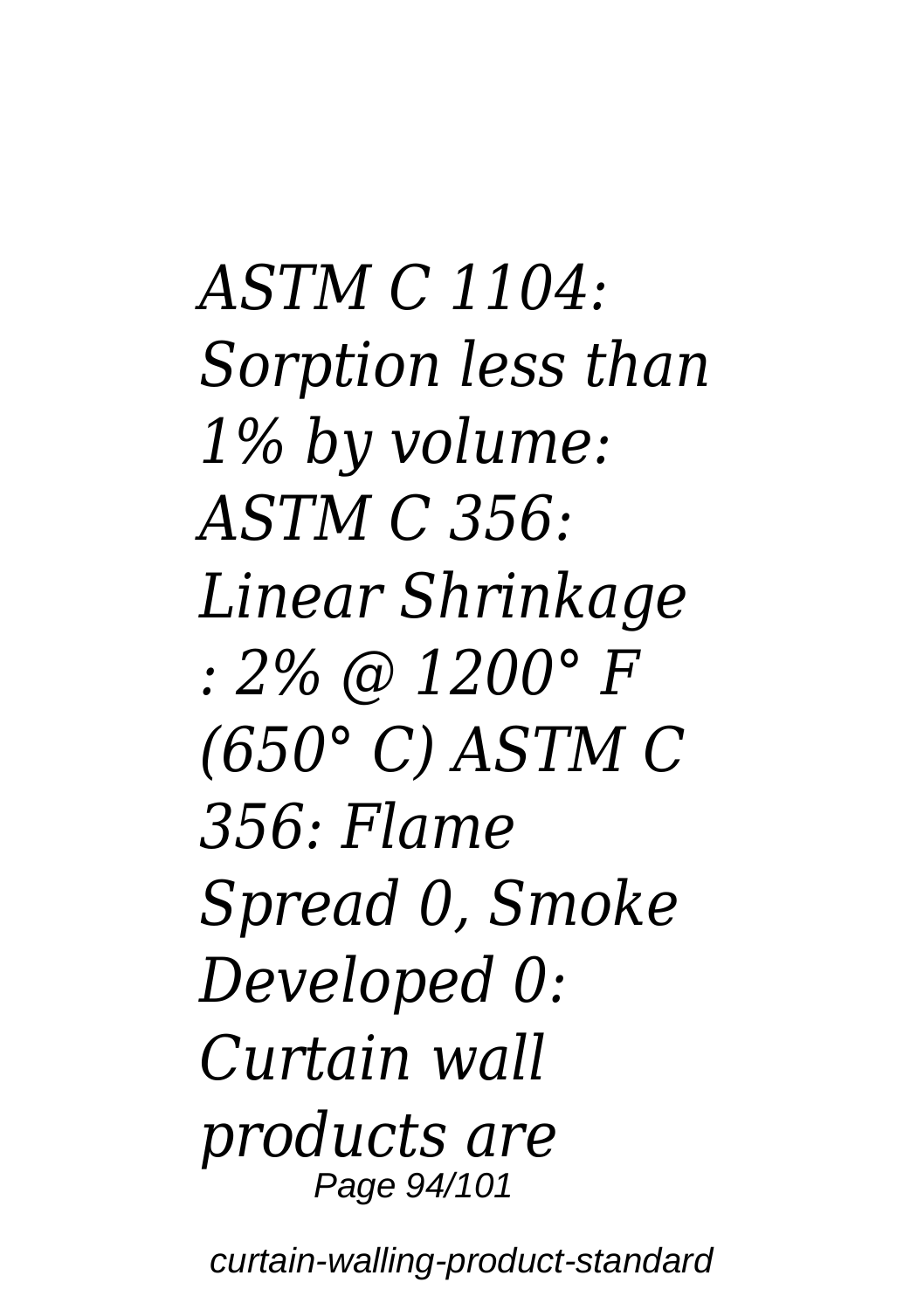*ASTM C 1104: Sorption less than 1% by volume: ASTM C 356: Linear Shrinkage : 2% @ 1200° F (650° C) ASTM C 356: Flame Spread 0, Smoke Developed 0: Curtain wall products are*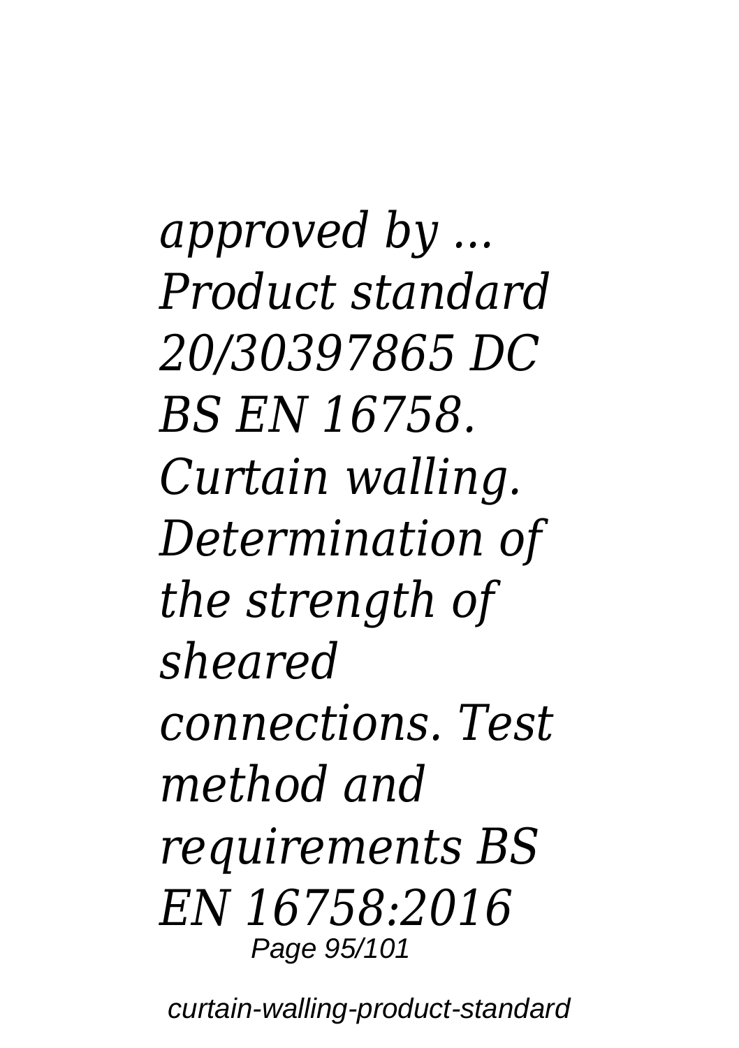*approved by ... Product standard 20/30397865 DC BS EN 16758. Curtain walling. Determination of the strength of sheared connections. Test method and requirements BS EN 16758:2016*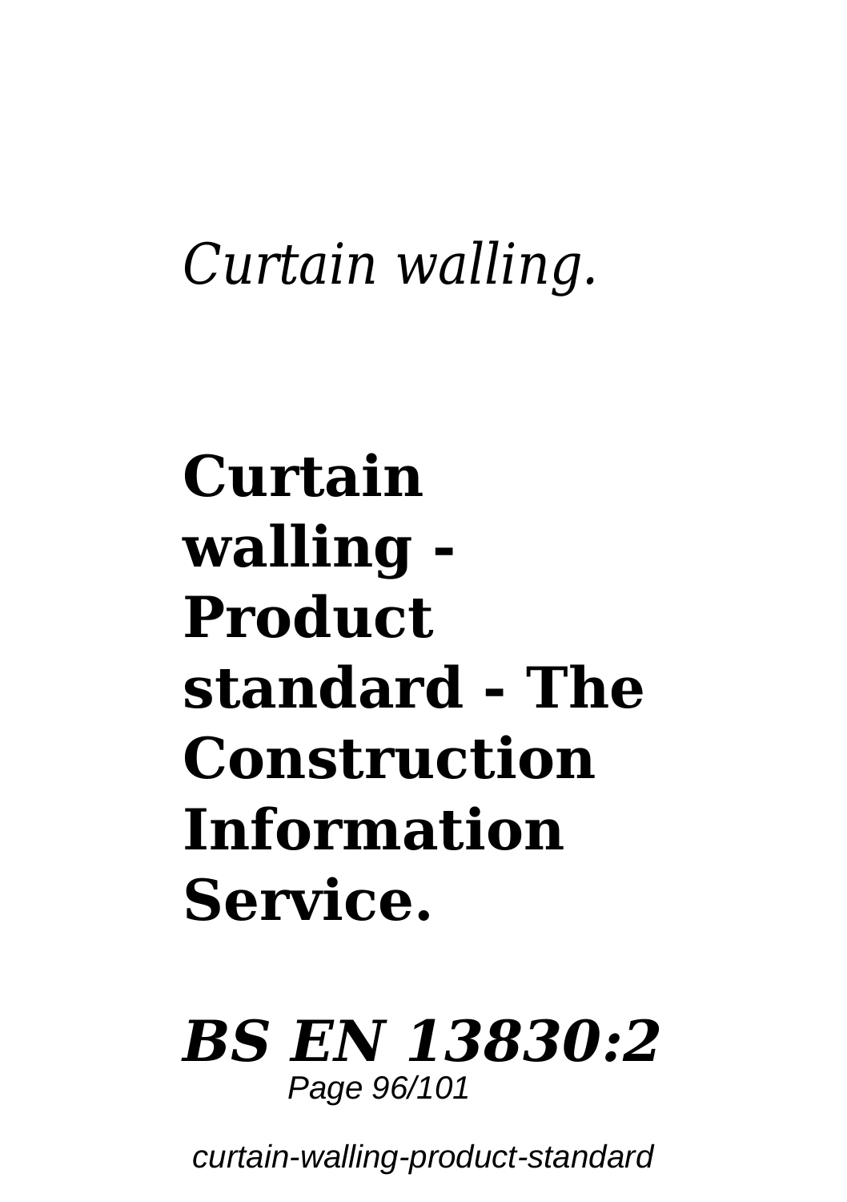*Curtain walling.*

## Curtain walling - Product standard - The Construction Information Service.

***BS EN 13830:2***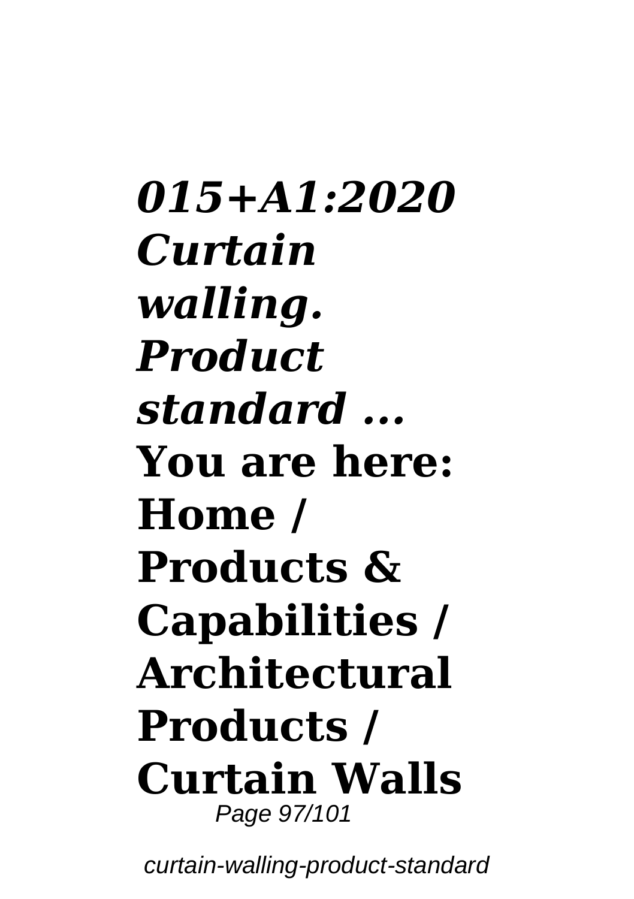***015+A1:2020 Curtain walling. Product standard ...***

**You are here: Home / Products & Capabilities / Architectural Products / Curtain Walls**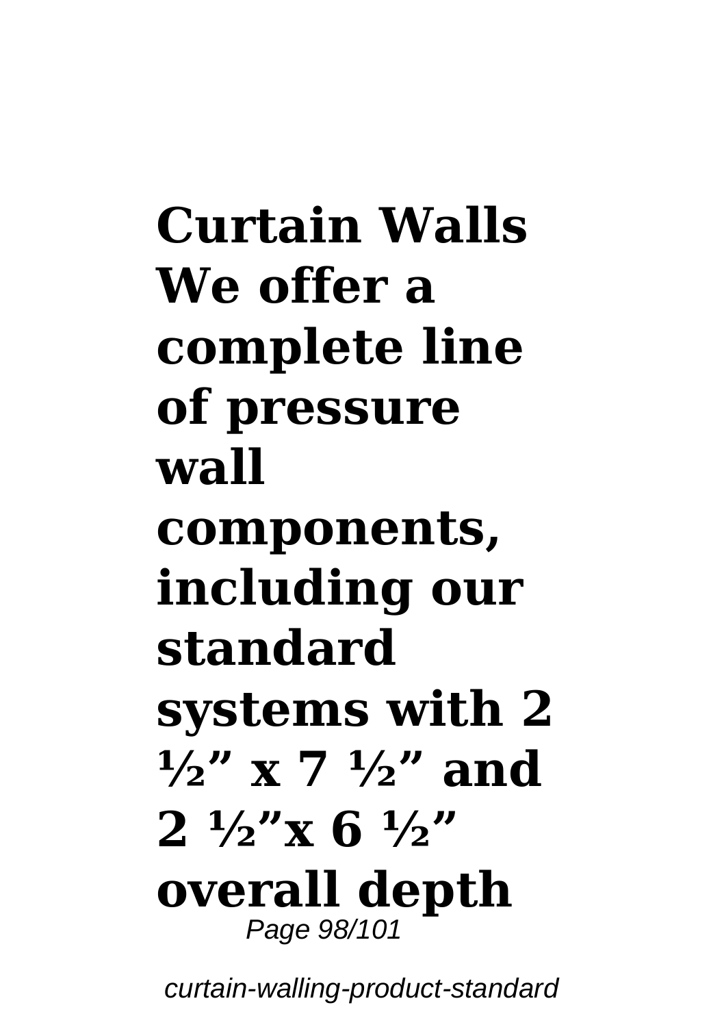**Curtain Walls We offer a complete line of pressure wall components, including our standard systems with 2 ½" x 7 ½" and 2 ½"x 6 ½" overall depth**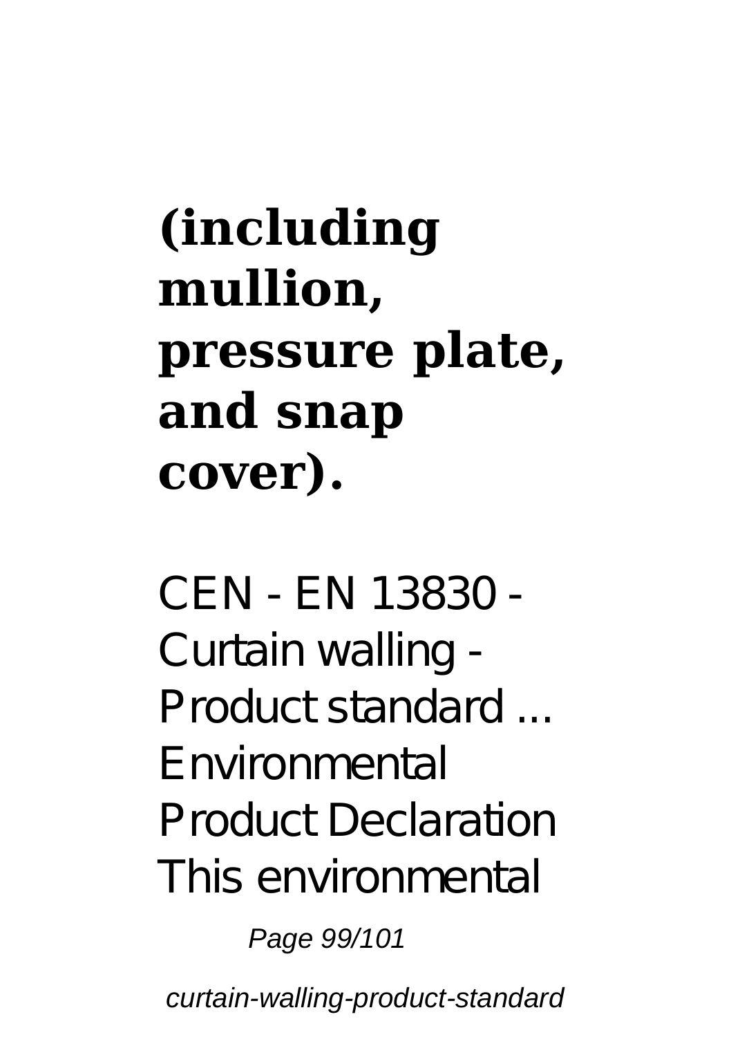**(including mullion, pressure plate, and snap cover).**

CEN - EN 13830 - Curtain walling - Product standard ... Environmental Product Declaration This environmental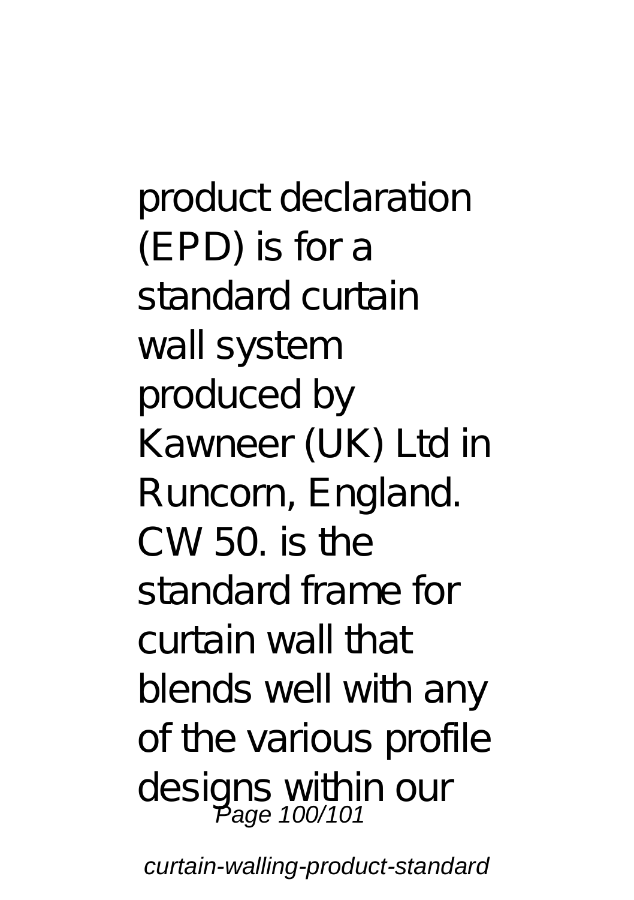product declaration (EPD) is for a standard curtain wall system produced by Kawneer (UK) Ltd in Runcorn, England. CW 50. is the standard frame for curtain wall that blends well with any of the various profile designs within our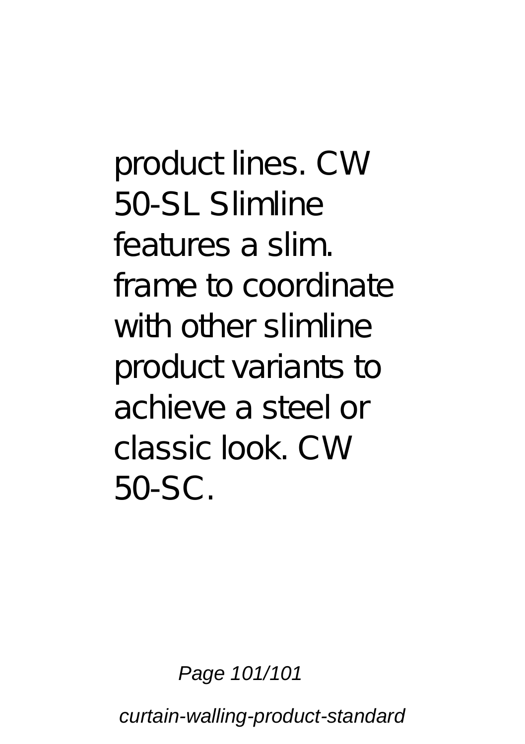product lines. CW 50-SL Slimline features a slim. frame to coordinate with other slimline product variants to achieve a steel or classic look. CW 50-SC.